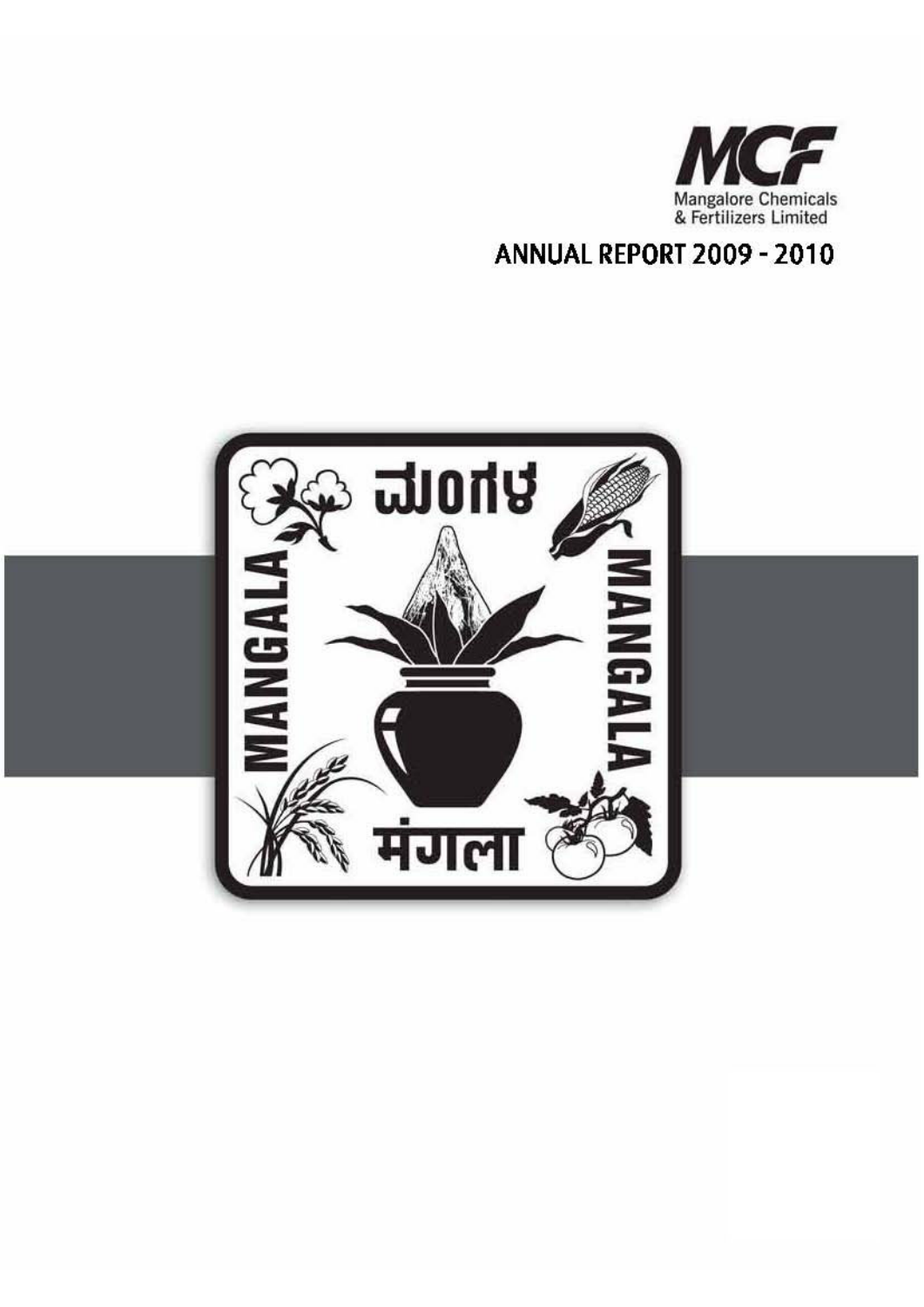MCF

Mangalore Chemicals & Fertilizers Limited

# ANNUAL REPORT 2009 - 2010

ಮಂಗಳ

MANGALA

MANGALA

मंगला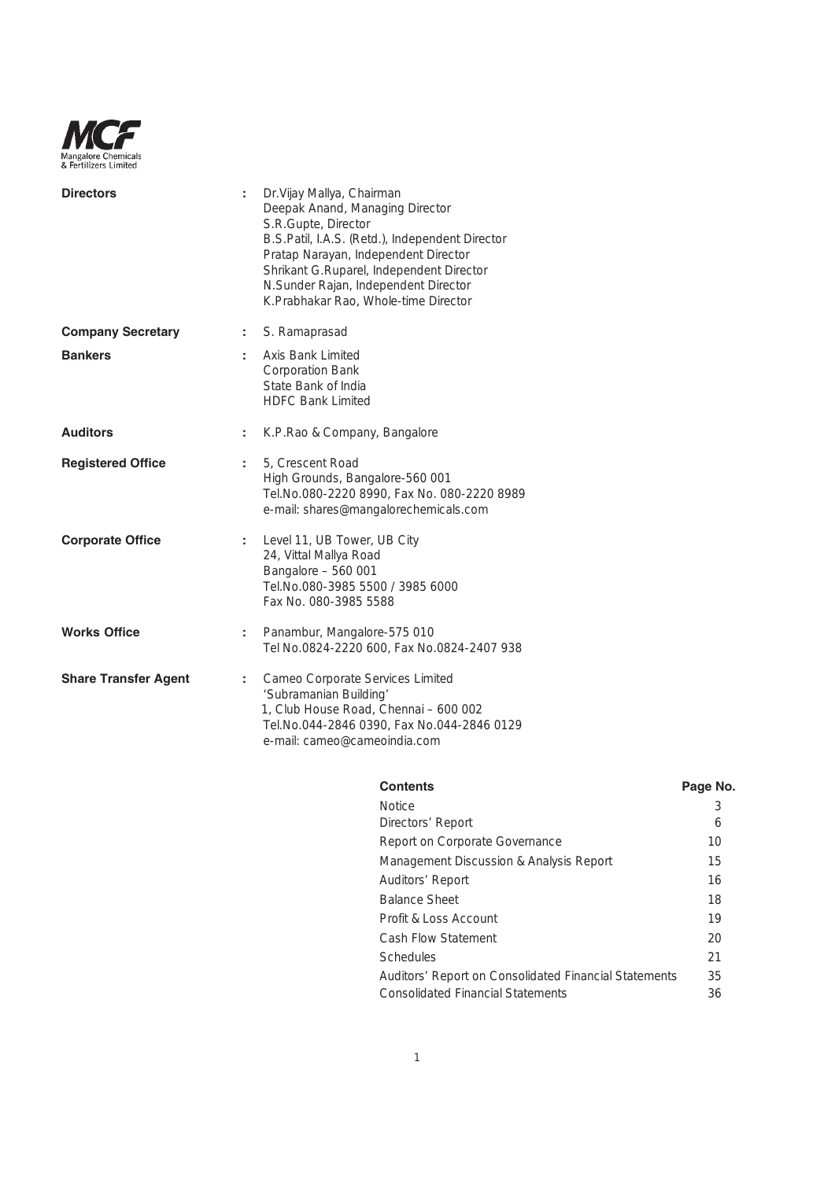MCF
Mangalore Chemicals & Fertilizers Limited

| | | |
|---|---|---|
| **Directors** | : | Dr.Vijay Mallya, Chairman<br>Deepak Anand, Managing Director<br>S.R.Gupte, Director<br>B.S.Patil, I.A.S. (Retd.), Independent Director<br>Pratap Narayan, Independent Director<br>Shrikant G.Ruparel, Independent Director<br>N.Sunder Rajan, Independent Director<br>K.Prabhakar Rao, Whole-time Director |
| **Company Secretary** | : | S. Ramaprasad |
| **Bankers** | : | Axis Bank Limited<br>Corporation Bank<br>State Bank of India<br>HDFC Bank Limited |
| **Auditors** | : | K.P.Rao & Company, Bangalore |
| **Registered Office** | : | 5, Crescent Road<br>High Grounds, Bangalore-560 001<br>Tel.No.080-2220 8990, Fax No. 080-2220 8989<br>e-mail: shares@mangalorechemicals.com |
| **Corporate Office** | : | Level 11, UB Tower, UB City<br>24, Vittal Mallya Road<br>Bangalore – 560 001<br>Tel.No.080-3985 5500 / 3985 6000<br>Fax No. 080-3985 5588 |
| **Works Office** | : | Panambur, Mangalore-575 010<br>Tel No.0824-2220 600, Fax No.0824-2407 938 |
| **Share Transfer Agent** | : | Cameo Corporate Services Limited<br>'Subramanian Building'<br>1, Club House Road, Chennai – 600 002<br>Tel.No.044-2846 0390, Fax No.044-2846 0129<br>e-mail: cameo@cameoindia.com |

| **Contents** | **Page No.** |
|---|---|
| Notice | 3 |
| Directors' Report | 6 |
| Report on Corporate Governance | 10 |
| Management Discussion & Analysis Report | 15 |
| Auditors' Report | 16 |
| Balance Sheet | 18 |
| Profit & Loss Account | 19 |
| Cash Flow Statement | 20 |
| Schedules | 21 |
| Auditors' Report on Consolidated Financial Statements | 35 |
| Consolidated Financial Statements | 36 |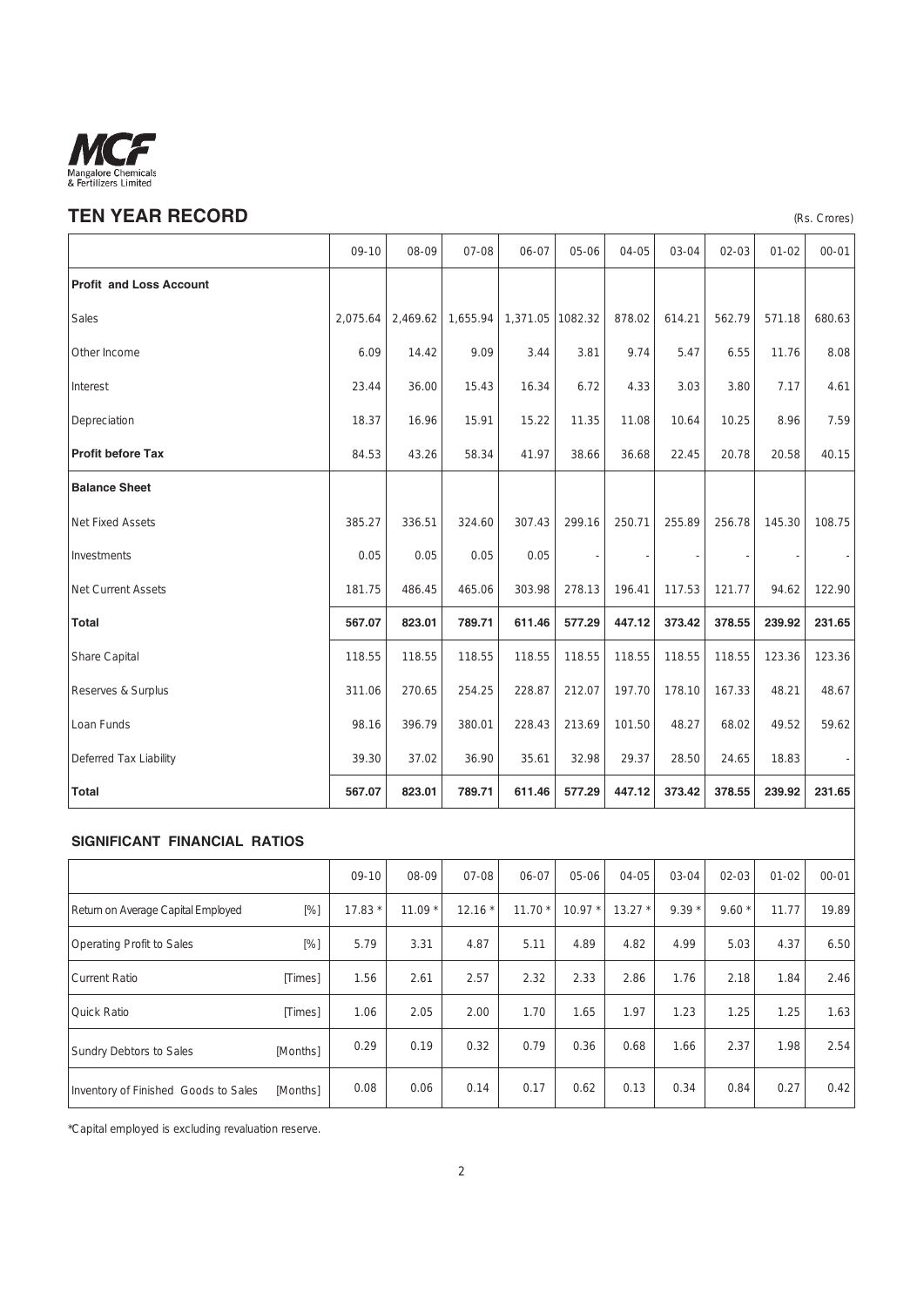# TEN YEAR RECORD

(Rs. Crores)

| | 09-10 | 08-09 | 07-08 | 06-07 | 05-06 | 04-05 | 03-04 | 02-03 | 01-02 | 00-01 |
|---|---|---|---|---|---|---|---|---|---|---|
| **Profit and Loss Account** | | | | | | | | | | |
| Sales | 2,075.64 | 2,469.62 | 1,655.94 | 1,371.05 | 1082.32 | 878.02 | 614.21 | 562.79 | 571.18 | 680.63 |
| Other Income | 6.09 | 14.42 | 9.09 | 3.44 | 3.81 | 9.74 | 5.47 | 6.55 | 11.76 | 8.08 |
| Interest | 23.44 | 36.00 | 15.43 | 16.34 | 6.72 | 4.33 | 3.03 | 3.80 | 7.17 | 4.61 |
| Depreciation | 18.37 | 16.96 | 15.91 | 15.22 | 11.35 | 11.08 | 10.64 | 10.25 | 8.96 | 7.59 |
| **Profit before Tax** | 84.53 | 43.26 | 58.34 | 41.97 | 38.66 | 36.68 | 22.45 | 20.78 | 20.58 | 40.15 |
| **Balance Sheet** | | | | | | | | | | |
| Net Fixed Assets | 385.27 | 336.51 | 324.60 | 307.43 | 299.16 | 250.71 | 255.89 | 256.78 | 145.30 | 108.75 |
| Investments | 0.05 | 0.05 | 0.05 | 0.05 | - | - | - | - | - | - |
| Net Current Assets | 181.75 | 486.45 | 465.06 | 303.98 | 278.13 | 196.41 | 117.53 | 121.77 | 94.62 | 122.90 |
| **Total** | **567.07** | **823.01** | **789.71** | **611.46** | **577.29** | **447.12** | **373.42** | **378.55** | **239.92** | **231.65** |
| Share Capital | 118.55 | 118.55 | 118.55 | 118.55 | 118.55 | 118.55 | 118.55 | 118.55 | 123.36 | 123.36 |
| Reserves & Surplus | 311.06 | 270.65 | 254.25 | 228.87 | 212.07 | 197.70 | 178.10 | 167.33 | 48.21 | 48.67 |
| Loan Funds | 98.16 | 396.79 | 380.01 | 228.43 | 213.69 | 101.50 | 48.27 | 68.02 | 49.52 | 59.62 |
| Deferred Tax Liability | 39.30 | 37.02 | 36.90 | 35.61 | 32.98 | 29.37 | 28.50 | 24.65 | 18.83 | - |
| **Total** | **567.07** | **823.01** | **789.71** | **611.46** | **577.29** | **447.12** | **373.42** | **378.55** | **239.92** | **231.65** |

## SIGNIFICANT FINANCIAL RATIOS

| | | 09-10 | 08-09 | 07-08 | 06-07 | 05-06 | 04-05 | 03-04 | 02-03 | 01-02 | 00-01 |
|---|---|---|---|---|---|---|---|---|---|---|---|
| Return on Average Capital Employed | [%] | 17.83 * | 11.09 * | 12.16 * | 11.70 * | 10.97 * | 13.27 * | 9.39 * | 9.60 * | 11.77 | 19.89 |
| Operating Profit to Sales | [%] | 5.79 | 3.31 | 4.87 | 5.11 | 4.89 | 4.82 | 4.99 | 5.03 | 4.37 | 6.50 |
| Current Ratio | [Times] | 1.56 | 2.61 | 2.57 | 2.32 | 2.33 | 2.86 | 1.76 | 2.18 | 1.84 | 2.46 |
| Quick Ratio | [Times] | 1.06 | 2.05 | 2.00 | 1.70 | 1.65 | 1.97 | 1.23 | 1.25 | 1.25 | 1.63 |
| Sundry Debtors to Sales | [Months] | 0.29 | 0.19 | 0.32 | 0.79 | 0.36 | 0.68 | 1.66 | 2.37 | 1.98 | 2.54 |
| Inventory of Finished Goods to Sales | [Months] | 0.08 | 0.06 | 0.14 | 0.17 | 0.62 | 0.13 | 0.34 | 0.84 | 0.27 | 0.42 |

*Capital employed is excluding revaluation reserve.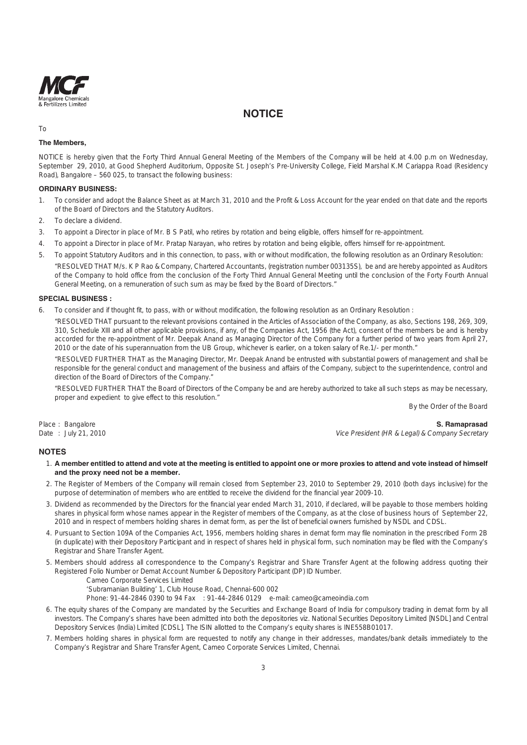# NOTICE

To

**The Members,**

NOTICE is hereby given that the Forty Third Annual General Meeting of the Members of the Company will be held at 4.00 p.m on Wednesday, September 29, 2010, at Good Shepherd Auditorium, Opposite St. Joseph's Pre-University College, Field Marshal K.M Cariappa Road (Residency Road), Bangalore – 560 025, to transact the following business:

## ORDINARY BUSINESS:

1. To consider and adopt the Balance Sheet as at March 31, 2010 and the Profit & Loss Account for the year ended on that date and the reports of the Board of Directors and the Statutory Auditors.
2. To declare a dividend.
3. To appoint a Director in place of Mr. B S Patil, who retires by rotation and being eligible, offers himself for re-appointment.
4. To appoint a Director in place of Mr. Pratap Narayan, who retires by rotation and being eligible, offers himself for re-appointment.
5. To appoint Statutory Auditors and in this connection, to pass, with or without modification, the following resolution as an Ordinary Resolution:

   "RESOLVED THAT M/s. K P Rao & Company, Chartered Accountants, (registration number 003135S), be and are hereby appointed as Auditors of the Company to hold office from the conclusion of the Forty Third Annual General Meeting until the conclusion of the Forty Fourth Annual General Meeting, on a remuneration of such sum as may be fixed by the Board of Directors."

## SPECIAL BUSINESS :

6. To consider and if thought fit, to pass, with or without modification, the following resolution as an Ordinary Resolution :

   "RESOLVED THAT pursuant to the relevant provisions contained in the Articles of Association of the Company, as also, Sections 198, 269, 309, 310, Schedule XIII and all other applicable provisions, if any, of the Companies Act, 1956 (the Act), consent of the members be and is hereby accorded for the re-appointment of Mr. Deepak Anand as Managing Director of the Company for a further period of two years from April 27, 2010 or the date of his superannuation from the UB Group, whichever is earlier, on a token salary of Re.1/- per month."

   "RESOLVED FURTHER THAT as the Managing Director, Mr. Deepak Anand be entrusted with substantial powers of management and shall be responsible for the general conduct and management of the business and affairs of the Company, subject to the superintendence, control and direction of the Board of Directors of the Company."

   "RESOLVED FURTHER THAT the Board of Directors of the Company be and are hereby authorized to take all such steps as may be necessary, proper and expedient to give effect to this resolution."

By the Order of the Board

Place : Bangalore
Date : July 21, 2010

**S. Ramaprasad**
*Vice President (HR & Legal) & Company Secretary*

## NOTES

1. **A member entitled to attend and vote at the meeting is entitled to appoint one or more proxies to attend and vote instead of himself and the proxy need not be a member.**
2. The Register of Members of the Company will remain closed from September 23, 2010 to September 29, 2010 (both days inclusive) for the purpose of determination of members who are entitled to receive the dividend for the financial year 2009-10.
3. Dividend as recommended by the Directors for the financial year ended March 31, 2010, if declared, will be payable to those members holding shares in physical form whose names appear in the Register of members of the Company, as at the close of business hours of September 22, 2010 and in respect of members holding shares in demat form, as per the list of beneficial owners furnished by NSDL and CDSL.
4. Pursuant to Section 109A of the Companies Act, 1956, members holding shares in demat form may file nomination in the prescribed Form 2B (in duplicate) with their Depository Participant and in respect of shares held in physical form, such nomination may be filed with the Company's Registrar and Share Transfer Agent.
5. Members should address all correspondence to the Company's Registrar and Share Transfer Agent at the following address quoting their Registered Folio Number or Demat Account Number & Depository Participant (DP) ID Number.

   Cameo Corporate Services Limited
   'Subramanian Building' 1, Club House Road, Chennai-600 002
   Phone: 91-44-2846 0390 to 94 Fax : 91-44-2846 0129 e-mail: cameo@cameoindia.com
6. The equity shares of the Company are mandated by the Securities and Exchange Board of India for compulsory trading in demat form by all investors. The Company's shares have been admitted into both the depositories viz. National Securities Depository Limited [NSDL] and Central Depository Services (India) Limited [CDSL]. The ISIN allotted to the Company's equity shares is INE558B01017.
7. Members holding shares in physical form are requested to notify any change in their addresses, mandates/bank details immediately to the Company's Registrar and Share Transfer Agent, Cameo Corporate Services Limited, Chennai.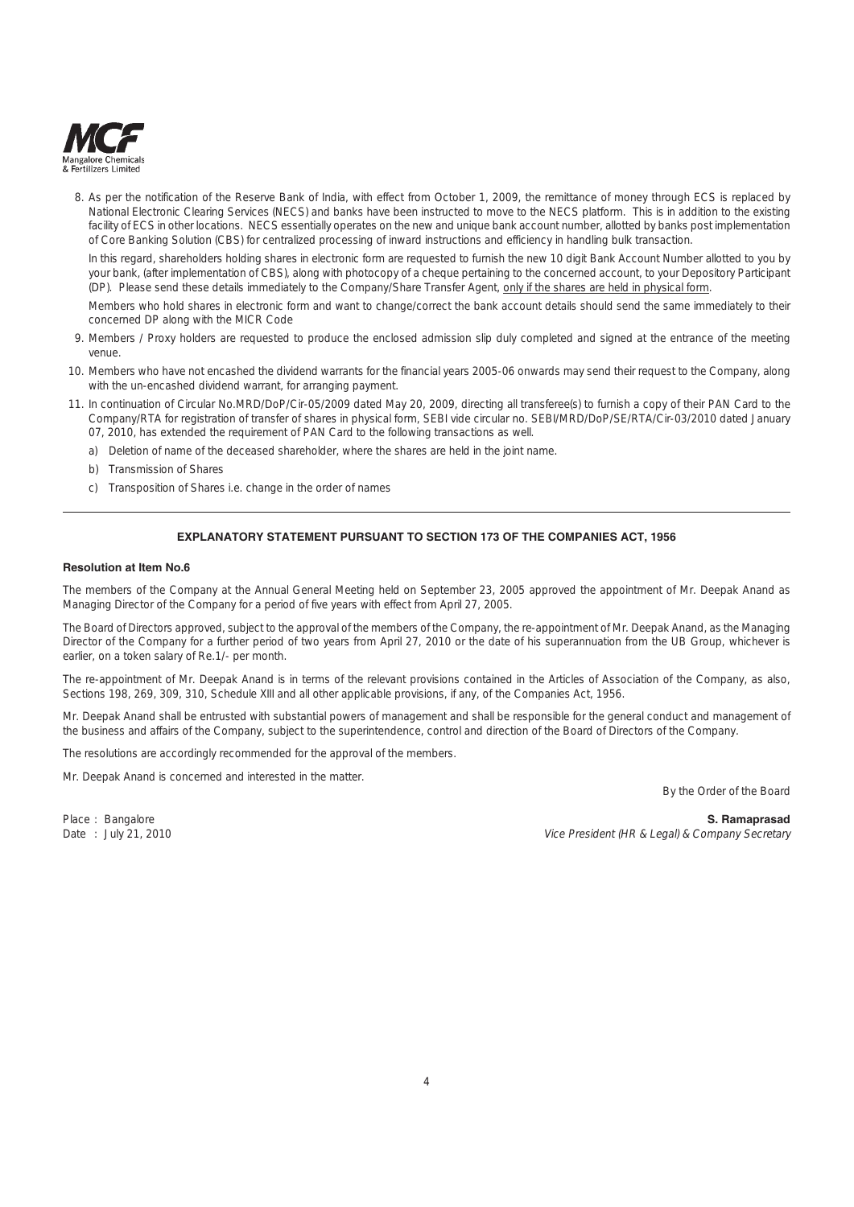8. As per the notification of the Reserve Bank of India, with effect from October 1, 2009, the remittance of money through ECS is replaced by National Electronic Clearing Services (NECS) and banks have been instructed to move to the NECS platform. This is in addition to the existing facility of ECS in other locations. NECS essentially operates on the new and unique bank account number, allotted by banks post implementation of Core Banking Solution (CBS) for centralized processing of inward instructions and efficiency in handling bulk transaction.

   In this regard, shareholders holding shares in electronic form are requested to furnish the new 10 digit Bank Account Number allotted to you by your bank, (after implementation of CBS), along with photocopy of a cheque pertaining to the concerned account, to your Depository Participant (DP). Please send these details immediately to the Company/Share Transfer Agent, <u>only if the shares are held in physical form</u>.

   Members who hold shares in electronic form and want to change/correct the bank account details should send the same immediately to their concerned DP along with the MICR Code

9. Members / Proxy holders are requested to produce the enclosed admission slip duly completed and signed at the entrance of the meeting venue.

10. Members who have not encashed the dividend warrants for the financial years 2005-06 onwards may send their request to the Company, along with the un-encashed dividend warrant, for arranging payment.

11. In continuation of Circular No.MRD/DoP/Cir-05/2009 dated May 20, 2009, directing all transferee(s) to furnish a copy of their PAN Card to the Company/RTA for registration of transfer of shares in physical form, SEBI vide circular no. SEBI/MRD/DoP/SE/RTA/Cir-03/2010 dated January 07, 2010, has extended the requirement of PAN Card to the following transactions as well.

    a) Deletion of name of the deceased shareholder, where the shares are held in the joint name.

    b) Transmission of Shares

    c) Transposition of Shares i.e. change in the order of names

---

## EXPLANATORY STATEMENT PURSUANT TO SECTION 173 OF THE COMPANIES ACT, 1956

**Resolution at Item No.6**

The members of the Company at the Annual General Meeting held on September 23, 2005 approved the appointment of Mr. Deepak Anand as Managing Director of the Company for a period of five years with effect from April 27, 2005.

The Board of Directors approved, subject to the approval of the members of the Company, the re-appointment of Mr. Deepak Anand, as the Managing Director of the Company for a further period of two years from April 27, 2010 or the date of his superannuation from the UB Group, whichever is earlier, on a token salary of Re.1/- per month.

The re-appointment of Mr. Deepak Anand is in terms of the relevant provisions contained in the Articles of Association of the Company, as also, Sections 198, 269, 309, 310, Schedule XIII and all other applicable provisions, if any, of the Companies Act, 1956.

Mr. Deepak Anand shall be entrusted with substantial powers of management and shall be responsible for the general conduct and management of the business and affairs of the Company, subject to the superintendence, control and direction of the Board of Directors of the Company.

The resolutions are accordingly recommended for the approval of the members.

Mr. Deepak Anand is concerned and interested in the matter.

By the Order of the Board

Place : Bangalore
Date : July 21, 2010

**S. Ramaprasad**
*Vice President (HR & Legal) & Company Secretary*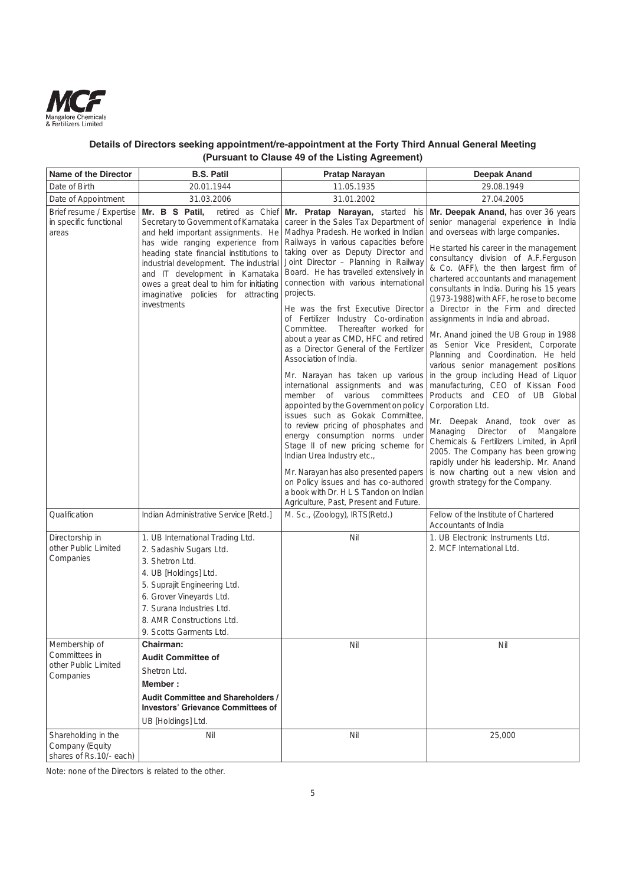## Details of Directors seeking appointment/re-appointment at the Forty Third Annual General Meeting (Pursuant to Clause 49 of the Listing Agreement)

| Name of the Director | B.S. Patil | Pratap Narayan | Deepak Anand |
|---|---|---|---|
| Date of Birth | 20.01.1944 | 11.05.1935 | 29.08.1949 |
| Date of Appointment | 31.03.2006 | 31.01.2002 | 27.04.2005 |
| Brief resume / Expertise in specific functional areas | **Mr. B S Patil,** retired as Chief Secretary to Government of Karnataka and held important assignments. He has wide ranging experience from heading state financial institutions to industrial development. The industrial and IT development in Karnataka owes a great deal to him for initiating imaginative policies for attracting investments | **Mr. Pratap Narayan,** started his career in the Sales Tax Department of Madhya Pradesh. He worked in Indian Railways in various capacities before taking over as Deputy Director and Joint Director – Planning in Railway Board. He has travelled extensively in connection with various international projects.<br><br>He was the first Executive Director of Fertilizer Industry Co-ordination Committee. Thereafter worked for about a year as CMD, HFC and retired as a Director General of the Fertilizer Association of India.<br><br>Mr. Narayan has taken up various international assignments and was member of various committees appointed by the Government on policy issues such as Gokak Committee, to review pricing of phosphates and energy consumption norms under Stage II of new pricing scheme for Indian Urea Industry etc.,<br><br>Mr. Narayan has also presented papers on Policy issues and has co-authored a book with Dr. H L S Tandon on Indian Agriculture, Past, Present and Future. | **Mr. Deepak Anand,** has over 36 years senior managerial experience in India and overseas with large companies.<br><br>He started his career in the management consultancy division of A.F.Ferguson & Co. (AFF), the then largest firm of chartered accountants and management consultants in India. During his 15 years (1973-1988) with AFF, he rose to become a Director in the Firm and directed assignments in India and abroad.<br><br>Mr. Anand joined the UB Group in 1988 as Senior Vice President, Corporate Planning and Coordination. He held various senior management positions in the group including Head of Liquor manufacturing, CEO of Kissan Food Products and CEO of UB Global Corporation Ltd.<br><br>Mr. Deepak Anand, took over as Managing Director of Mangalore Chemicals & Fertilizers Limited, in April 2005. The Company has been growing rapidly under his leadership. Mr. Anand is now charting out a new vision and growth strategy for the Company. |
| Qualification | Indian Administrative Service [Retd.] | M. Sc., (Zoology), IRTS (Retd.) | Fellow of the Institute of Chartered Accountants of India |
| Directorship in other Public Limited Companies | 1. UB International Trading Ltd.<br>2. Sadashiv Sugars Ltd.<br>3. Shetron Ltd.<br>4. UB [Holdings] Ltd.<br>5. Suprajit Engineering Ltd.<br>6. Grover Vineyards Ltd.<br>7. Surana Industries Ltd.<br>8. AMR Constructions Ltd.<br>9. Scotts Garments Ltd. | Nil | 1. UB Electronic Instruments Ltd.<br>2. MCF International Ltd. |
| Membership of Committees in other Public Limited Companies | **Chairman:**<br>**Audit Committee of**<br>Shetron Ltd.<br>**Member :**<br>**Audit Committee and Shareholders / Investors' Grievance Committees of**<br>UB [Holdings] Ltd. | Nil | Nil |
| Shareholding in the Company (Equity shares of Rs.10/- each) | Nil | Nil | 25,000 |

Note: none of the Directors is related to the other.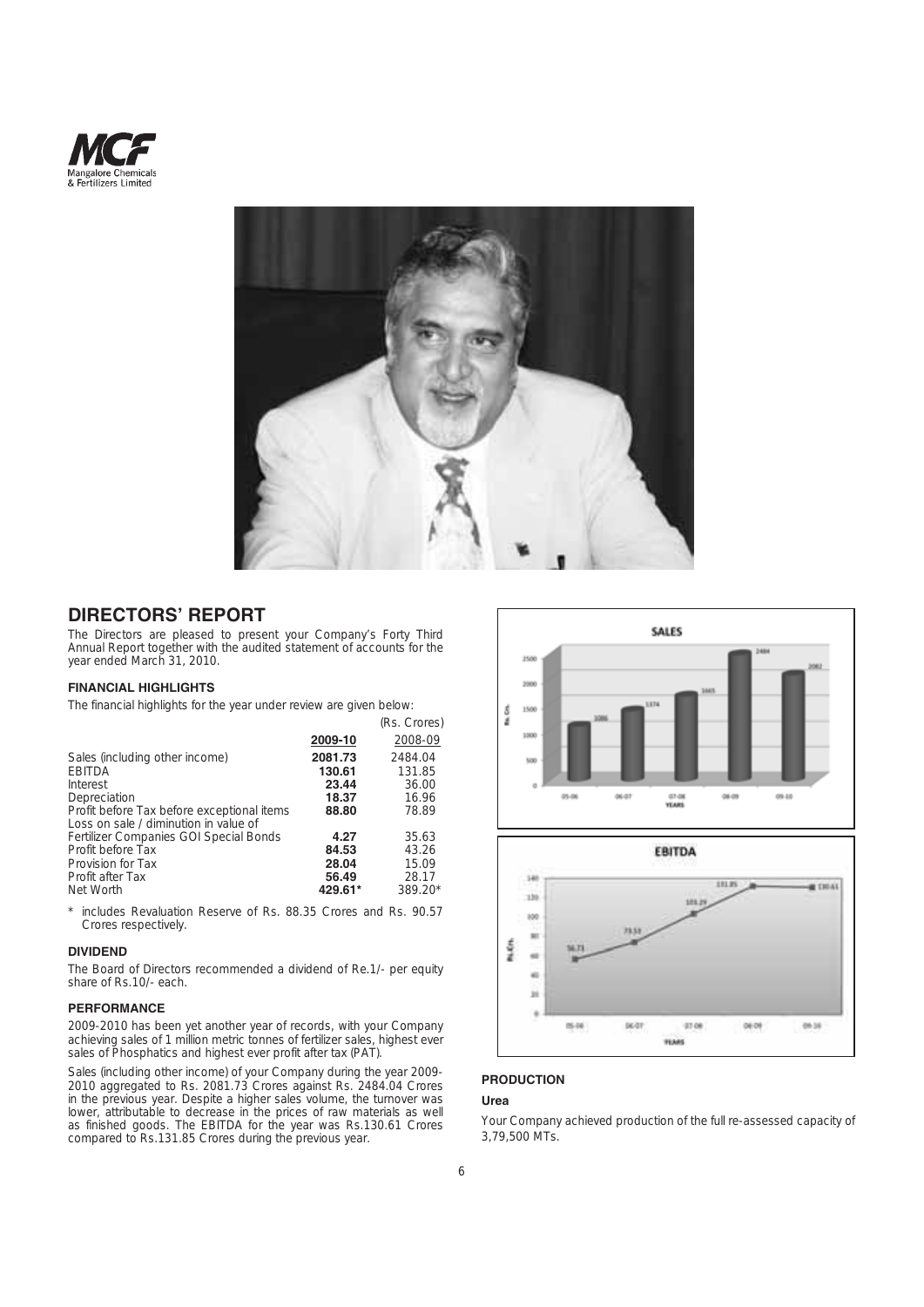## DIRECTORS' REPORT

The Directors are pleased to present your Company's Forty Third Annual Report together with the audited statement of accounts for the year ended March 31, 2010.

### FINANCIAL HIGHLIGHTS

The financial highlights for the year under review are given below:

| | 2009-10 | 2008-09 |
|---|---|---|
| | | (Rs. Crores) |
| Sales (including other income) | **2081.73** | 2484.04 |
| EBITDA | **130.61** | 131.85 |
| Interest | **23.44** | 36.00 |
| Depreciation | **18.37** | 16.96 |
| Profit before Tax before exceptional items | **88.80** | 78.89 |
| Loss on sale / diminution in value of Fertilizer Companies GOI Special Bonds | **4.27** | 35.63 |
| Profit before Tax | **84.53** | 43.26 |
| Provision for Tax | **28.04** | 15.09 |
| Profit after Tax | **56.49** | 28.17 |
| Net Worth | **429.61*** | 389.20* |

\* includes Revaluation Reserve of Rs. 88.35 Crores and Rs. 90.57 Crores respectively.

### DIVIDEND

The Board of Directors recommended a dividend of Re.1/- per equity share of Rs.10/- each.

### PERFORMANCE

2009-2010 has been yet another year of records, with your Company achieving sales of 1 million metric tonnes of fertilizer sales, highest ever sales of Phosphatics and highest ever profit after tax (PAT).

Sales (including other income) of your Company during the year 2009-2010 aggregated to Rs. 2081.73 Crores against Rs. 2484.04 Crores in the previous year. Despite a higher sales volume, the turnover was lower, attributable to decrease in the prices of raw materials as well as finished goods. The EBITDA for the year was Rs.130.61 Crores compared to Rs.131.85 Crores during the previous year.

### PRODUCTION

#### Urea

Your Company achieved production of the full re-assessed capacity of 3,79,500 MTs.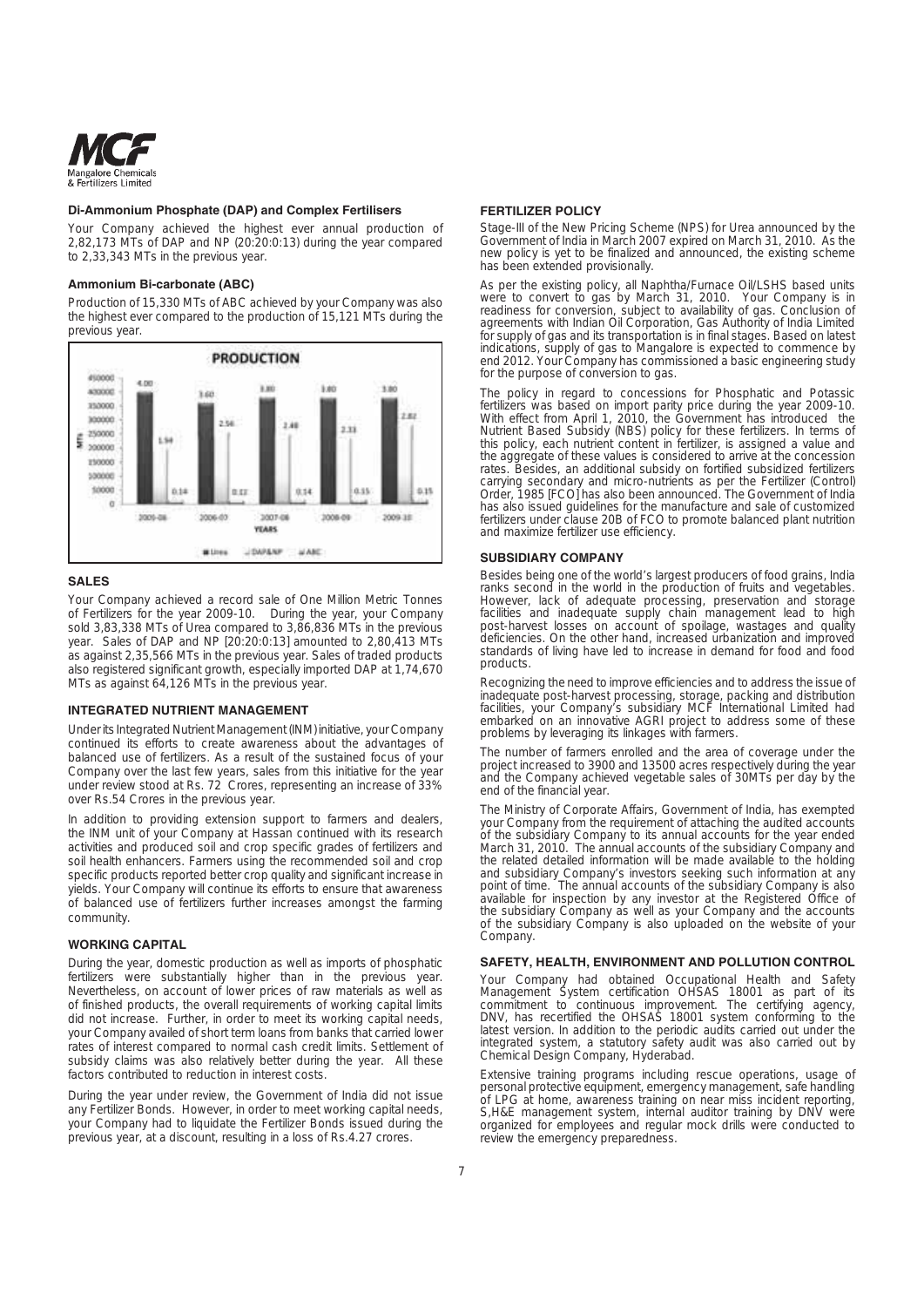### Di-Ammonium Phosphate (DAP) and Complex Fertilisers

Your Company achieved the highest ever annual production of 2,82,173 MTs of DAP and NP (20:20:0:13) during the year compared to 2,33,343 MTs in the previous year.

### Ammonium Bi-carbonate (ABC)

Production of 15,330 MTs of ABC achieved by your Company was also the highest ever compared to the production of 15,121 MTs during the previous year.

**PRODUCTION**

| YEARS | Urea | DAP&NP | ABC |
|---|---|---|---|
| 2005-06 | 4.00 | 1.54 | 0.14 |
| 2006-07 | 3.60 | 2.56 | 0.12 |
| 2007-08 | 3.80 | 2.48 | 0.14 |
| 2008-09 | 3.80 | 2.33 | 0.15 |
| 2009-10 | 3.80 | 2.82 | 0.15 |

## SALES

Your Company achieved a record sale of One Million Metric Tonnes of Fertilizers for the year 2009-10. During the year, your Company sold 3,83,338 MTs of Urea compared to 3,86,836 MTs in the previous year. Sales of DAP and NP [20:20:0:13] amounted to 2,80,413 MTs as against 2,35,566 MTs in the previous year. Sales of traded products also registered significant growth, especially imported DAP at 1,74,670 MTs as against 64,126 MTs in the previous year.

## INTEGRATED NUTRIENT MANAGEMENT

Under its Integrated Nutrient Management (INM) initiative, your Company continued its efforts to create awareness about the advantages of balanced use of fertilizers. As a result of the sustained focus of your Company over the last few years, sales from this initiative for the year under review stood at Rs. 72 Crores, representing an increase of 33% over Rs.54 Crores in the previous year.

In addition to providing extension support to farmers and dealers, the INM unit of your Company at Hassan continued with its research activities and produced soil and crop specific grades of fertilizers and soil health enhancers. Farmers using the recommended soil and crop specific products reported better crop quality and significant increase in yields. Your Company will continue its efforts to ensure that awareness of balanced use of fertilizers further increases amongst the farming community.

## WORKING CAPITAL

During the year, domestic production as well as imports of phosphatic fertilizers were substantially higher than in the previous year. Nevertheless, on account of lower prices of raw materials as well as of finished products, the overall requirements of working capital limits did not increase. Further, in order to meet its working capital needs, your Company availed of short term loans from banks that carried lower rates of interest compared to normal cash credit limits. Settlement of subsidy claims was also relatively better during the year. All these factors contributed to reduction in interest costs.

During the year under review, the Government of India did not issue any Fertilizer Bonds. However, in order to meet working capital needs, your Company had to liquidate the Fertilizer Bonds issued during the previous year, at a discount, resulting in a loss of Rs.4.27 crores.

## FERTILIZER POLICY

Stage-III of the New Pricing Scheme (NPS) for Urea announced by the Government of India in March 2007 expired on March 31, 2010. As the new policy is yet to be finalized and announced, the existing scheme has been extended provisionally.

As per the existing policy, all Naphtha/Furnace Oil/LSHS based units were to convert to gas by March 31, 2010. Your Company is in readiness for conversion, subject to availability of gas. Conclusion of agreements with Indian Oil Corporation, Gas Authority of India Limited for supply of gas and its transportation is in final stages. Based on latest indications, supply of gas to Mangalore is expected to commence by end 2012. Your Company has commissioned a basic engineering study for the purpose of conversion to gas.

The policy in regard to concessions for Phosphatic and Potassic fertilizers was based on import parity price during the year 2009-10. With effect from April 1, 2010, the Government has introduced the Nutrient Based Subsidy (NBS) policy for these fertilizers. In terms of this policy, each nutrient content in fertilizer, is assigned a value and the aggregate of these values is considered to arrive at the concession rates. Besides, an additional subsidy on fortified subsidized fertilizers carrying secondary and micro-nutrients as per the Fertilizer (Control) Order, 1985 [FCO] has also been announced. The Government of India has also issued guidelines for the manufacture and sale of customized fertilizers under clause 20B of FCO to promote balanced plant nutrition and maximize fertilizer use efficiency.

## SUBSIDIARY COMPANY

Besides being one of the world's largest producers of food grains, India ranks second in the world in the production of fruits and vegetables. However, lack of adequate processing, preservation and storage facilities and inadequate supply chain management lead to high post-harvest losses on account of spoilage, wastages and quality deficiencies. On the other hand, increased urbanization and improved standards of living have led to increase in demand for food and food products.

Recognizing the need to improve efficiencies and to address the issue of inadequate post-harvest processing, storage, packing and distribution facilities, your Company's subsidiary MCF International Limited had embarked on an innovative AGRI project to address some of these problems by leveraging its linkages with farmers.

The number of farmers enrolled and the area of coverage under the project increased to 3900 and 13500 acres respectively during the year and the Company achieved vegetable sales of 30MTs per day by the end of the financial year.

The Ministry of Corporate Affairs, Government of India, has exempted your Company from the requirement of attaching the audited accounts of the subsidiary Company to its annual accounts for the year ended March 31, 2010. The annual accounts of the subsidiary Company and the related detailed information will be made available to the holding and subsidiary Company's investors seeking such information at any point of time. The annual accounts of the subsidiary Company is also available for inspection by any investor at the Registered Office of the subsidiary Company as well as your Company and the accounts of the subsidiary Company is also uploaded on the website of your Company.

## SAFETY, HEALTH, ENVIRONMENT AND POLLUTION CONTROL

Your Company had obtained Occupational Health and Safety Management System certification OHSAS 18001 as part of its commitment to continuous improvement. The certifying agency, DNV, has recertified the OHSAS 18001 system conforming to the latest version. In addition to the periodic audits carried out under the integrated system, a statutory safety audit was also carried out by Chemical Design Company, Hyderabad.

Extensive training programs including rescue operations, usage of personal protective equipment, emergency management, safe handling of LPG at home, awareness training on near miss incident reporting, S,H&E management system, internal auditor training by DNV were organized for employees and regular mock drills were conducted to review the emergency preparedness.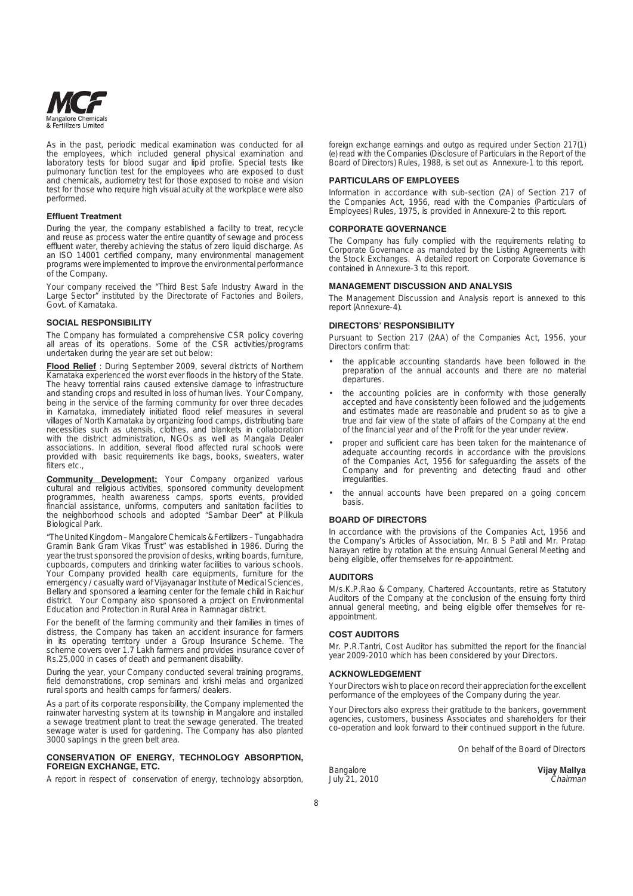As in the past, periodic medical examination was conducted for all the employees, which included general physical examination and laboratory tests for blood sugar and lipid profile. Special tests like pulmonary function test for the employees who are exposed to dust and chemicals, audiometry test for those exposed to noise and vision test for those who require high visual acuity at the workplace were also performed.

#### Effluent Treatment

During the year, the company established a facility to treat, recycle and reuse as process water the entire quantity of sewage and process effluent water, thereby achieving the status of zero liquid discharge. As an ISO 14001 certified company, many environmental management programs were implemented to improve the environmental performance of the Company.

Your company received the "Third Best Safe Industry Award in the Large Sector" instituted by the Directorate of Factories and Boilers, Govt. of Karnataka.

### SOCIAL RESPONSIBILITY

The Company has formulated a comprehensive CSR policy covering all areas of its operations. Some of the CSR activities/programs undertaken during the year are set out below:

**Flood Relief** : During September 2009, several districts of Northern Karnataka experienced the worst ever floods in the history of the State. The heavy torrential rains caused extensive damage to infrastructure and standing crops and resulted in loss of human lives. Your Company, being in the service of the farming community for over three decades in Karnataka, immediately initiated flood relief measures in several villages of North Karnataka by organizing food camps, distributing bare necessities such as utensils, clothes, and blankets in collaboration with the district administration, NGOs as well as Mangala Dealer associations. In addition, several flood affected rural schools were provided with basic requirements like bags, books, sweaters, water filters etc.,

**Community Development:** Your Company organized various cultural and religious activities, sponsored community development programmes, health awareness camps, sports events, provided financial assistance, uniforms, computers and sanitation facilities to the neighborhood schools and adopted "Sambar Deer" at Pilikula Biological Park.

"The United Kingdom – Mangalore Chemicals & Fertilizers – Tungabhadra Gramin Bank Gram Vikas Trust" was established in 1986. During the year the trust sponsored the provision of desks, writing boards, furniture, cupboards, computers and drinking water facilities to various schools. Your Company provided health care equipments, furniture for the emergency / casualty ward of Vijayanagar Institute of Medical Sciences, Bellary and sponsored a learning center for the female child in Raichur district. Your Company also sponsored a project on Environmental Education and Protection in Rural Area in Ramnagar district.

For the benefit of the farming community and their families in times of distress, the Company has taken an accident insurance for farmers in its operating territory under a Group Insurance Scheme. The scheme covers over 1.7 Lakh farmers and provides insurance cover of Rs.25,000 in cases of death and permanent disability.

During the year, your Company conducted several training programs, field demonstrations, crop seminars and krishi melas and organized rural sports and health camps for farmers/ dealers.

As a part of its corporate responsibility, the Company implemented the rainwater harvesting system at its township in Mangalore and installed a sewage treatment plant to treat the sewage generated. The treated sewage water is used for gardening. The Company has also planted 3000 saplings in the green belt area.

### CONSERVATION OF ENERGY, TECHNOLOGY ABSORPTION, FOREIGN EXCHANGE, ETC.

A report in respect of conservation of energy, technology absorption, foreign exchange earnings and outgo as required under Section 217(1) (e) read with the Companies (Disclosure of Particulars in the Report of the Board of Directors) Rules, 1988, is set out as Annexure-1 to this report.

### PARTICULARS OF EMPLOYEES

Information in accordance with sub-section (2A) of Section 217 of the Companies Act, 1956, read with the Companies (Particulars of Employees) Rules, 1975, is provided in Annexure-2 to this report.

### CORPORATE GOVERNANCE

The Company has fully complied with the requirements relating to Corporate Governance as mandated by the Listing Agreements with the Stock Exchanges. A detailed report on Corporate Governance is contained in Annexure-3 to this report.

### MANAGEMENT DISCUSSION AND ANALYSIS

The Management Discussion and Analysis report is annexed to this report (Annexure-4).

### DIRECTORS' RESPONSIBILITY

Pursuant to Section 217 (2AA) of the Companies Act, 1956, your Directors confirm that:

- the applicable accounting standards have been followed in the preparation of the annual accounts and there are no material departures.
- the accounting policies are in conformity with those generally accepted and have consistently been followed and the judgements and estimates made are reasonable and prudent so as to give a true and fair view of the state of affairs of the Company at the end of the financial year and of the Profit for the year under review.
- proper and sufficient care has been taken for the maintenance of adequate accounting records in accordance with the provisions of the Companies Act, 1956 for safeguarding the assets of the Company and for preventing and detecting fraud and other irregularities.
- the annual accounts have been prepared on a going concern basis.

### BOARD OF DIRECTORS

In accordance with the provisions of the Companies Act, 1956 and the Company's Articles of Association, Mr. B S Patil and Mr. Pratap Narayan retire by rotation at the ensuing Annual General Meeting and being eligible, offer themselves for re-appointment.

### AUDITORS

M/s.K.P.Rao & Company, Chartered Accountants, retire as Statutory Auditors of the Company at the conclusion of the ensuing forty third annual general meeting, and being eligible offer themselves for re-appointment.

### COST AUDITORS

Mr. P.R.Tantri, Cost Auditor has submitted the report for the financial year 2009-2010 which has been considered by your Directors.

### ACKNOWLEDGEMENT

Your Directors wish to place on record their appreciation for the excellent performance of the employees of the Company during the year.

Your Directors also express their gratitude to the bankers, government agencies, customers, business Associates and shareholders for their co-operation and look forward to their continued support in the future.

On behalf of the Board of Directors

Bangalore
July 21, 2010

**Vijay Mallya**
*Chairman*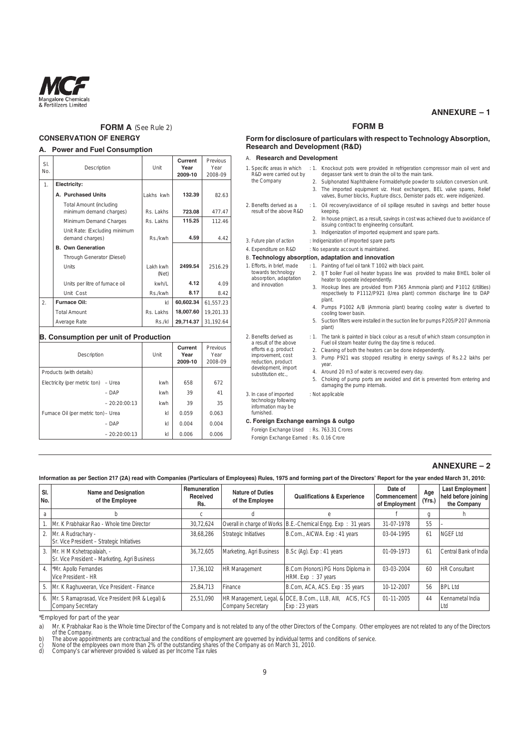## ANNEXURE – 1

### FORM A (See Rule 2)

**CONSERVATION OF ENERGY**

**A. Power and Fuel Consumption**

| Sl. No. | Description | Unit | Current Year 2009-10 | Previous Year 2008-09 |
|---|---|---|---|---|
| 1. | **Electricity:** | | | |
| | **A. Purchased Units** | Lakhs kwh | **132.39** | 82.63 |
| | Total Amount (including minimum demand charges) | Rs. Lakhs | **723.08** | 477.47 |
| | Minimum Demand Charges | Rs. Lakhs | **115.25** | 112.46 |
| | Unit Rate: (Excluding minimum demand charges) | Rs./kwh | **4.59** | 4.42 |
| | **B. Own Generation** | | | |
| | Through Generator (Diesel) | | | |
| | Units | Lakh kwh (Net) | **2499.54** | 2516.29 |
| | Units per litre of furnace oil | kwh/L | **4.12** | 4.09 |
| | Unit Cost | Rs./kwh | **8.17** | 8.42 |
| 2. | **Furnace Oil:** | kl | **60,602.34** | 61,557.23 |
| | Total Amount | Rs. Lakhs | **18,007.60** | 19,201.33 |
| | Average Rate | Rs./kl | **29,714.37** | 31,192.64 |

**B. Consumption per unit of Production**

| Description | | Unit | Current Year 2009-10 | Previous Year 2008-09 |
|---|---|---|---|---|
| Products (with details) | | | | |
| Electricity (per metric ton) | – Urea | kwh | 658 | 672 |
| | – DAP | kwh | 39 | 41 |
| | – 20:20:00:13 | kwh | 39 | 35 |
| Furnace Oil (per metric ton) | – Urea | kl | 0.059 | 0.063 |
| | – DAP | kl | 0.004 | 0.004 |
| | – 20:20:00:13 | kl | 0.006 | 0.006 |

### FORM B

**Form for disclosure of particulars with respect to Technology Absorption, Research and Development (R&D)**

**A. Research and Development**

1. Specific areas in which R&D were carried out by the Company :
   1. Knockout pots were provided in refrigeration compressor main oil vent and degasser tank vent to drain the oil to the main tank.
   2. Sulphonated Naphthalene Formaldehyde powder to solution conversion unit.
   3. The imported equipment viz. Heat exchangers, BEL valve spares, Relief valves, Burner blocks, Rupture discs, Demister pads etc. were indigenized.
2. Benefits derived as a result of the above R&D :
   1. Oil recovery/avoidance of oil spillage resulted in savings and better house keeping.
   2. In house project, as a result, savings in cost was achieved due to avoidance of issuing contract to engineering consultant.
   3. Indigenization of imported equipment and spare parts.
3. Future plan of action : Indigenization of imported spare parts
4. Expenditure on R&D : No separate account is maintained.

**B. Technology absorption, adaptation and innovation**

1. Efforts, in brief, made towards technology absorption, adaptation and innovation :
   1. Painting of fuel oil tank T 1002 with black paint.
   2. IJT boiler Fuel oil heater bypass line was provided to make BHEL boiler oil heater to operate independently.
   3. Hookup lines are provided from P365 Ammonia plant) and P1012 (Utilities) respectively to P1112/P921 (Urea plant) common discharge line to DAP plant.
   4. Pumps P1002 A/B (Ammonia plant) bearing cooling water is diverted to cooling tower basin.
   5. Suction filters were installed in the suction line for pumps P205/P207 (Ammonia plant)
2. Benefits derived as a result of the above efforts e.g. product improvement, cost reduction, product development, import substitution etc., :
   1. The tank is painted in black colour as a result of which steam consumption in Fuel oil steam heater during the day time is reduced.
   2. Cleaning of both the heaters can be done independently.
   3. Pump P921 was stopped resulting in energy savings of Rs.2.2 lakhs per year.
   4. Around 20 m3 of water is recovered every day.
   5. Choking of pump ports are avoided and dirt is prevented from entering and damaging the pump internals.
3. In case of imported technology following information may be furnished. : Not applicable

**C. Foreign Exchange earnings & outgo**

Foreign Exchange Used : Rs. 763.31 Crores

Foreign Exchange Earned : Rs. 0.16 Crore

## ANNEXURE – 2

**Information as per Section 217 (2A) read with Companies (Particulars of Employees) Rules, 1975 and forming part of the Directors' Report for the year ended March 31, 2010:**

| Sl. No. | Name and Designation of the Employee | Remuneration Received Rs. | Nature of Duties of the Employee | Qualifications & Experience | Date of Commencement of Employment | Age (Yrs.) | Last Employment held before joining the Company |
|---|---|---|---|---|---|---|---|
| a | b | c | d | e | f | g | h |
| 1. | Mr. K Prabhakar Rao - Whole time Director | 30,72,624 | Overall in charge of Works | B.E.-Chemical Engg. Exp : 31 years | 31-07-1978 | 55 | - |
| 2. | Mr. A Rudrachary - Sr. Vice President – Strategic Initiatives | 38,68,286 | Strategic Initiatives | B.Com., AICWA. Exp : 41 years | 03-04-1995 | 61 | NGEF Ltd |
| 3. | Mr. H M Kshetrapalaiah, - Sr. Vice President – Marketing, Agri Business | 36,72,605 | Marketing, Agri Business | B.Sc (Ag). Exp : 41 years | 01-09-1973 | 61 | Central Bank of India |
| 4. | *Mr. Apollo Fernandes Vice President - HR | 17,36,102 | HR Management | B.Com (Honors) PG Hons Diploma in HRM. Exp : 37 years | 03-03-2004 | 60 | HR Consultant |
| 5. | Mr. K Raghuveeran, Vice President - Finance | 25,84,713 | Finance | B.Com, ACA, ACS. Exp : 35 years | 10-12-2007 | 56 | BPL Ltd |
| 6. | Mr. S Ramaprasad, Vice President (HR & Legal) & Company Secretary | 25,51,090 | HR Management, Legal, & Company Secretary | DCE, B.Com., LLB, AIII, ACIS, FCS Exp : 23 years | 01-11-2005 | 44 | Kennametal India Ltd |

*Employed for part of the year

a) Mr. K Prabhakar Rao is the Whole time Director of the Company and is not related to any of the other Directors of the Company. Other employees are not related to any of the Directors of the Company.

b) The above appointments are contractual and the conditions of employment are governed by individual terms and conditions of service.

c) None of the employees own more than 2% of the outstanding shares of the Company as on March 31, 2010.

d) Company's car wherever provided is valued as per Income Tax rules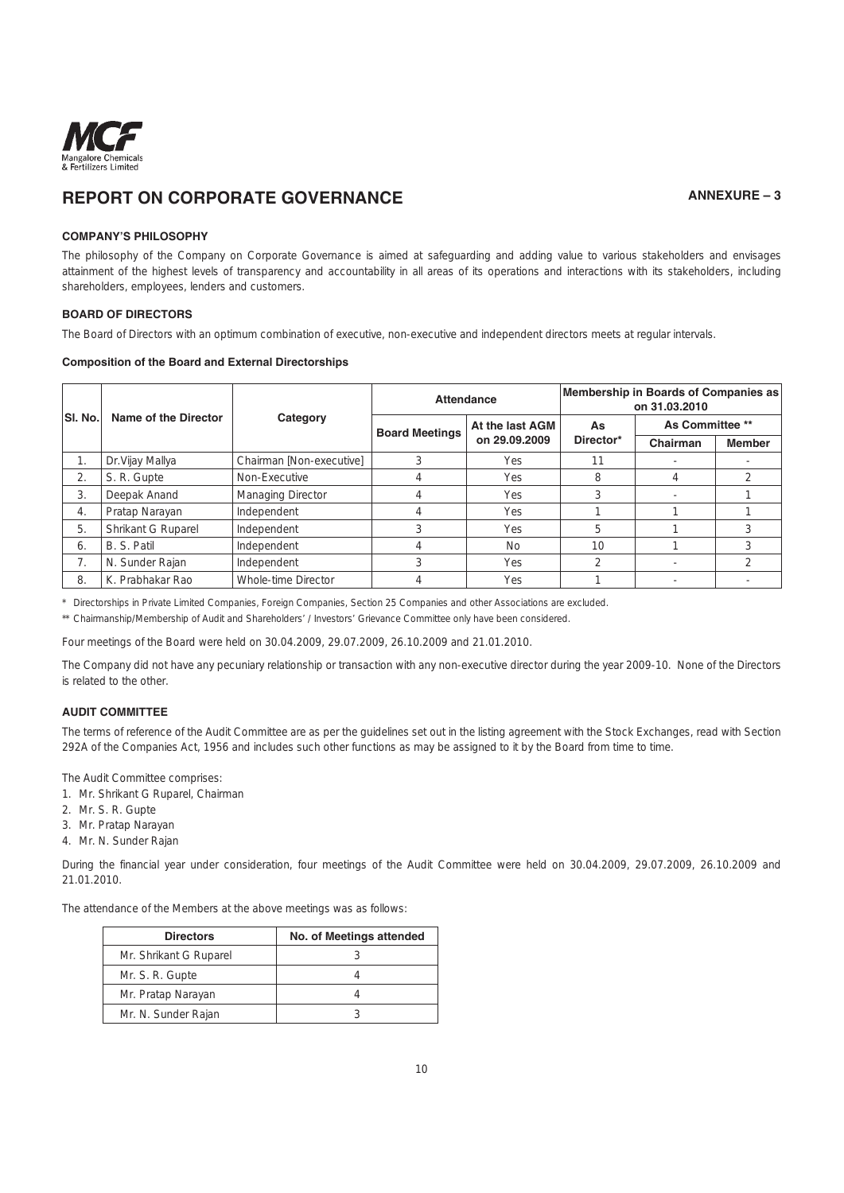## REPORT ON CORPORATE GOVERNANCE

**ANNEXURE – 3**

### COMPANY'S PHILOSOPHY

The philosophy of the Company on Corporate Governance is aimed at safeguarding and adding value to various stakeholders and envisages attainment of the highest levels of transparency and accountability in all areas of its operations and interactions with its stakeholders, including shareholders, employees, lenders and customers.

### BOARD OF DIRECTORS

The Board of Directors with an optimum combination of executive, non-executive and independent directors meets at regular intervals.

#### Composition of the Board and External Directorships

| Sl. No. | Name of the Director | Category | Attendance | | Membership in Boards of Companies as on 31.03.2010 | | |
|---|---|---|---|---|---|---|---|
| | | | Board Meetings | At the last AGM on 29.09.2009 | As Director* | As Committee ** | |
| | | | | | | Chairman | Member |
| 1. | Dr.Vijay Mallya | Chairman [Non-executive] | 3 | Yes | 11 | - | - |
| 2. | S. R. Gupte | Non-Executive | 4 | Yes | 8 | 4 | 2 |
| 3. | Deepak Anand | Managing Director | 4 | Yes | 3 | - | 1 |
| 4. | Pratap Narayan | Independent | 4 | Yes | 1 | 1 | 1 |
| 5. | Shrikant G Ruparel | Independent | 3 | Yes | 5 | 1 | 3 |
| 6. | B. S. Patil | Independent | 4 | No | 10 | 1 | 3 |
| 7. | N. Sunder Rajan | Independent | 3 | Yes | 2 | - | 2 |
| 8. | K. Prabhakar Rao | Whole-time Director | 4 | Yes | 1 | - | - |

\* Directorships in Private Limited Companies, Foreign Companies, Section 25 Companies and other Associations are excluded.

\*\* Chairmanship/Membership of Audit and Shareholders' / Investors' Grievance Committee only have been considered.

Four meetings of the Board were held on 30.04.2009, 29.07.2009, 26.10.2009 and 21.01.2010.

The Company did not have any pecuniary relationship or transaction with any non-executive director during the year 2009-10. None of the Directors is related to the other.

### AUDIT COMMITTEE

The terms of reference of the Audit Committee are as per the guidelines set out in the listing agreement with the Stock Exchanges, read with Section 292A of the Companies Act, 1956 and includes such other functions as may be assigned to it by the Board from time to time.

The Audit Committee comprises:

1. Mr. Shrikant G Ruparel, Chairman
2. Mr. S. R. Gupte
3. Mr. Pratap Narayan
4. Mr. N. Sunder Rajan

During the financial year under consideration, four meetings of the Audit Committee were held on 30.04.2009, 29.07.2009, 26.10.2009 and 21.01.2010.

The attendance of the Members at the above meetings was as follows:

| Directors | No. of Meetings attended |
|---|---|
| Mr. Shrikant G Ruparel | 3 |
| Mr. S. R. Gupte | 4 |
| Mr. Pratap Narayan | 4 |
| Mr. N. Sunder Rajan | 3 |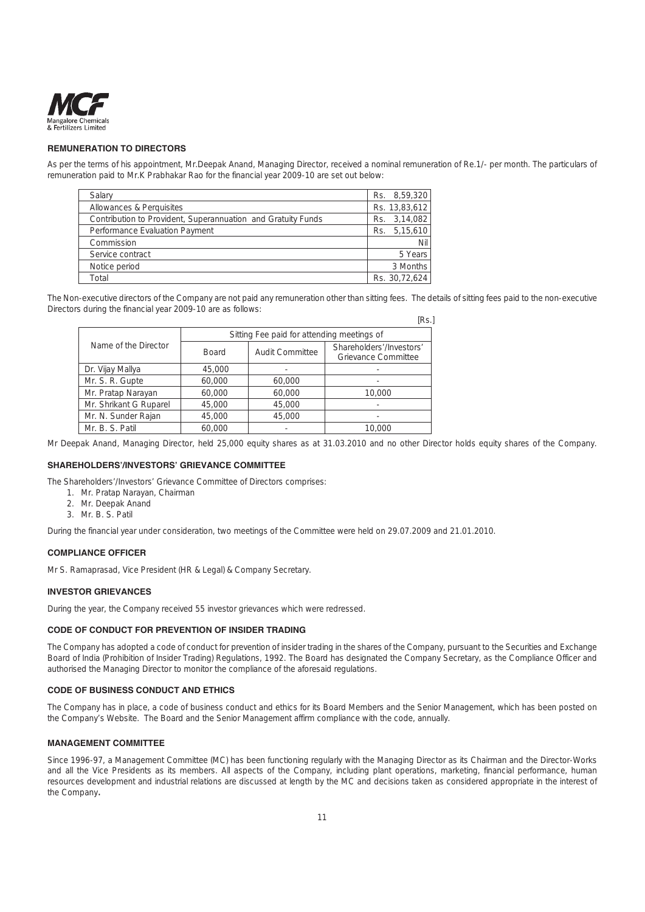## REMUNERATION TO DIRECTORS

As per the terms of his appointment, Mr.Deepak Anand, Managing Director, received a nominal remuneration of Re.1/- per month. The particulars of remuneration paid to Mr.K Prabhakar Rao for the financial year 2009-10 are set out below:

| | |
|---|---|
| Salary | Rs. 8,59,320 |
| Allowances & Perquisites | Rs. 13,83,612 |
| Contribution to Provident, Superannuation and Gratuity Funds | Rs. 3,14,082 |
| Performance Evaluation Payment | Rs. 5,15,610 |
| Commission | Nil |
| Service contract | 5 Years |
| Notice period | 3 Months |
| Total | Rs. 30,72,624 |

The Non-executive directors of the Company are not paid any remuneration other than sitting fees. The details of sitting fees paid to the non-executive Directors during the financial year 2009-10 are as follows:

[Rs.]

| Name of the Director | Sitting Fee paid for attending meetings of | | |
|---|---|---|---|
| | Board | Audit Committee | Shareholders'/Investors' Grievance Committee |
| Dr. Vijay Mallya | 45,000 | - | - |
| Mr. S. R. Gupte | 60,000 | 60,000 | - |
| Mr. Pratap Narayan | 60,000 | 60,000 | 10,000 |
| Mr. Shrikant G Ruparel | 45,000 | 45,000 | - |
| Mr. N. Sunder Rajan | 45,000 | 45,000 | - |
| Mr. B. S. Patil | 60,000 | - | 10,000 |

Mr Deepak Anand, Managing Director, held 25,000 equity shares as at 31.03.2010 and no other Director holds equity shares of the Company.

## SHAREHOLDERS'/INVESTORS' GRIEVANCE COMMITTEE

The Shareholders'/Investors' Grievance Committee of Directors comprises:

1. Mr. Pratap Narayan, Chairman
2. Mr. Deepak Anand
3. Mr. B. S. Patil

During the financial year under consideration, two meetings of the Committee were held on 29.07.2009 and 21.01.2010.

## COMPLIANCE OFFICER

Mr S. Ramaprasad, Vice President (HR & Legal) & Company Secretary.

## INVESTOR GRIEVANCES

During the year, the Company received 55 investor grievances which were redressed.

## CODE OF CONDUCT FOR PREVENTION OF INSIDER TRADING

The Company has adopted a code of conduct for prevention of insider trading in the shares of the Company, pursuant to the Securities and Exchange Board of India (Prohibition of Insider Trading) Regulations, 1992. The Board has designated the Company Secretary, as the Compliance Officer and authorised the Managing Director to monitor the compliance of the aforesaid regulations.

## CODE OF BUSINESS CONDUCT AND ETHICS

The Company has in place, a code of business conduct and ethics for its Board Members and the Senior Management, which has been posted on the Company's Website. The Board and the Senior Management affirm compliance with the code, annually.

## MANAGEMENT COMMITTEE

Since 1996-97, a Management Committee (MC) has been functioning regularly with the Managing Director as its Chairman and the Director-Works and all the Vice Presidents as its members. All aspects of the Company, including plant operations, marketing, financial performance, human resources development and industrial relations are discussed at length by the MC and decisions taken as considered appropriate in the interest of the Company.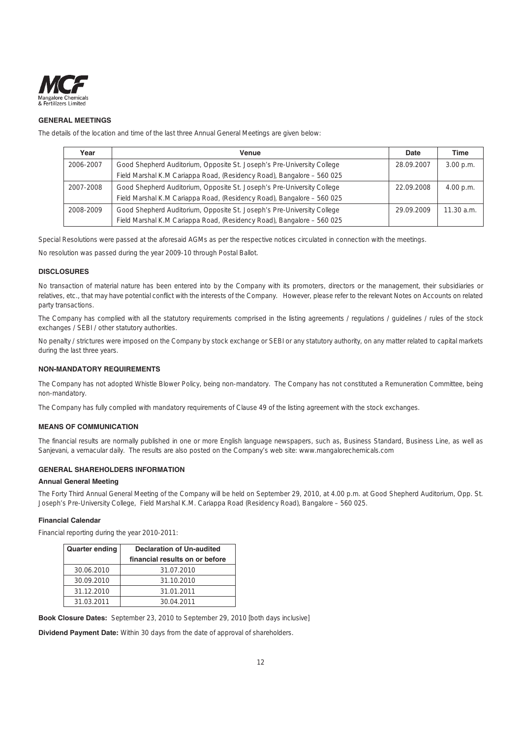## GENERAL MEETINGS

The details of the location and time of the last three Annual General Meetings are given below:

| Year | Venue | Date | Time |
|---|---|---|---|
| 2006-2007 | Good Shepherd Auditorium, Opposite St. Joseph's Pre-University College Field Marshal K.M Cariappa Road, (Residency Road), Bangalore – 560 025 | 28.09.2007 | 3.00 p.m. |
| 2007-2008 | Good Shepherd Auditorium, Opposite St. Joseph's Pre-University College Field Marshal K.M Cariappa Road, (Residency Road), Bangalore – 560 025 | 22.09.2008 | 4.00 p.m. |
| 2008-2009 | Good Shepherd Auditorium, Opposite St. Joseph's Pre-University College Field Marshal K.M Cariappa Road, (Residency Road), Bangalore – 560 025 | 29.09.2009 | 11.30 a.m. |

Special Resolutions were passed at the aforesaid AGMs as per the respective notices circulated in connection with the meetings.

No resolution was passed during the year 2009-10 through Postal Ballot.

## DISCLOSURES

No transaction of material nature has been entered into by the Company with its promoters, directors or the management, their subsidiaries or relatives, etc., that may have potential conflict with the interests of the Company. However, please refer to the relevant Notes on Accounts on related party transactions.

The Company has complied with all the statutory requirements comprised in the listing agreements / regulations / guidelines / rules of the stock exchanges / SEBI / other statutory authorities.

No penalty / strictures were imposed on the Company by stock exchange or SEBI or any statutory authority, on any matter related to capital markets during the last three years.

## NON-MANDATORY REQUIREMENTS

The Company has not adopted Whistle Blower Policy, being non-mandatory. The Company has not constituted a Remuneration Committee, being non-mandatory.

The Company has fully complied with mandatory requirements of Clause 49 of the listing agreement with the stock exchanges.

## MEANS OF COMMUNICATION

The financial results are normally published in one or more English language newspapers, such as, Business Standard, Business Line, as well as Sanjevani, a vernacular daily. The results are also posted on the Company's web site: www.mangalorechemicals.com

## GENERAL SHAREHOLDERS INFORMATION

### Annual General Meeting

The Forty Third Annual General Meeting of the Company will be held on September 29, 2010, at 4.00 p.m. at Good Shepherd Auditorium, Opp. St. Joseph's Pre-University College, Field Marshal K.M. Cariappa Road (Residency Road), Bangalore – 560 025.

### Financial Calendar

Financial reporting during the year 2010-2011:

| Quarter ending | Declaration of Un-audited financial results on or before |
|---|---|
| 30.06.2010 | 31.07.2010 |
| 30.09.2010 | 31.10.2010 |
| 31.12.2010 | 31.01.2011 |
| 31.03.2011 | 30.04.2011 |

**Book Closure Dates:** September 23, 2010 to September 29, 2010 [both days inclusive]

**Dividend Payment Date:** Within 30 days from the date of approval of shareholders.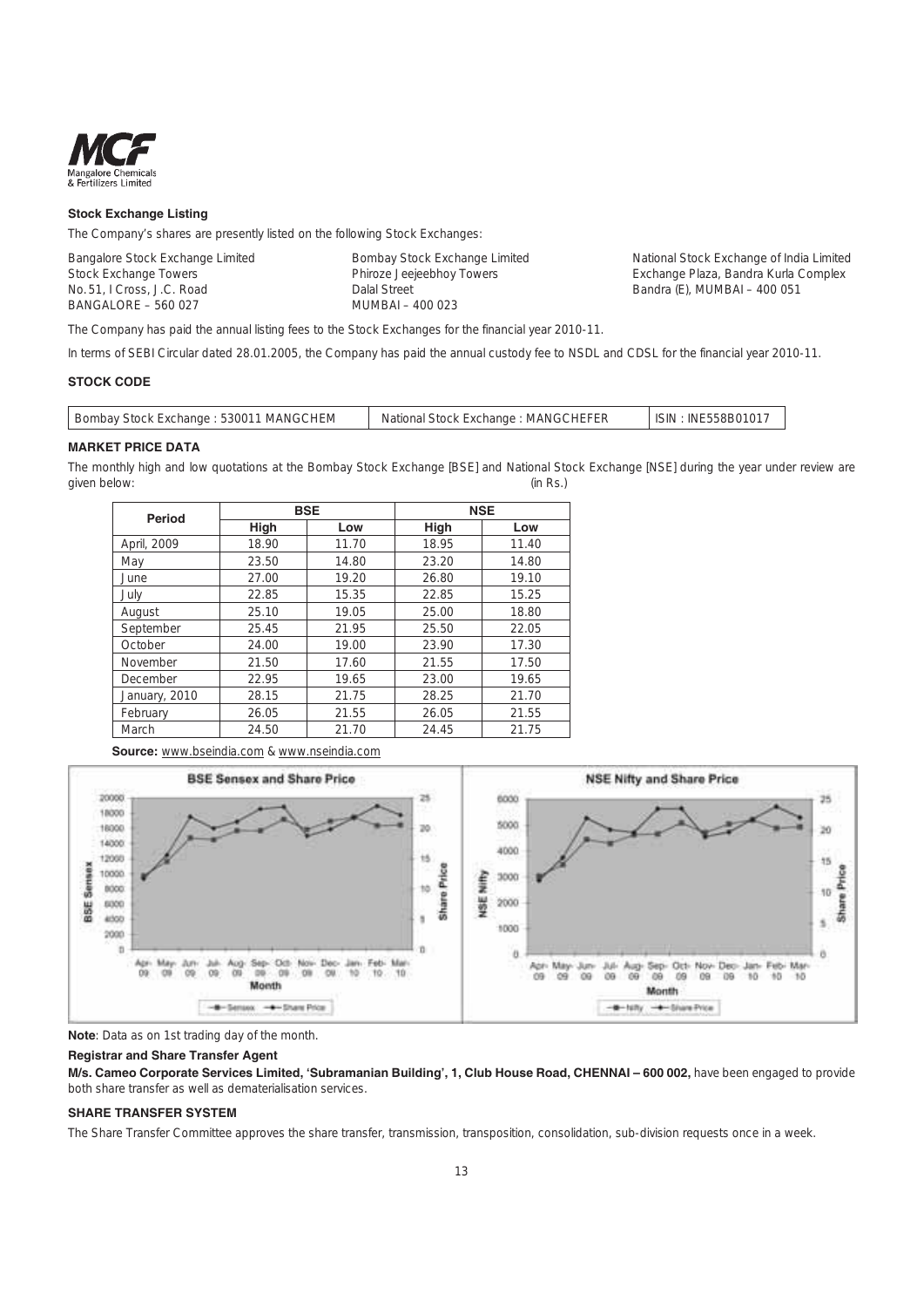### Stock Exchange Listing

The Company's shares are presently listed on the following Stock Exchanges:

Bangalore Stock Exchange Limited
Stock Exchange Towers
No.51, I Cross, J.C. Road
BANGALORE – 560 027

Bombay Stock Exchange Limited
Phiroze Jeejeebhoy Towers
Dalal Street
MUMBAI – 400 023

National Stock Exchange of India Limited
Exchange Plaza, Bandra Kurla Complex
Bandra (E), MUMBAI – 400 051

The Company has paid the annual listing fees to the Stock Exchanges for the financial year 2010-11.

In terms of SEBI Circular dated 28.01.2005, the Company has paid the annual custody fee to NSDL and CDSL for the financial year 2010-11.

### STOCK CODE

| Bombay Stock Exchange : 530011 MANGCHEM | National Stock Exchange : MANGCHEFER | ISIN : INE558B01017 |
|---|---|---|

### MARKET PRICE DATA

The monthly high and low quotations at the Bombay Stock Exchange [BSE] and National Stock Exchange [NSE] during the year under review are given below: (in Rs.)

| Period | BSE | | NSE | |
|---|---|---|---|---|
| | High | Low | High | Low |
| April, 2009 | 18.90 | 11.70 | 18.95 | 11.40 |
| May | 23.50 | 14.80 | 23.20 | 14.80 |
| June | 27.00 | 19.20 | 26.80 | 19.10 |
| July | 22.85 | 15.35 | 22.85 | 15.25 |
| August | 25.10 | 19.05 | 25.00 | 18.80 |
| September | 25.45 | 21.95 | 25.50 | 22.05 |
| October | 24.00 | 19.00 | 23.90 | 17.30 |
| November | 21.50 | 17.60 | 21.55 | 17.50 |
| December | 22.95 | 19.65 | 23.00 | 19.65 |
| January, 2010 | 28.15 | 21.75 | 28.25 | 21.70 |
| February | 26.05 | 21.55 | 26.05 | 21.55 |
| March | 24.50 | 21.70 | 24.45 | 21.75 |

**Source:** www.bseindia.com & www.nseindia.com

**Note**: Data as on 1st trading day of the month.

### Registrar and Share Transfer Agent

**M/s. Cameo Corporate Services Limited, 'Subramanian Building', 1, Club House Road, CHENNAI – 600 002,** have been engaged to provide both share transfer as well as dematerialisation services.

### SHARE TRANSFER SYSTEM

The Share Transfer Committee approves the share transfer, transmission, transposition, consolidation, sub-division requests once in a week.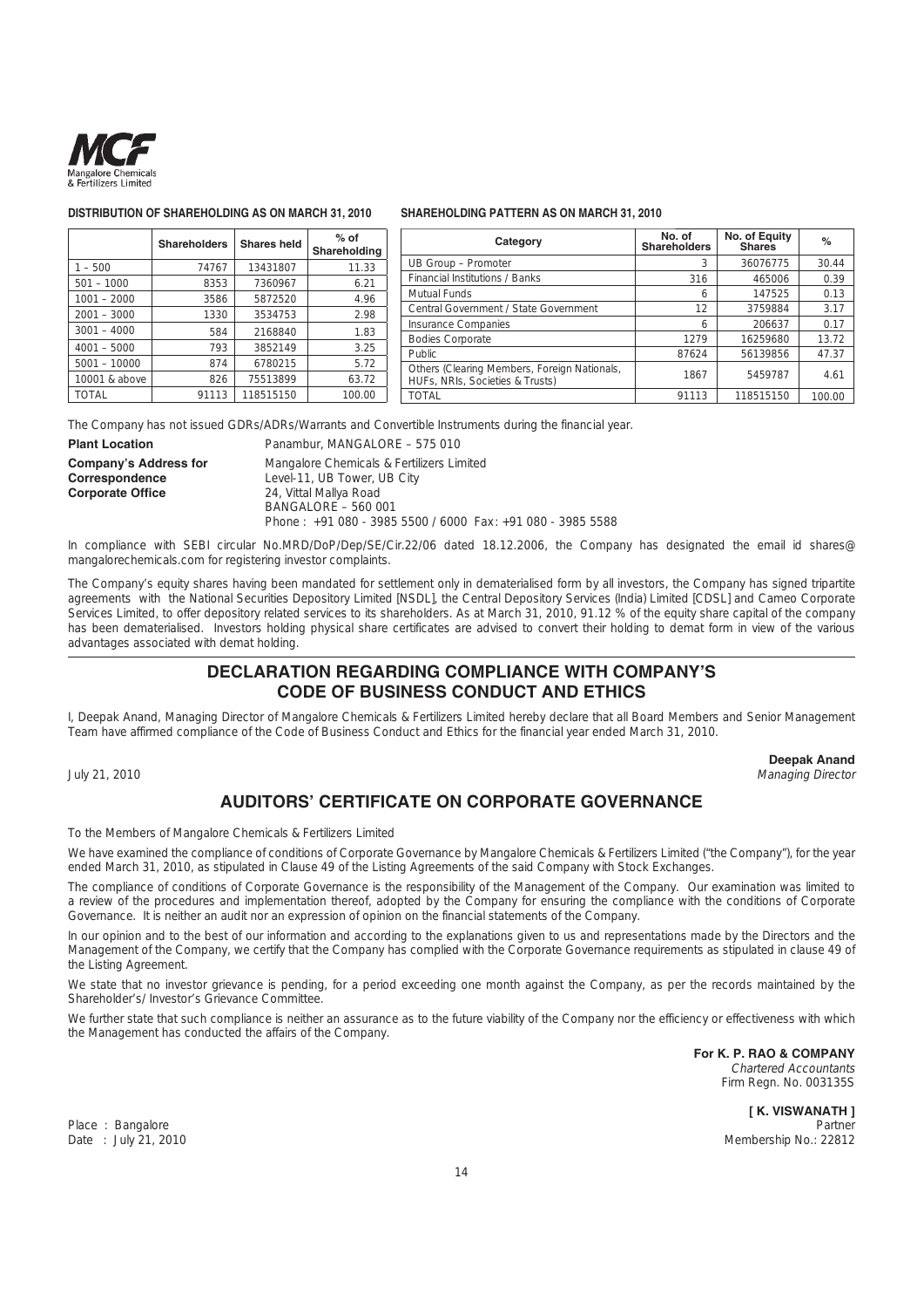**DISTRIBUTION OF SHAREHOLDING AS ON MARCH 31, 2010**

| | Shareholders | Shares held | % of Shareholding |
|---|---|---|---|
| 1 – 500 | 74767 | 13431807 | 11.33 |
| 501 – 1000 | 8353 | 7360967 | 6.21 |
| 1001 – 2000 | 3586 | 5872520 | 4.96 |
| 2001 – 3000 | 1330 | 3534753 | 2.98 |
| 3001 – 4000 | 584 | 2168840 | 1.83 |
| 4001 – 5000 | 793 | 3852149 | 3.25 |
| 5001 – 10000 | 874 | 6780215 | 5.72 |
| 10001 & above | 826 | 75513899 | 63.72 |
| TOTAL | 91113 | 118515150 | 100.00 |

**SHAREHOLDING PATTERN AS ON MARCH 31, 2010**

| Category | No. of Shareholders | No. of Equity Shares | % |
|---|---|---|---|
| UB Group – Promoter | 3 | 36076775 | 30.44 |
| Financial Institutions / Banks | 316 | 465006 | 0.39 |
| Mutual Funds | 6 | 147525 | 0.13 |
| Central Government / State Government | 12 | 3759884 | 3.17 |
| Insurance Companies | 6 | 206637 | 0.17 |
| Bodies Corporate | 1279 | 16259680 | 13.72 |
| Public | 87624 | 56139856 | 47.37 |
| Others (Clearing Members, Foreign Nationals, HUFs, NRIs, Societies & Trusts) | 1867 | 5459787 | 4.61 |
| TOTAL | 91113 | 118515150 | 100.00 |

The Company has not issued GDRs/ADRs/Warrants and Convertible Instruments during the financial year.

**Plant Location** Panambur, MANGALORE – 575 010

**Company's Address for Correspondence Corporate Office**
Mangalore Chemicals & Fertilizers Limited
Level-11, UB Tower, UB City
24, Vittal Mallya Road
BANGALORE – 560 001
Phone : +91 080 - 3985 5500 / 6000 Fax: +91 080 - 3985 5588

In compliance with SEBI circular No.MRD/DoP/Dep/SE/Cir.22/06 dated 18.12.2006, the Company has designated the email id shares@mangalorechemicals.com for registering investor complaints.

The Company's equity shares having been mandated for settlement only in dematerialised form by all investors, the Company has signed tripartite agreements with the National Securities Depository Limited [NSDL], the Central Depository Services (India) Limited [CDSL] and Cameo Corporate Services Limited, to offer depository related services to its shareholders. As at March 31, 2010, 91.12 % of the equity share capital of the company has been dematerialised. Investors holding physical share certificates are advised to convert their holding to demat form in view of the various advantages associated with demat holding.

## DECLARATION REGARDING COMPLIANCE WITH COMPANY'S CODE OF BUSINESS CONDUCT AND ETHICS

I, Deepak Anand, Managing Director of Mangalore Chemicals & Fertilizers Limited hereby declare that all Board Members and Senior Management Team have affirmed compliance of the Code of Business Conduct and Ethics for the financial year ended March 31, 2010.

July 21, 2010

**Deepak Anand**
*Managing Director*

## AUDITORS' CERTIFICATE ON CORPORATE GOVERNANCE

To the Members of Mangalore Chemicals & Fertilizers Limited

We have examined the compliance of conditions of Corporate Governance by Mangalore Chemicals & Fertilizers Limited ("the Company"), for the year ended March 31, 2010, as stipulated in Clause 49 of the Listing Agreements of the said Company with Stock Exchanges.

The compliance of conditions of Corporate Governance is the responsibility of the Management of the Company. Our examination was limited to a review of the procedures and implementation thereof, adopted by the Company for ensuring the compliance with the conditions of Corporate Governance. It is neither an audit nor an expression of opinion on the financial statements of the Company.

In our opinion and to the best of our information and according to the explanations given to us and representations made by the Directors and the Management of the Company, we certify that the Company has complied with the Corporate Governance requirements as stipulated in clause 49 of the Listing Agreement.

We state that no investor grievance is pending, for a period exceeding one month against the Company, as per the records maintained by the Shareholder's/ Investor's Grievance Committee.

We further state that such compliance is neither an assurance as to the future viability of the Company nor the efficiency or effectiveness with which the Management has conducted the affairs of the Company.

**For K. P. RAO & COMPANY**
*Chartered Accountants*
Firm Regn. No. 003135S

**[ K. VISWANATH ]**
Partner
Membership No.: 22812

Place : Bangalore
Date : July 21, 2010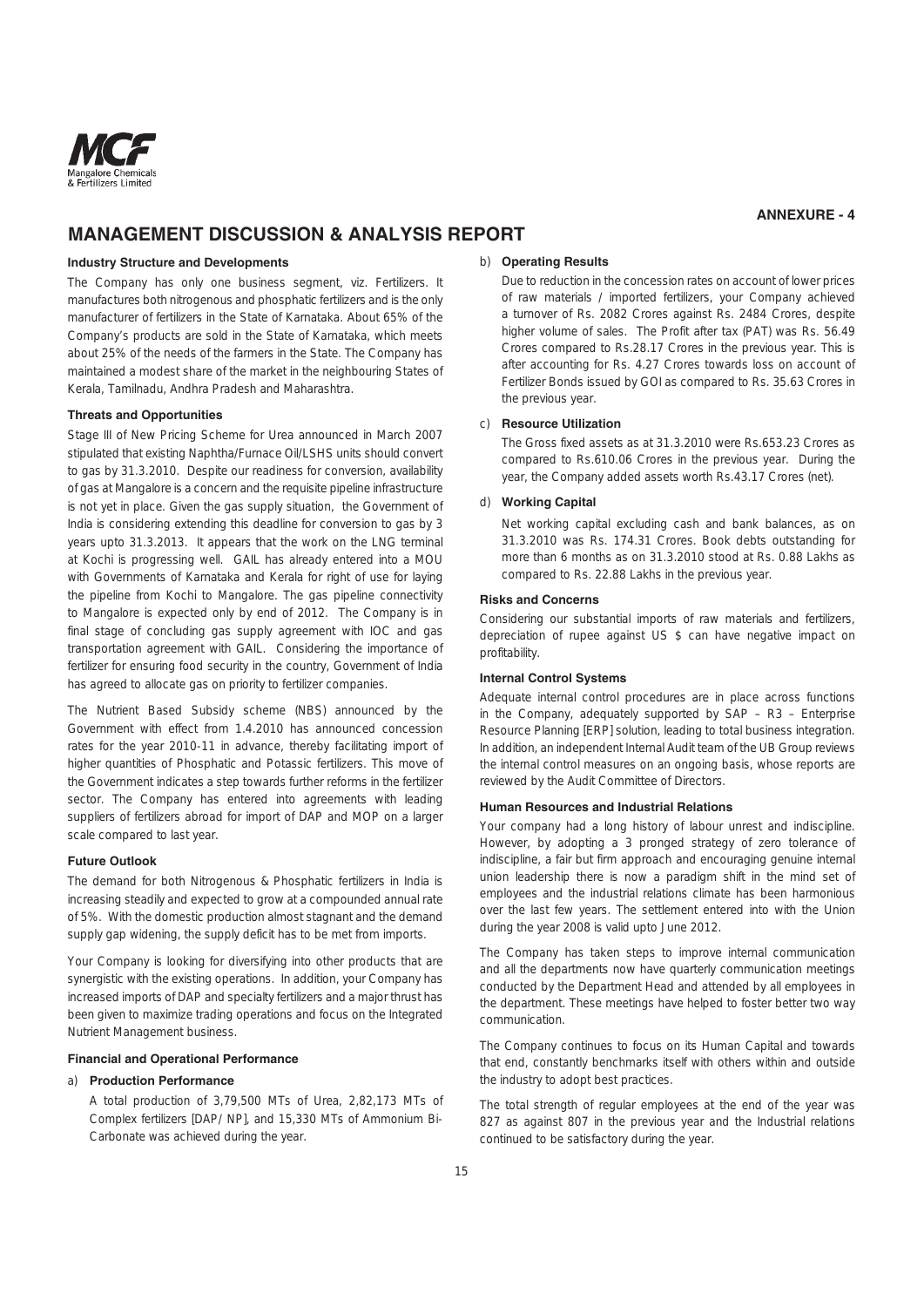ANNEXURE - 4

# MANAGEMENT DISCUSSION & ANALYSIS REPORT

### Industry Structure and Developments

The Company has only one business segment, viz. Fertilizers. It manufactures both nitrogenous and phosphatic fertilizers and is the only manufacturer of fertilizers in the State of Karnataka. About 65% of the Company's products are sold in the State of Karnataka, which meets about 25% of the needs of the farmers in the State. The Company has maintained a modest share of the market in the neighbouring States of Kerala, Tamilnadu, Andhra Pradesh and Maharashtra.

### Threats and Opportunities

Stage III of New Pricing Scheme for Urea announced in March 2007 stipulated that existing Naphtha/Furnace Oil/LSHS units should convert to gas by 31.3.2010. Despite our readiness for conversion, availability of gas at Mangalore is a concern and the requisite pipeline infrastructure is not yet in place. Given the gas supply situation, the Government of India is considering extending this deadline for conversion to gas by 3 years upto 31.3.2013. It appears that the work on the LNG terminal at Kochi is progressing well. GAIL has already entered into a MOU with Governments of Karnataka and Kerala for right of use for laying the pipeline from Kochi to Mangalore. The gas pipeline connectivity to Mangalore is expected only by end of 2012. The Company is in final stage of concluding gas supply agreement with IOC and gas transportation agreement with GAIL. Considering the importance of fertilizer for ensuring food security in the country, Government of India has agreed to allocate gas on priority to fertilizer companies.

The Nutrient Based Subsidy scheme (NBS) announced by the Government with effect from 1.4.2010 has announced concession rates for the year 2010-11 in advance, thereby facilitating import of higher quantities of Phosphatic and Potassic fertilizers. This move of the Government indicates a step towards further reforms in the fertilizer sector. The Company has entered into agreements with leading suppliers of fertilizers abroad for import of DAP and MOP on a larger scale compared to last year.

### Future Outlook

The demand for both Nitrogenous & Phosphatic fertilizers in India is increasing steadily and expected to grow at a compounded annual rate of 5%. With the domestic production almost stagnant and the demand supply gap widening, the supply deficit has to be met from imports.

Your Company is looking for diversifying into other products that are synergistic with the existing operations. In addition, your Company has increased imports of DAP and specialty fertilizers and a major thrust has been given to maximize trading operations and focus on the Integrated Nutrient Management business.

### Financial and Operational Performance

a) **Production Performance**

A total production of 3,79,500 MTs of Urea, 2,82,173 MTs of Complex fertilizers [DAP/ NP], and 15,330 MTs of Ammonium Bi-Carbonate was achieved during the year.

b) **Operating Results**

Due to reduction in the concession rates on account of lower prices of raw materials / imported fertilizers, your Company achieved a turnover of Rs. 2082 Crores against Rs. 2484 Crores, despite higher volume of sales. The Profit after tax (PAT) was Rs. 56.49 Crores compared to Rs.28.17 Crores in the previous year. This is after accounting for Rs. 4.27 Crores towards loss on account of Fertilizer Bonds issued by GOI as compared to Rs. 35.63 Crores in the previous year.

c) **Resource Utilization**

The Gross fixed assets as at 31.3.2010 were Rs.653.23 Crores as compared to Rs.610.06 Crores in the previous year. During the year, the Company added assets worth Rs.43.17 Crores (net).

d) **Working Capital**

Net working capital excluding cash and bank balances, as on 31.3.2010 was Rs. 174.31 Crores. Book debts outstanding for more than 6 months as on 31.3.2010 stood at Rs. 0.88 Lakhs as compared to Rs. 22.88 Lakhs in the previous year.

### Risks and Concerns

Considering our substantial imports of raw materials and fertilizers, depreciation of rupee against US $ can have negative impact on profitability.

### Internal Control Systems

Adequate internal control procedures are in place across functions in the Company, adequately supported by SAP – R3 – Enterprise Resource Planning [ERP] solution, leading to total business integration. In addition, an independent Internal Audit team of the UB Group reviews the internal control measures on an ongoing basis, whose reports are reviewed by the Audit Committee of Directors.

### Human Resources and Industrial Relations

Your company had a long history of labour unrest and indiscipline. However, by adopting a 3 pronged strategy of zero tolerance of indiscipline, a fair but firm approach and encouraging genuine internal union leadership there is now a paradigm shift in the mind set of employees and the industrial relations climate has been harmonious over the last few years. The settlement entered into with the Union during the year 2008 is valid upto June 2012.

The Company has taken steps to improve internal communication and all the departments now have quarterly communication meetings conducted by the Department Head and attended by all employees in the department. These meetings have helped to foster better two way communication.

The Company continues to focus on its Human Capital and towards that end, constantly benchmarks itself with others within and outside the industry to adopt best practices.

The total strength of regular employees at the end of the year was 827 as against 807 in the previous year and the Industrial relations continued to be satisfactory during the year.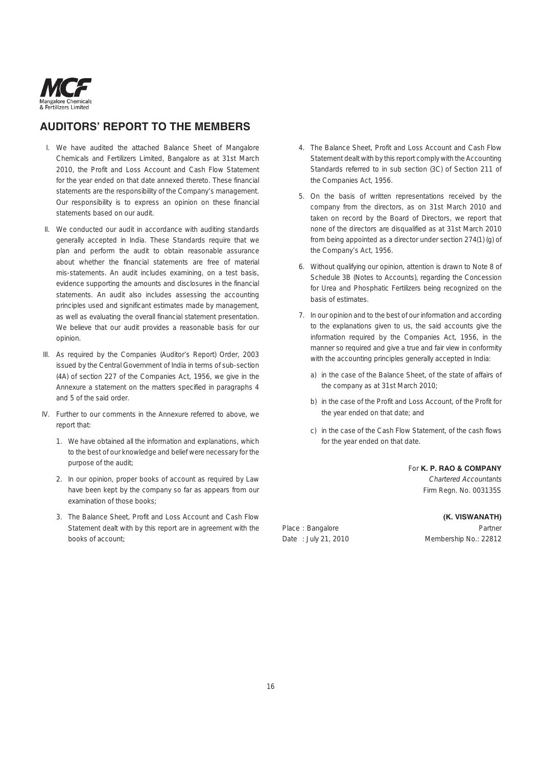## AUDITORS' REPORT TO THE MEMBERS

I. We have audited the attached Balance Sheet of Mangalore Chemicals and Fertilizers Limited, Bangalore as at 31st March 2010, the Profit and Loss Account and Cash Flow Statement for the year ended on that date annexed thereto. These financial statements are the responsibility of the Company's management. Our responsibility is to express an opinion on these financial statements based on our audit.

II. We conducted our audit in accordance with auditing standards generally accepted in India. These Standards require that we plan and perform the audit to obtain reasonable assurance about whether the financial statements are free of material mis-statements. An audit includes examining, on a test basis, evidence supporting the amounts and disclosures in the financial statements. An audit also includes assessing the accounting principles used and significant estimates made by management, as well as evaluating the overall financial statement presentation. We believe that our audit provides a reasonable basis for our opinion.

III. As required by the Companies (Auditor's Report) Order, 2003 issued by the Central Government of India in terms of sub-section (4A) of section 227 of the Companies Act, 1956, we give in the Annexure a statement on the matters specified in paragraphs 4 and 5 of the said order.

IV. Further to our comments in the Annexure referred to above, we report that:

1. We have obtained all the information and explanations, which to the best of our knowledge and belief were necessary for the purpose of the audit;
2. In our opinion, proper books of account as required by Law have been kept by the company so far as appears from our examination of those books;
3. The Balance Sheet, Profit and Loss Account and Cash Flow Statement dealt with by this report are in agreement with the books of account;
4. The Balance Sheet, Profit and Loss Account and Cash Flow Statement dealt with by this report comply with the Accounting Standards referred to in sub section (3C) of Section 211 of the Companies Act, 1956.
5. On the basis of written representations received by the company from the directors, as on 31st March 2010 and taken on record by the Board of Directors, we report that none of the directors are disqualified as at 31st March 2010 from being appointed as a director under section 274(1) (g) of the Company's Act, 1956.
6. Without qualifying our opinion, attention is drawn to Note 8 of Schedule 3B (Notes to Accounts), regarding the Concession for Urea and Phosphatic Fertilizers being recognized on the basis of estimates.
7. In our opinion and to the best of our information and according to the explanations given to us, the said accounts give the information required by the Companies Act, 1956, in the manner so required and give a true and fair view in conformity with the accounting principles generally accepted in India:
   a) in the case of the Balance Sheet, of the state of affairs of the company as at 31st March 2010;
   b) in the case of the Profit and Loss Account, of the Profit for the year ended on that date; and
   c) in the case of the Cash Flow Statement, of the cash flows for the year ended on that date.

For **K. P. RAO & COMPANY**
*Chartered Accountants*
Firm Regn. No. 003135S

**(K. VISWANATH)**
Partner
Membership No.: 22812

Place : Bangalore
Date : July 21, 2010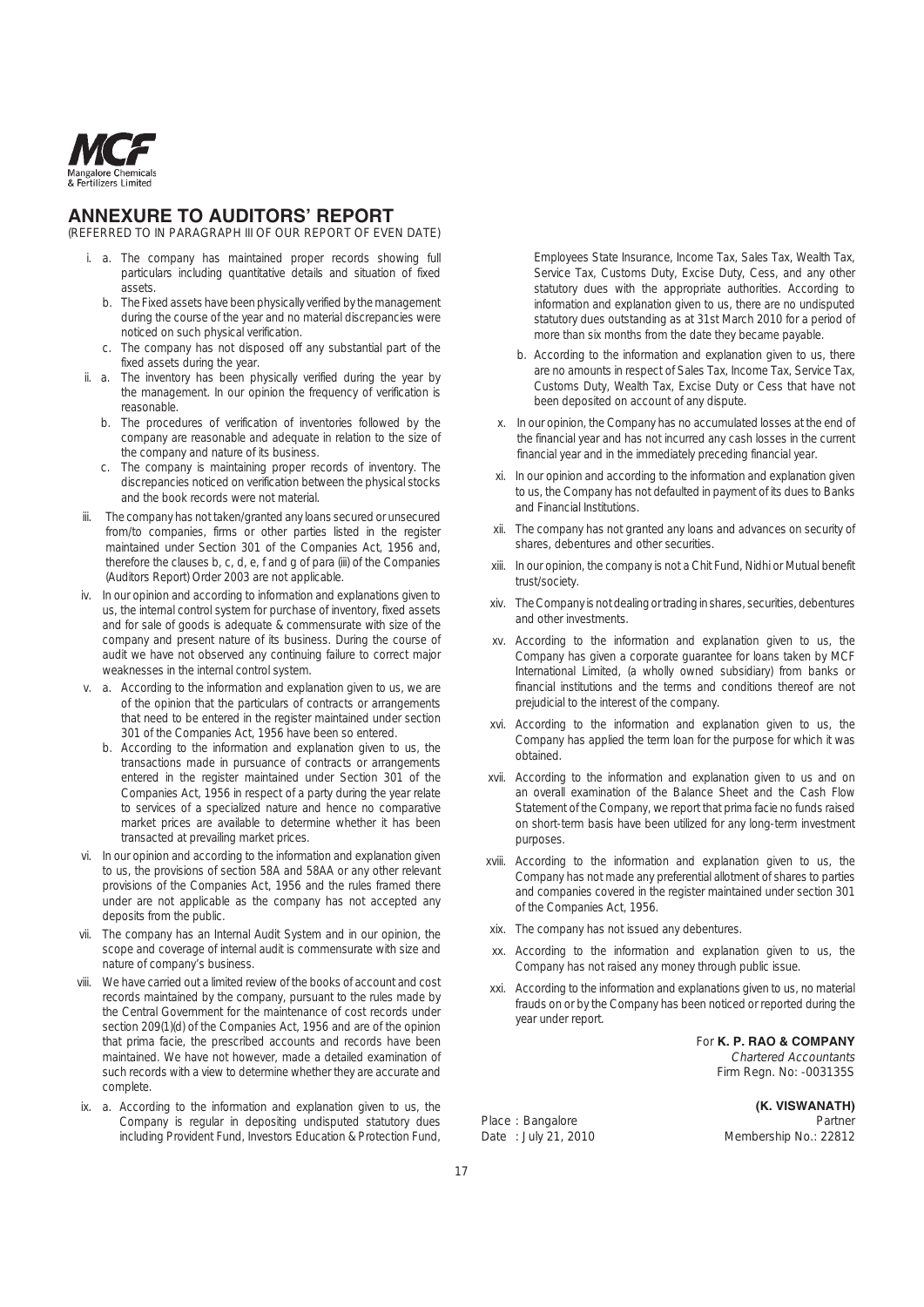# ANNEXURE TO AUDITORS' REPORT

(REFERRED TO IN PARAGRAPH III OF OUR REPORT OF EVEN DATE)

i. a. The company has maintained proper records showing full particulars including quantitative details and situation of fixed assets.

   b. The Fixed assets have been physically verified by the management during the course of the year and no material discrepancies were noticed on such physical verification.

   c. The company has not disposed off any substantial part of the fixed assets during the year.

ii. a. The inventory has been physically verified during the year by the management. In our opinion the frequency of verification is reasonable.

   b. The procedures of verification of inventories followed by the company are reasonable and adequate in relation to the size of the company and nature of its business.

   c. The company is maintaining proper records of inventory. The discrepancies noticed on verification between the physical stocks and the book records were not material.

iii. The company has not taken/granted any loans secured or unsecured from/to companies, firms or other parties listed in the register maintained under Section 301 of the Companies Act, 1956 and, therefore the clauses b, c, d, e, f and g of para (iii) of the Companies (Auditors Report) Order 2003 are not applicable.

iv. In our opinion and according to information and explanations given to us, the internal control system for purchase of inventory, fixed assets and for sale of goods is adequate & commensurate with size of the company and present nature of its business. During the course of audit we have not observed any continuing failure to correct major weaknesses in the internal control system.

v. a. According to the information and explanation given to us, we are of the opinion that the particulars of contracts or arrangements that need to be entered in the register maintained under section 301 of the Companies Act, 1956 have been so entered.

   b. According to the information and explanation given to us, the transactions made in pursuance of contracts or arrangements entered in the register maintained under Section 301 of the Companies Act, 1956 in respect of a party during the year relate to services of a specialized nature and hence no comparative market prices are available to determine whether it has been transacted at prevailing market prices.

vi. In our opinion and according to the information and explanation given to us, the provisions of section 58A and 58AA or any other relevant provisions of the Companies Act, 1956 and the rules framed there under are not applicable as the company has not accepted any deposits from the public.

vii. The company has an Internal Audit System and in our opinion, the scope and coverage of internal audit is commensurate with size and nature of company's business.

viii. We have carried out a limited review of the books of account and cost records maintained by the company, pursuant to the rules made by the Central Government for the maintenance of cost records under section 209(1)(d) of the Companies Act, 1956 and are of the opinion that prima facie, the prescribed accounts and records have been maintained. We have not however, made a detailed examination of such records with a view to determine whether they are accurate and complete.

ix. a. According to the information and explanation given to us, the Company is regular in depositing undisputed statutory dues including Provident Fund, Investors Education & Protection Fund, Employees State Insurance, Income Tax, Sales Tax, Wealth Tax, Service Tax, Customs Duty, Excise Duty, Cess, and any other statutory dues with the appropriate authorities. According to information and explanation given to us, there are no undisputed statutory dues outstanding as at 31st March 2010 for a period of more than six months from the date they became payable.

   b. According to the information and explanation given to us, there are no amounts in respect of Sales Tax, Income Tax, Service Tax, Customs Duty, Wealth Tax, Excise Duty or Cess that have not been deposited on account of any dispute.

x. In our opinion, the Company has no accumulated losses at the end of the financial year and has not incurred any cash losses in the current financial year and in the immediately preceding financial year.

xi. In our opinion and according to the information and explanation given to us, the Company has not defaulted in payment of its dues to Banks and Financial Institutions.

xii. The company has not granted any loans and advances on security of shares, debentures and other securities.

xiii. In our opinion, the company is not a Chit Fund, Nidhi or Mutual benefit trust/society.

xiv. The Company is not dealing or trading in shares, securities, debentures and other investments.

xv. According to the information and explanation given to us, the Company has given a corporate guarantee for loans taken by MCF International Limited, (a wholly owned subsidiary) from banks or financial institutions and the terms and conditions thereof are not prejudicial to the interest of the company.

xvi. According to the information and explanation given to us, the Company has applied the term loan for the purpose for which it was obtained.

xvii. According to the information and explanation given to us and on an overall examination of the Balance Sheet and the Cash Flow Statement of the Company, we report that prima facie no funds raised on short-term basis have been utilized for any long-term investment purposes.

xviii. According to the information and explanation given to us, the Company has not made any preferential allotment of shares to parties and companies covered in the register maintained under section 301 of the Companies Act, 1956.

xix. The company has not issued any debentures.

xx. According to the information and explanation given to us, the Company has not raised any money through public issue.

xxi. According to the information and explanations given to us, no material frauds on or by the Company has been noticed or reported during the year under report.

For **K. P. RAO & COMPANY**
*Chartered Accountants*
Firm Regn. No: -003135S

**(K. VISWANATH)**
Partner
Membership No.: 22812

Place : Bangalore
Date : July 21, 2010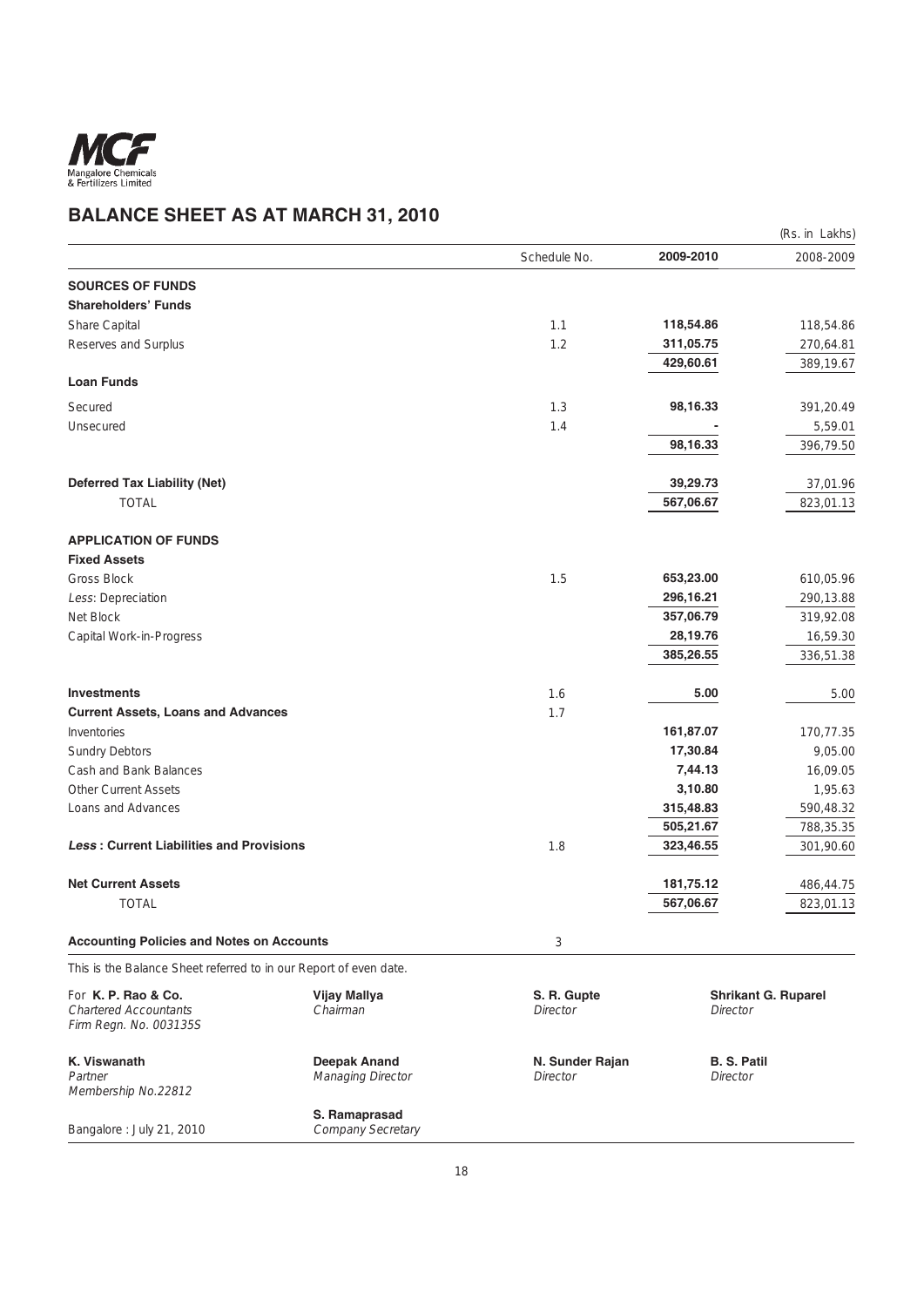Mangalore Chemicals & Fertilizers Limited

# BALANCE SHEET AS AT MARCH 31, 2010

(Rs. in Lakhs)

| | Schedule No. | 2009-2010 | 2008-2009 |
|---|---|---|---|
| **SOURCES OF FUNDS** | | | |
| **Shareholders' Funds** | | | |
| Share Capital | 1.1 | **118,54.86** | 118,54.86 |
| Reserves and Surplus | 1.2 | **311,05.75** | 270,64.81 |
| | | **429,60.61** | 389,19.67 |
| **Loan Funds** | | | |
| Secured | 1.3 | **98,16.33** | 391,20.49 |
| Unsecured | 1.4 | **-** | 5,59.01 |
| | | **98,16.33** | 396,79.50 |
| **Deferred Tax Liability (Net)** | | **39,29.73** | 37,01.96 |
| TOTAL | | **567,06.67** | 823,01.13 |
| **APPLICATION OF FUNDS** | | | |
| **Fixed Assets** | | | |
| Gross Block | 1.5 | **653,23.00** | 610,05.96 |
| *Less*: Depreciation | | **296,16.21** | 290,13.88 |
| Net Block | | **357,06.79** | 319,92.08 |
| Capital Work-in-Progress | | **28,19.76** | 16,59.30 |
| | | **385,26.55** | 336,51.38 |
| **Investments** | 1.6 | **5.00** | 5.00 |
| **Current Assets, Loans and Advances** | 1.7 | | |
| Inventories | | **161,87.07** | 170,77.35 |
| Sundry Debtors | | **17,30.84** | 9,05.00 |
| Cash and Bank Balances | | **7,44.13** | 16,09.05 |
| Other Current Assets | | **3,10.80** | 1,95.63 |
| Loans and Advances | | **315,48.83** | 590,48.32 |
| | | **505,21.67** | 788,35.35 |
| ***Less* : Current Liabilities and Provisions** | 1.8 | **323,46.55** | 301,90.60 |
| **Net Current Assets** | | **181,75.12** | 486,44.75 |
| TOTAL | | **567,06.67** | 823,01.13 |
| **Accounting Policies and Notes on Accounts** | 3 | | |

This is the Balance Sheet referred to in our Report of even date.

| | | | |
|---|---|---|---|
| For **K. P. Rao & Co.** *Chartered Accountants* *Firm Regn. No. 003135S* | **Vijay Mallya** *Chairman* | **S. R. Gupte** *Director* | **Shrikant G. Ruparel** *Director* |
| **K. Viswanath** *Partner* *Membership No.22812* | **Deepak Anand** *Managing Director* | **N. Sunder Rajan** *Director* | **B. S. Patil** *Director* |
| Bangalore : July 21, 2010 | **S. Ramaprasad** *Company Secretary* | | |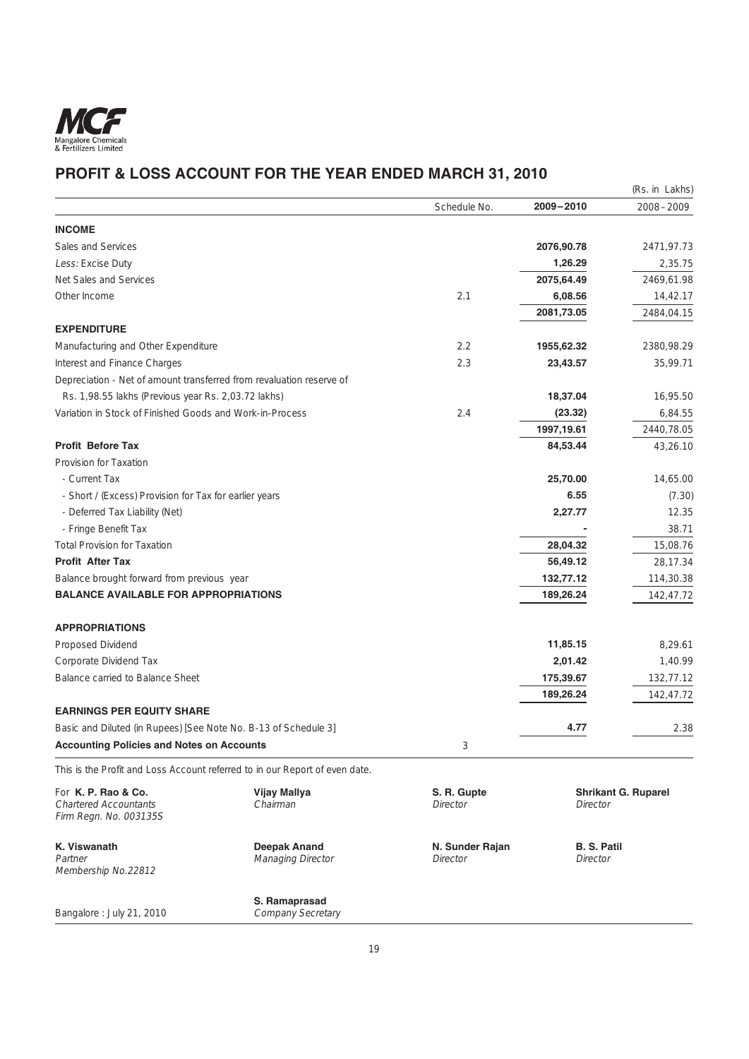Mangalore Chemicals & Fertilizers Limited

# PROFIT & LOSS ACCOUNT FOR THE YEAR ENDED MARCH 31, 2010

(Rs. in Lakhs)

| | Schedule No. | 2009–2010 | 2008–2009 |
|---|---|---|---|
| **INCOME** | | | |
| Sales and Services | | **2076,90.78** | 2471,97.73 |
| *Less:* Excise Duty | | **1,26.29** | 2,35.75 |
| Net Sales and Services | | **2075,64.49** | 2469,61.98 |
| Other Income | 2.1 | **6,08.56** | 14,42.17 |
| | | **2081,73.05** | 2484,04.15 |
| **EXPENDITURE** | | | |
| Manufacturing and Other Expenditure | 2.2 | **1955,62.32** | 2380,98.29 |
| Interest and Finance Charges | 2.3 | **23,43.57** | 35,99.71 |
| Depreciation - Net of amount transferred from revaluation reserve of Rs. 1,98.55 lakhs (Previous year Rs. 2,03.72 lakhs) | | **18,37.04** | 16,95.50 |
| Variation in Stock of Finished Goods and Work-in-Process | 2.4 | **(23.32)** | 6,84.55 |
| | | **1997,19.61** | 2440,78.05 |
| **Profit Before Tax** | | **84,53.44** | 43,26.10 |
| Provision for Taxation | | | |
| - Current Tax | | **25,70.00** | 14,65.00 |
| - Short / (Excess) Provision for Tax for earlier years | | **6.55** | (7.30) |
| - Deferred Tax Liability (Net) | | **2,27.77** | 12.35 |
| - Fringe Benefit Tax | | **-** | 38.71 |
| Total Provision for Taxation | | **28,04.32** | 15,08.76 |
| **Profit After Tax** | | **56,49.12** | 28,17.34 |
| Balance brought forward from previous year | | **132,77.12** | 114,30.38 |
| **BALANCE AVAILABLE FOR APPROPRIATIONS** | | **189,26.24** | 142,47.72 |
| **APPROPRIATIONS** | | | |
| Proposed Dividend | | **11,85.15** | 8,29.61 |
| Corporate Dividend Tax | | **2,01.42** | 1,40.99 |
| Balance carried to Balance Sheet | | **175,39.67** | 132,77.12 |
| | | **189,26.24** | 142,47.72 |
| **EARNINGS PER EQUITY SHARE** | | | |
| Basic and Diluted (in Rupees) [See Note No. B-13 of Schedule 3] | | **4.77** | 2.38 |
| **Accounting Policies and Notes on Accounts** | 3 | | |

This is the Profit and Loss Account referred to in our Report of even date.

| | | | |
|---|---|---|---|
| For **K. P. Rao & Co.**<br>*Chartered Accountants*<br>*Firm Regn. No. 003135S* | **Vijay Mallya**<br>*Chairman* | **S. R. Gupte**<br>*Director* | **Shrikant G. Ruparel**<br>*Director* |
| **K. Viswanath**<br>*Partner*<br>*Membership No.22812* | **Deepak Anand**<br>*Managing Director* | **N. Sunder Rajan**<br>*Director* | **B. S. Patil**<br>*Director* |
| Bangalore : July 21, 2010 | **S. Ramaprasad**<br>*Company Secretary* | | |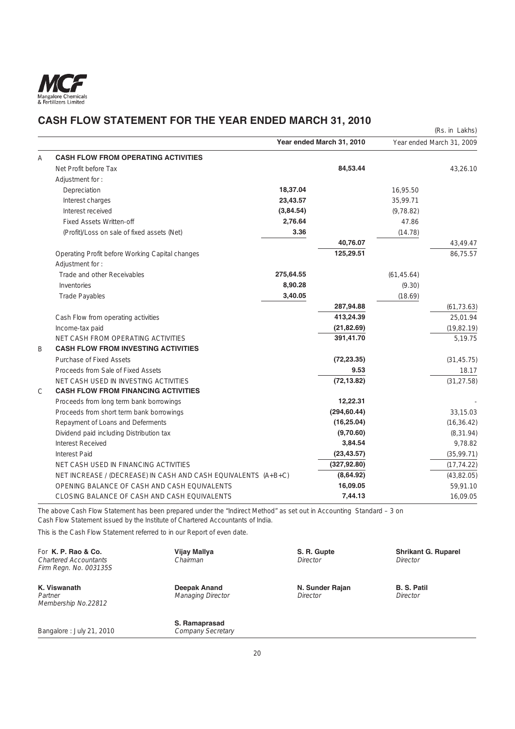# CASH FLOW STATEMENT FOR THE YEAR ENDED MARCH 31, 2010

(Rs. in Lakhs)

| | | Year ended March 31, 2010 | | Year ended March 31, 2009 | |
|---|---|---|---|---|---|
| A | **CASH FLOW FROM OPERATING ACTIVITIES** | | | | |
| | Net Profit before Tax | | **84,53.44** | | 43,26.10 |
| | Adjustment for : | | | | |
| | Depreciation | **18,37.04** | | 16,95.50 | |
| | Interest charges | **23,43.57** | | 35,99.71 | |
| | Interest received | **(3,84.54)** | | (9,78.82) | |
| | Fixed Assets Written-off | **2,76.64** | | 47.86 | |
| | (Profit)/Loss on sale of fixed assets (Net) | **3.36** | | (14.78) | |
| | | | **40,76.07** | | 43,49.47 |
| | Operating Profit before Working Capital changes | | **125,29.51** | | 86,75.57 |
| | Adjustment for : | | | | |
| | Trade and other Receivables | **275,64.55** | | (61,45.64) | |
| | Inventories | **8,90.28** | | (9.30) | |
| | Trade Payables | **3,40.05** | | (18.69) | |
| | | | **287,94.88** | | (61,73.63) |
| | Cash Flow from operating activities | | **413,24.39** | | 25,01.94 |
| | Income-tax paid | | **(21,82.69)** | | (19,82.19) |
| | NET CASH FROM OPERATING ACTIVITIES | | **391,41.70** | | 5,19.75 |
| B | **CASH FLOW FROM INVESTING ACTIVITIES** | | | | |
| | Purchase of Fixed Assets | | **(72,23.35)** | | (31,45.75) |
| | Proceeds from Sale of Fixed Assets | | **9.53** | | 18.17 |
| | NET CASH USED IN INVESTING ACTIVITIES | | **(72,13.82)** | | (31,27.58) |
| C | **CASH FLOW FROM FINANCING ACTIVITIES** | | | | |
| | Proceeds from long term bank borrowings | | **12,22.31** | | - |
| | Proceeds from short term bank borrowings | | **(294,60.44)** | | 33,15.03 |
| | Repayment of Loans and Deferments | | **(16,25.04)** | | (16,36.42) |
| | Dividend paid including Distribution tax | | **(9,70.60)** | | (8,31.94) |
| | Interest Received | | **3,84.54** | | 9,78.82 |
| | Interest Paid | | **(23,43.57)** | | (35,99.71) |
| | NET CASH USED IN FINANCING ACTIVITIES | | **(327,92.80)** | | (17,74.22) |
| | NET INCREASE / (DECREASE) IN CASH AND CASH EQUIVALENTS (A+B+C) | | **(8,64.92)** | | (43,82.05) |
| | OPENING BALANCE OF CASH AND CASH EQUIVALENTS | | **16,09.05** | | 59,91.10 |
| | CLOSING BALANCE OF CASH AND CASH EQUIVALENTS | | **7,44.13** | | 16,09.05 |

The above Cash Flow Statement has been prepared under the "Indirect Method" as set out in Accounting Standard – 3 on Cash Flow Statement issued by the Institute of Chartered Accountants of India.

This is the Cash Flow Statement referred to in our Report of even date.

For **K. P. Rao & Co.**
*Chartered Accountants*
*Firm Regn. No. 003135S*

**K. Viswanath**
*Partner*
*Membership No.22812*

Bangalore : July 21, 2010

**Vijay Mallya**
*Chairman*

**Deepak Anand**
*Managing Director*

**S. Ramaprasad**
*Company Secretary*

**S. R. Gupte**
*Director*

**N. Sunder Rajan**
*Director*

**Shrikant G. Ruparel**
*Director*

**B. S. Patil**
*Director*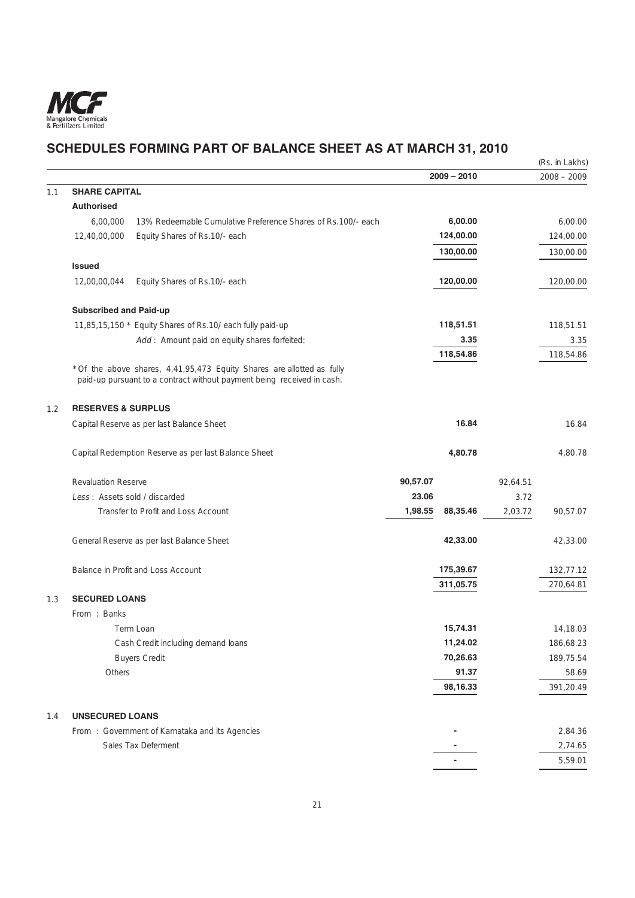## SCHEDULES FORMING PART OF BALANCE SHEET AS AT MARCH 31, 2010

(Rs. in Lakhs)

| | | | 2009 – 2010 | | 2008 – 2009 |
|---|---|---|---|---|---|
| 1.1 | **SHARE CAPITAL** | | | | |
| | **Authorised** | | | | |
| | 6,00,000 13% Redeemable Cumulative Preference Shares of Rs.100/- each | | **6,00.00** | | 6,00.00 |
| | 12,40,00,000 Equity Shares of Rs.10/- each | | **124,00.00** | | 124,00.00 |
| | | | **130,00.00** | | 130,00.00 |
| | **Issued** | | | | |
| | 12,00,00,044 Equity Shares of Rs.10/- each | | **120,00.00** | | 120,00.00 |
| | **Subscribed and Paid-up** | | | | |
| | 11,85,15,150 * Equity Shares of Rs.10/ each fully paid-up | | **118,51.51** | | 118,51.51 |
| | *Add* : Amount paid on equity shares forfeited: | | **3.35** | | 3.35 |
| | | | **118,54.86** | | 118,54.86 |
| | * Of the above shares, 4,41,95,473 Equity Shares are allotted as fully paid-up pursuant to a contract without payment being received in cash. | | | | |
| 1.2 | **RESERVES & SURPLUS** | | | | |
| | Capital Reserve as per last Balance Sheet | | **16.84** | | 16.84 |
| | Capital Redemption Reserve as per last Balance Sheet | | **4,80.78** | | 4,80.78 |
| | Revaluation Reserve | **90,57.07** | | 92,64.51 | |
| | *Less* : Assets sold / discarded | **23.06** | | 3.72 | |
| | Transfer to Profit and Loss Account | **1,98.55** | **88,35.46** | 2,03.72 | 90,57.07 |
| | General Reserve as per last Balance Sheet | | **42,33.00** | | 42,33.00 |
| | Balance in Profit and Loss Account | | **175,39.67** | | 132,77.12 |
| | | | **311,05.75** | | 270,64.81 |
| 1.3 | **SECURED LOANS** | | | | |
| | From : Banks | | | | |
| | Term Loan | | **15,74.31** | | 14,18.03 |
| | Cash Credit including demand loans | | **11,24.02** | | 186,68.23 |
| | Buyers Credit | | **70,26.63** | | 189,75.54 |
| | Others | | **91.37** | | 58.69 |
| | | | **98,16.33** | | 391,20.49 |
| 1.4 | **UNSECURED LOANS** | | | | |
| | From : Government of Karnataka and its Agencies | | **-** | | 2,84.36 |
| | Sales Tax Deferment | | **-** | | 2,74.65 |
| | | | **-** | | 5,59.01 |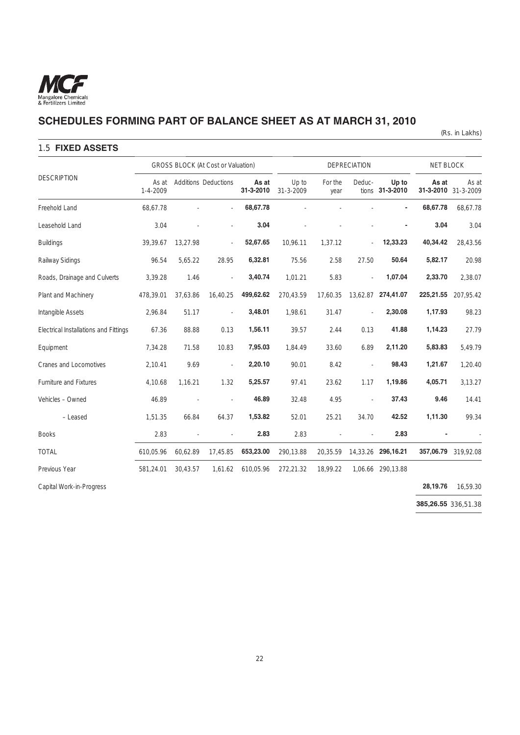## SCHEDULES FORMING PART OF BALANCE SHEET AS AT MARCH 31, 2010

(Rs. in Lakhs)

### 1.5 FIXED ASSETS

| DESCRIPTION | GROSS BLOCK (At Cost or Valuation) | | | | DEPRECIATION | | | | NET BLOCK | |
|---|---|---|---|---|---|---|---|---|---|---|
| | As at 1-4-2009 | Additions | Deductions | **As at 31-3-2010** | Up to 31-3-2009 | For the year | Deductions | **Up to 31-3-2010** | **As at 31-3-2010** | As at 31-3-2009 |
| Freehold Land | 68,67.78 | - | - | **68,67.78** | - | - | - | **-** | **68,67.78** | 68,67.78 |
| Leasehold Land | 3.04 | - | - | **3.04** | - | - | - | **-** | **3.04** | 3.04 |
| Buildings | 39,39.67 | 13,27.98 | - | **52,67.65** | 10,96.11 | 1,37.12 | - | **12,33.23** | **40,34.42** | 28,43.56 |
| Railway Sidings | 96.54 | 5,65.22 | 28.95 | **6,32.81** | 75.56 | 2.58 | 27.50 | **50.64** | **5,82.17** | 20.98 |
| Roads, Drainage and Culverts | 3,39.28 | 1.46 | - | **3,40.74** | 1,01.21 | 5.83 | - | **1,07.04** | **2,33.70** | 2,38.07 |
| Plant and Machinery | 478,39.01 | 37,63.86 | 16,40.25 | **499,62.62** | 270,43.59 | 17,60.35 | 13,62.87 | **274,41.07** | **225,21.55** | 207,95.42 |
| Intangible Assets | 2,96.84 | 51.17 | - | **3,48.01** | 1,98.61 | 31.47 | - | **2,30.08** | **1,17.93** | 98.23 |
| Electrical Installations and Fittings | 67.36 | 88.88 | 0.13 | **1,56.11** | 39.57 | 2.44 | 0.13 | **41.88** | **1,14.23** | 27.79 |
| Equipment | 7,34.28 | 71.58 | 10.83 | **7,95.03** | 1,84.49 | 33.60 | 6.89 | **2,11.20** | **5,83.83** | 5,49.79 |
| Cranes and Locomotives | 2,10.41 | 9.69 | - | **2,20.10** | 90.01 | 8.42 | - | **98.43** | **1,21.67** | 1,20.40 |
| Furniture and Fixtures | 4,10.68 | 1,16.21 | 1.32 | **5,25.57** | 97.41 | 23.62 | 1.17 | **1,19.86** | **4,05.71** | 3,13.27 |
| Vehicles – Owned | 46.89 | - | - | **46.89** | 32.48 | 4.95 | - | **37.43** | **9.46** | 14.41 |
| – Leased | 1,51.35 | 66.84 | 64.37 | **1,53.82** | 52.01 | 25.21 | 34.70 | **42.52** | **1,11.30** | 99.34 |
| Books | 2.83 | - | - | **2.83** | 2.83 | - | - | **2.83** | **-** | - |
| TOTAL | 610,05.96 | 60,62.89 | 17,45.85 | **653,23.00** | 290,13.88 | 20,35.59 | 14,33.26 | **296,16.21** | **357,06.79** | 319,92.08 |
| Previous Year | 581,24.01 | 30,43.57 | 1,61.62 | 610,05.96 | 272,21.32 | 18,99.22 | 1,06.66 | 290,13.88 | | |
| Capital Work-in-Progress | | | | | | | | | **28,19.76** | 16,59.30 |
| | | | | | | | | | **385,26.55** | 336,51.38 |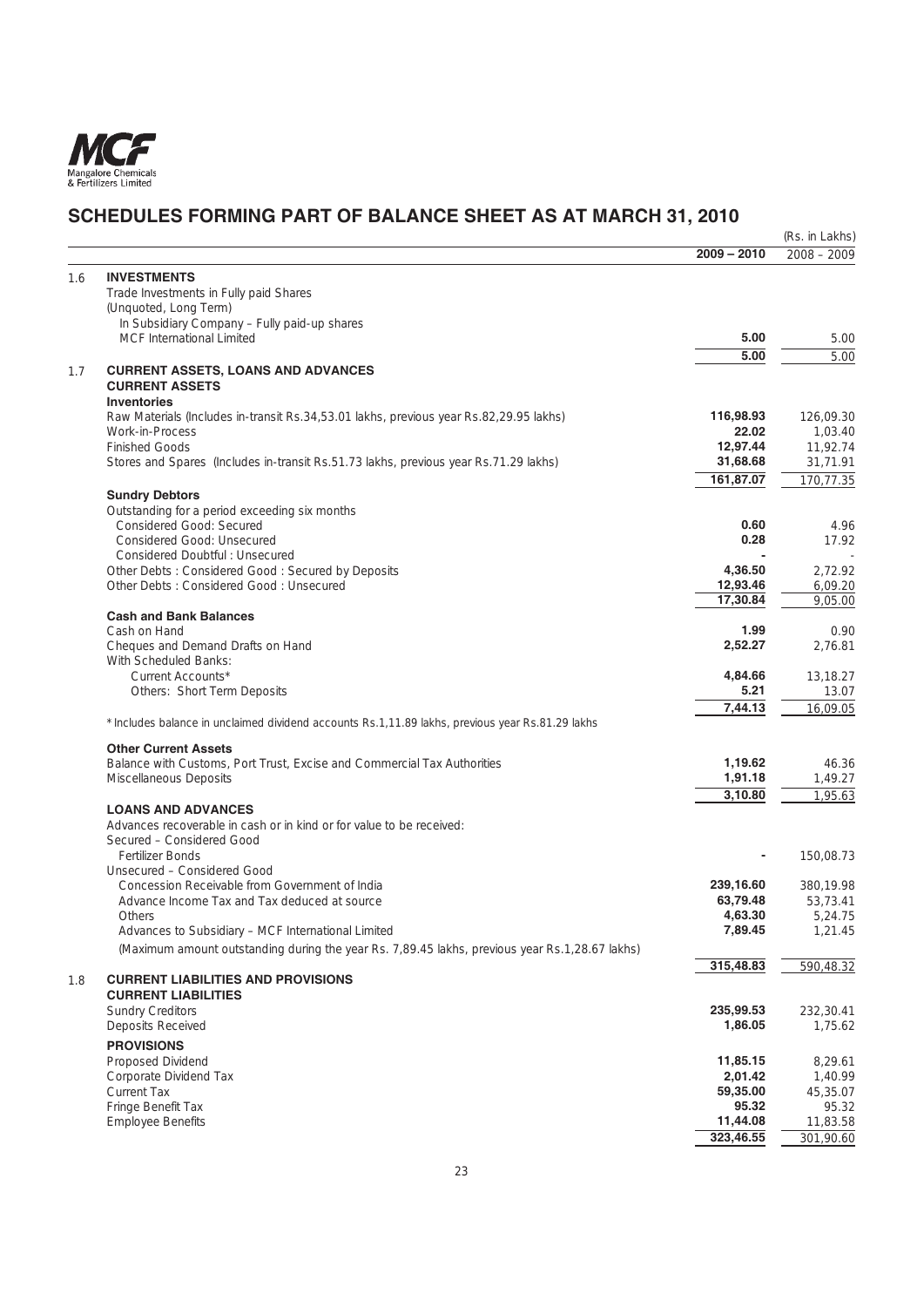## SCHEDULES FORMING PART OF BALANCE SHEET AS AT MARCH 31, 2010

(Rs. in Lakhs)

| | | 2009 – 2010 | 2008 – 2009 |
|---|---|---|---|
| 1.6 | **INVESTMENTS** | | |
| | Trade Investments in Fully paid Shares | | |
| | (Unquoted, Long Term) | | |
| | In Subsidiary Company – Fully paid-up shares | | |
| | MCF International Limited | **5.00** | 5.00 |
| | | **5.00** | 5.00 |
| 1.7 | **CURRENT ASSETS, LOANS AND ADVANCES** | | |
| | **CURRENT ASSETS** | | |
| | **Inventories** | | |
| | Raw Materials (Includes in-transit Rs.34,53.01 lakhs, previous year Rs.82,29.95 lakhs) | **116,98.93** | 126,09.30 |
| | Work-in-Process | **22.02** | 1,03.40 |
| | Finished Goods | **12,97.44** | 11,92.74 |
| | Stores and Spares (Includes in-transit Rs.51.73 lakhs, previous year Rs.71.29 lakhs) | **31,68.68** | 31,71.91 |
| | | **161,87.07** | 170,77.35 |
| | **Sundry Debtors** | | |
| | Outstanding for a period exceeding six months | | |
| | Considered Good: Secured | **0.60** | 4.96 |
| | Considered Good: Unsecured | **0.28** | 17.92 |
| | Considered Doubtful : Unsecured | **-** | - |
| | Other Debts : Considered Good : Secured by Deposits | **4,36.50** | 2,72.92 |
| | Other Debts : Considered Good : Unsecured | **12,93.46** | 6,09.20 |
| | | **17,30.84** | 9,05.00 |
| | **Cash and Bank Balances** | | |
| | Cash on Hand | **1.99** | 0.90 |
| | Cheques and Demand Drafts on Hand | **2,52.27** | 2,76.81 |
| | With Scheduled Banks: | | |
| | Current Accounts* | **4,84.66** | 13,18.27 |
| | Others: Short Term Deposits | **5.21** | 13.07 |
| | | **7,44.13** | 16,09.05 |
| | * Includes balance in unclaimed dividend accounts Rs.1,11.89 lakhs, previous year Rs.81.29 lakhs | | |
| | **Other Current Assets** | | |
| | Balance with Customs, Port Trust, Excise and Commercial Tax Authorities | **1,19.62** | 46.36 |
| | Miscellaneous Deposits | **1,91.18** | 1,49.27 |
| | | **3,10.80** | 1,95.63 |
| | **LOANS AND ADVANCES** | | |
| | Advances recoverable in cash or in kind or for value to be received: | | |
| | Secured – Considered Good | | |
| | Fertilizer Bonds | **-** | 150,08.73 |
| | Unsecured – Considered Good | | |
| | Concession Receivable from Government of India | **239,16.60** | 380,19.98 |
| | Advance Income Tax and Tax deduced at source | **63,79.48** | 53,73.41 |
| | Others | **4,63.30** | 5,24.75 |
| | Advances to Subsidiary – MCF International Limited | **7,89.45** | 1,21.45 |
| | (Maximum amount outstanding during the year Rs. 7,89.45 lakhs, previous year Rs.1,28.67 lakhs) | | |
| | | **315,48.83** | 590,48.32 |
| 1.8 | **CURRENT LIABILITIES AND PROVISIONS** | | |
| | **CURRENT LIABILITIES** | | |
| | Sundry Creditors | **235,99.53** | 232,30.41 |
| | Deposits Received | **1,86.05** | 1,75.62 |
| | **PROVISIONS** | | |
| | Proposed Dividend | **11,85.15** | 8,29.61 |
| | Corporate Dividend Tax | **2,01.42** | 1,40.99 |
| | Current Tax | **59,35.00** | 45,35.07 |
| | Fringe Benefit Tax | **95.32** | 95.32 |
| | Employee Benefits | **11,44.08** | 11,83.58 |
| | | **323,46.55** | 301,90.60 |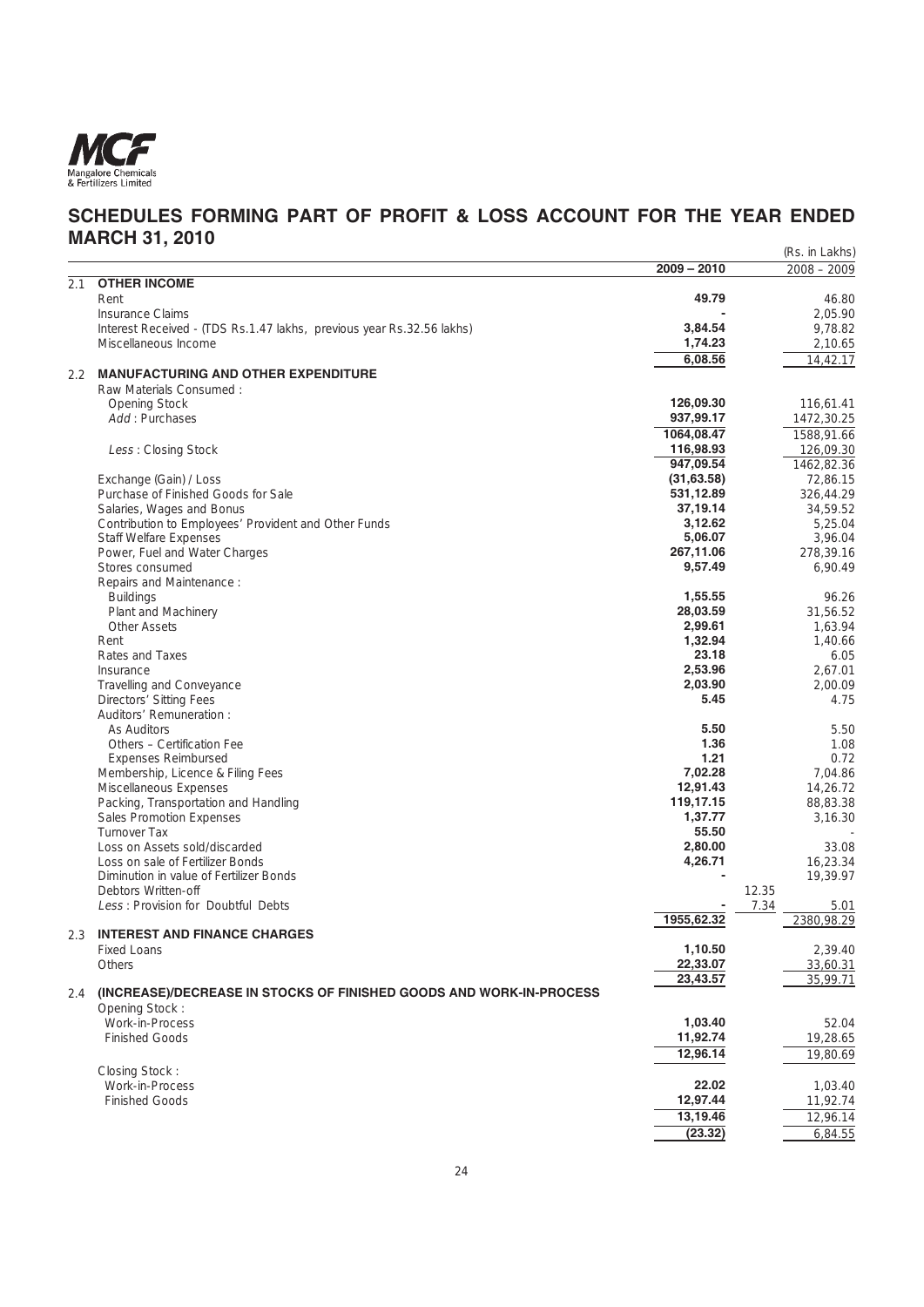# SCHEDULES FORMING PART OF PROFIT & LOSS ACCOUNT FOR THE YEAR ENDED MARCH 31, 2010

(Rs. in Lakhs)

| | | 2009 – 2010 | | 2008 – 2009 |
|---|---|---|---|---|
| **2.1** | **OTHER INCOME** | | | |
| | Rent | **49.79** | | 46.80 |
| | Insurance Claims | **-** | | 2,05.90 |
| | Interest Received - (TDS Rs.1.47 lakhs, previous year Rs.32.56 lakhs) | **3,84.54** | | 9,78.82 |
| | Miscellaneous Income | **1,74.23** | | 2,10.65 |
| | | **6,08.56** | | 14,42.17 |
| **2.2** | **MANUFACTURING AND OTHER EXPENDITURE** | | | |
| | Raw Materials Consumed : | | | |
| | Opening Stock | **126,09.30** | | 116,61.41 |
| | *Add* : Purchases | **937,99.17** | | 1472,30.25 |
| | | **1064,08.47** | | 1588,91.66 |
| | *Less* : Closing Stock | **116,98.93** | | 126,09.30 |
| | | **947,09.54** | | 1462,82.36 |
| | Exchange (Gain) / Loss | **(31,63.58)** | | 72,86.15 |
| | Purchase of Finished Goods for Sale | **531,12.89** | | 326,44.29 |
| | Salaries, Wages and Bonus | **37,19.14** | | 34,59.52 |
| | Contribution to Employees' Provident and Other Funds | **3,12.62** | | 5,25.04 |
| | Staff Welfare Expenses | **5,06.07** | | 3,96.04 |
| | Power, Fuel and Water Charges | **267,11.06** | | 278,39.16 |
| | Stores consumed | **9,57.49** | | 6,90.49 |
| | Repairs and Maintenance : | | | |
| | Buildings | **1,55.55** | | 96.26 |
| | Plant and Machinery | **28,03.59** | | 31,56.52 |
| | Other Assets | **2,99.61** | | 1,63.94 |
| | Rent | **1,32.94** | | 1,40.66 |
| | Rates and Taxes | **23.18** | | 6.05 |
| | Insurance | **2,53.96** | | 2,67.01 |
| | Travelling and Conveyance | **2,03.90** | | 2,00.09 |
| | Directors' Sitting Fees | **5.45** | | 4.75 |
| | Auditors' Remuneration : | | | |
| | As Auditors | **5.50** | | 5.50 |
| | Others – Certification Fee | **1.36** | | 1.08 |
| | Expenses Reimbursed | **1.21** | | 0.72 |
| | Membership, Licence & Filing Fees | **7,02.28** | | 7,04.86 |
| | Miscellaneous Expenses | **12,91.43** | | 14,26.72 |
| | Packing, Transportation and Handling | **119,17.15** | | 88,83.38 |
| | Sales Promotion Expenses | **1,37.77** | | 3,16.30 |
| | Turnover Tax | **55.50** | | - |
| | Loss on Assets sold/discarded | **2,80.00** | | 33.08 |
| | Loss on sale of Fertilizer Bonds | **4,26.71** | | 16,23.34 |
| | Diminution in value of Fertilizer Bonds | **-** | | 19,39.97 |
| | Debtors Written-off | | 12.35 | |
| | *Less* : Provision for Doubtful Debts | **-** | 7.34 | 5.01 |
| | | **1955,62.32** | | 2380,98.29 |
| **2.3** | **INTEREST AND FINANCE CHARGES** | | | |
| | Fixed Loans | **1,10.50** | | 2,39.40 |
| | Others | **22,33.07** | | 33,60.31 |
| | | **23,43.57** | | 35,99.71 |
| **2.4** | **(INCREASE)/DECREASE IN STOCKS OF FINISHED GOODS AND WORK-IN-PROCESS** | | | |
| | Opening Stock : | | | |
| | Work-in-Process | **1,03.40** | | 52.04 |
| | Finished Goods | **11,92.74** | | 19,28.65 |
| | | **12,96.14** | | 19,80.69 |
| | Closing Stock : | | | |
| | Work-in-Process | **22.02** | | 1,03.40 |
| | Finished Goods | **12,97.44** | | 11,92.74 |
| | | **13,19.46** | | 12,96.14 |
| | | **(23.32)** | | 6,84.55 |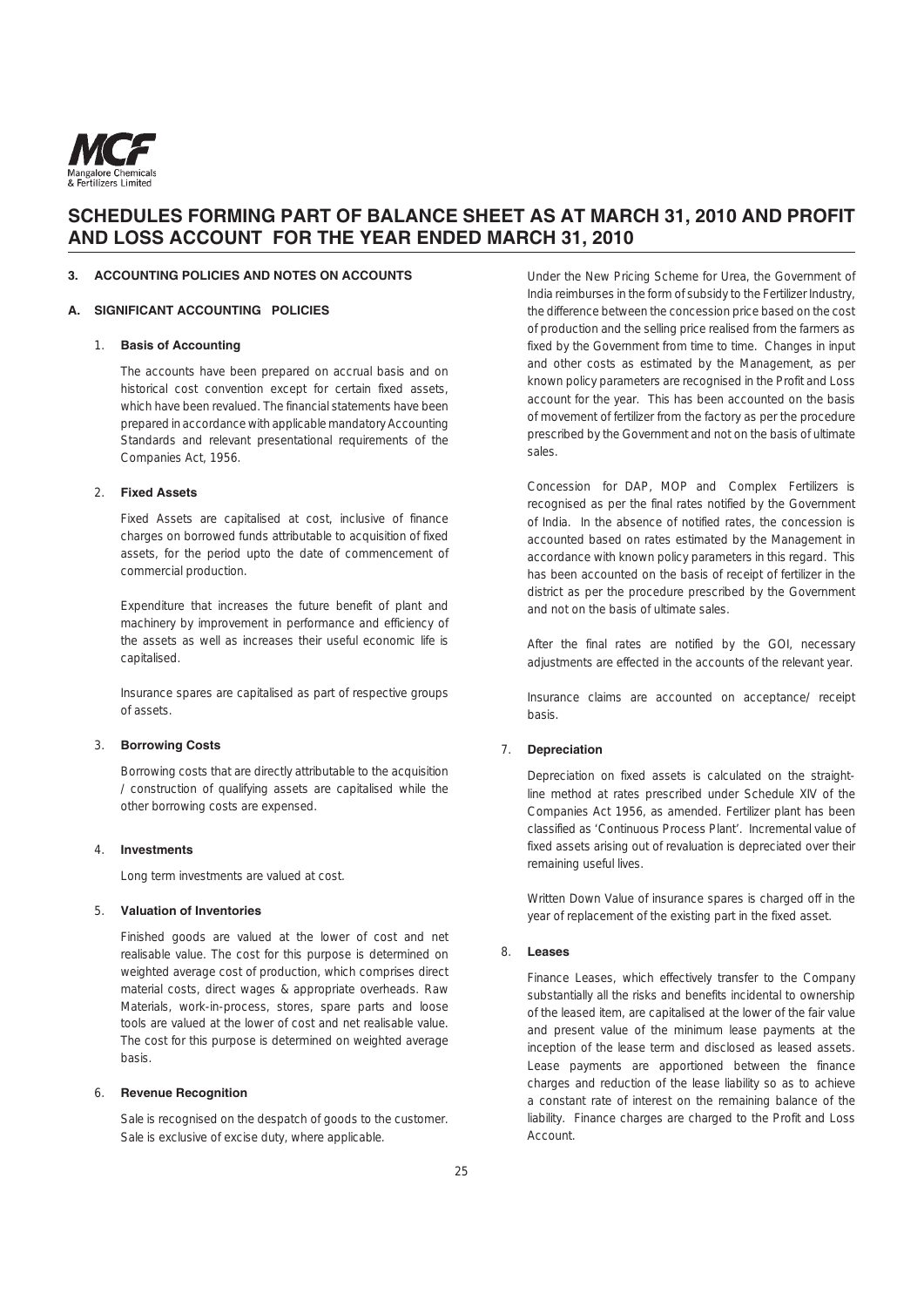# SCHEDULES FORMING PART OF BALANCE SHEET AS AT MARCH 31, 2010 AND PROFIT AND LOSS ACCOUNT FOR THE YEAR ENDED MARCH 31, 2010

## 3. ACCOUNTING POLICIES AND NOTES ON ACCOUNTS

### A. SIGNIFICANT ACCOUNTING POLICIES

1. **Basis of Accounting**

   The accounts have been prepared on accrual basis and on historical cost convention except for certain fixed assets, which have been revalued. The financial statements have been prepared in accordance with applicable mandatory Accounting Standards and relevant presentational requirements of the Companies Act, 1956.

2. **Fixed Assets**

   Fixed Assets are capitalised at cost, inclusive of finance charges on borrowed funds attributable to acquisition of fixed assets, for the period upto the date of commencement of commercial production.

   Expenditure that increases the future benefit of plant and machinery by improvement in performance and efficiency of the assets as well as increases their useful economic life is capitalised.

   Insurance spares are capitalised as part of respective groups of assets.

3. **Borrowing Costs**

   Borrowing costs that are directly attributable to the acquisition / construction of qualifying assets are capitalised while the other borrowing costs are expensed.

4. **Investments**

   Long term investments are valued at cost.

5. **Valuation of Inventories**

   Finished goods are valued at the lower of cost and net realisable value. The cost for this purpose is determined on weighted average cost of production, which comprises direct material costs, direct wages & appropriate overheads. Raw Materials, work-in-process, stores, spare parts and loose tools are valued at the lower of cost and net realisable value. The cost for this purpose is determined on weighted average basis.

6. **Revenue Recognition**

   Sale is recognised on the despatch of goods to the customer. Sale is exclusive of excise duty, where applicable.

   Under the New Pricing Scheme for Urea, the Government of India reimburses in the form of subsidy to the Fertilizer Industry, the difference between the concession price based on the cost of production and the selling price realised from the farmers as fixed by the Government from time to time. Changes in input and other costs as estimated by the Management, as per known policy parameters are recognised in the Profit and Loss account for the year. This has been accounted on the basis of movement of fertilizer from the factory as per the procedure prescribed by the Government and not on the basis of ultimate sales.

   Concession for DAP, MOP and Complex Fertilizers is recognised as per the final rates notified by the Government of India. In the absence of notified rates, the concession is accounted based on rates estimated by the Management in accordance with known policy parameters in this regard. This has been accounted on the basis of receipt of fertilizer in the district as per the procedure prescribed by the Government and not on the basis of ultimate sales.

   After the final rates are notified by the GOI, necessary adjustments are effected in the accounts of the relevant year.

   Insurance claims are accounted on acceptance/ receipt basis.

7. **Depreciation**

   Depreciation on fixed assets is calculated on the straight-line method at rates prescribed under Schedule XIV of the Companies Act 1956, as amended. Fertilizer plant has been classified as 'Continuous Process Plant'. Incremental value of fixed assets arising out of revaluation is depreciated over their remaining useful lives.

   Written Down Value of insurance spares is charged off in the year of replacement of the existing part in the fixed asset.

8. **Leases**

   Finance Leases, which effectively transfer to the Company substantially all the risks and benefits incidental to ownership of the leased item, are capitalised at the lower of the fair value and present value of the minimum lease payments at the inception of the lease term and disclosed as leased assets. Lease payments are apportioned between the finance charges and reduction of the lease liability so as to achieve a constant rate of interest on the remaining balance of the liability. Finance charges are charged to the Profit and Loss Account.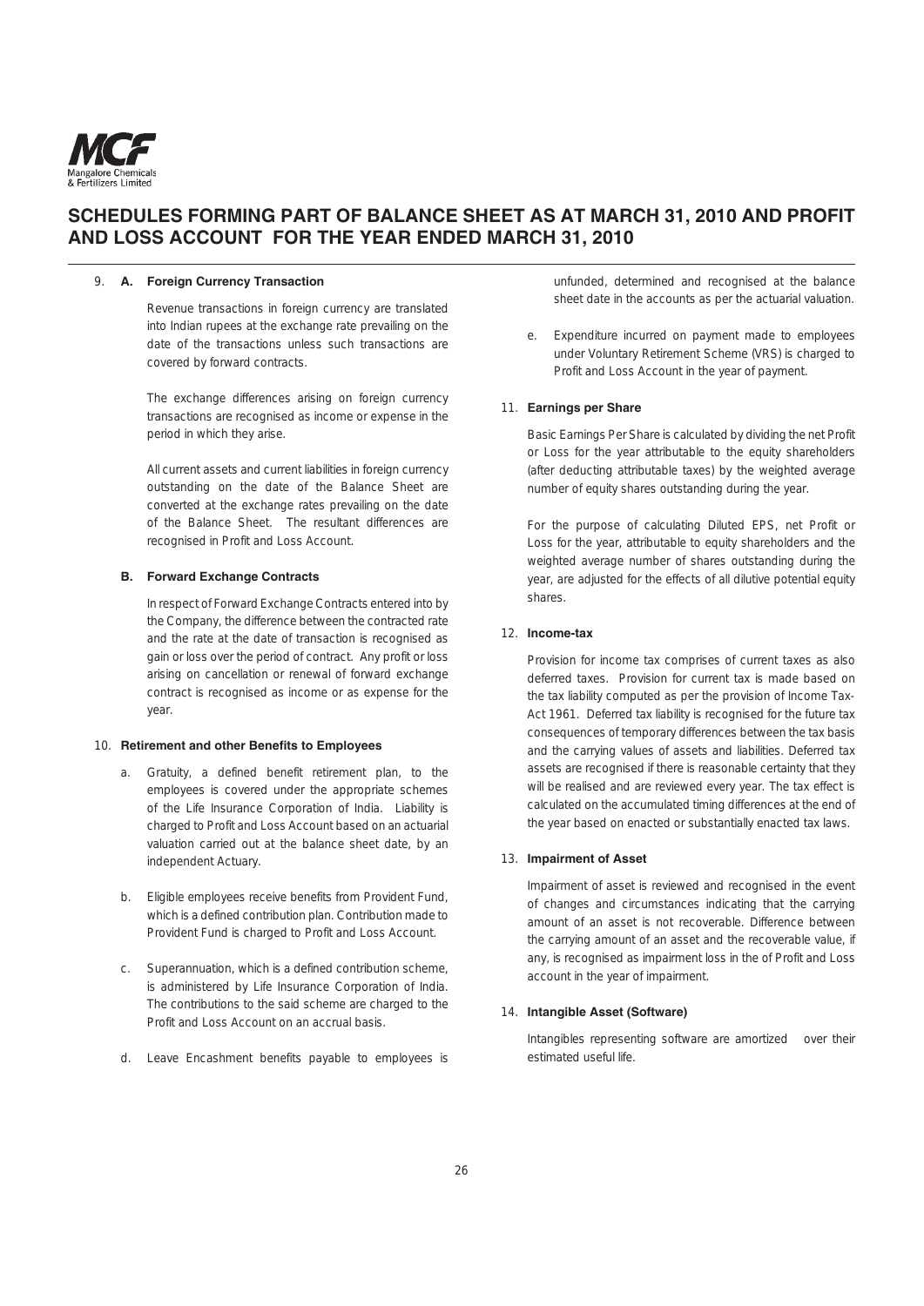# SCHEDULES FORMING PART OF BALANCE SHEET AS AT MARCH 31, 2010 AND PROFIT AND LOSS ACCOUNT FOR THE YEAR ENDED MARCH 31, 2010

9. **A. Foreign Currency Transaction**

   Revenue transactions in foreign currency are translated into Indian rupees at the exchange rate prevailing on the date of the transactions unless such transactions are covered by forward contracts.

   The exchange differences arising on foreign currency transactions are recognised as income or expense in the period in which they arise.

   All current assets and current liabilities in foreign currency outstanding on the date of the Balance Sheet are converted at the exchange rates prevailing on the date of the Balance Sheet. The resultant differences are recognised in Profit and Loss Account.

   **B. Forward Exchange Contracts**

   In respect of Forward Exchange Contracts entered into by the Company, the difference between the contracted rate and the rate at the date of transaction is recognised as gain or loss over the period of contract. Any profit or loss arising on cancellation or renewal of forward exchange contract is recognised as income or as expense for the year.

10. **Retirement and other Benefits to Employees**

    a. Gratuity, a defined benefit retirement plan, to the employees is covered under the appropriate schemes of the Life Insurance Corporation of India. Liability is charged to Profit and Loss Account based on an actuarial valuation carried out at the balance sheet date, by an independent Actuary.

    b. Eligible employees receive benefits from Provident Fund, which is a defined contribution plan. Contribution made to Provident Fund is charged to Profit and Loss Account.

    c. Superannuation, which is a defined contribution scheme, is administered by Life Insurance Corporation of India. The contributions to the said scheme are charged to the Profit and Loss Account on an accrual basis.

    d. Leave Encashment benefits payable to employees is unfunded, determined and recognised at the balance sheet date in the accounts as per the actuarial valuation.

    e. Expenditure incurred on payment made to employees under Voluntary Retirement Scheme (VRS) is charged to Profit and Loss Account in the year of payment.

11. **Earnings per Share**

    Basic Earnings Per Share is calculated by dividing the net Profit or Loss for the year attributable to the equity shareholders (after deducting attributable taxes) by the weighted average number of equity shares outstanding during the year.

    For the purpose of calculating Diluted EPS, net Profit or Loss for the year, attributable to equity shareholders and the weighted average number of shares outstanding during the year, are adjusted for the effects of all dilutive potential equity shares.

12. **Income-tax**

    Provision for income tax comprises of current taxes as also deferred taxes. Provision for current tax is made based on the tax liability computed as per the provision of Income Tax-Act 1961. Deferred tax liability is recognised for the future tax consequences of temporary differences between the tax basis and the carrying values of assets and liabilities. Deferred tax assets are recognised if there is reasonable certainty that they will be realised and are reviewed every year. The tax effect is calculated on the accumulated timing differences at the end of the year based on enacted or substantially enacted tax laws.

13. **Impairment of Asset**

    Impairment of asset is reviewed and recognised in the event of changes and circumstances indicating that the carrying amount of an asset is not recoverable. Difference between the carrying amount of an asset and the recoverable value, if any, is recognised as impairment loss in the of Profit and Loss account in the year of impairment.

14. **Intangible Asset (Software)**

    Intangibles representing software are amortized over their estimated useful life.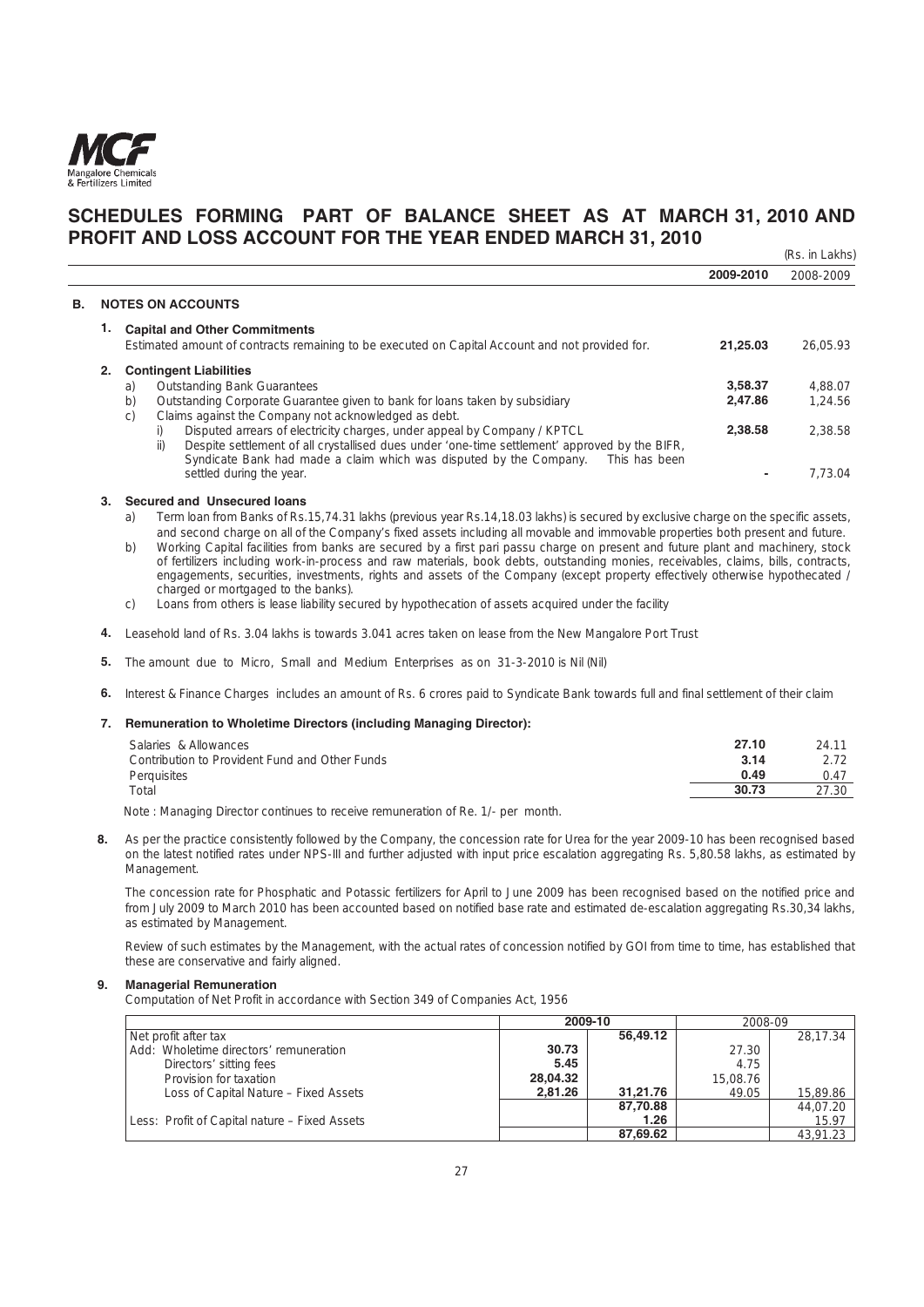# SCHEDULES FORMING PART OF BALANCE SHEET AS AT MARCH 31, 2010 AND PROFIT AND LOSS ACCOUNT FOR THE YEAR ENDED MARCH 31, 2010

(Rs. in Lakhs)

| | **2009-2010** | 2008-2009 |
|---|---|---|

## B. NOTES ON ACCOUNTS

**1. Capital and Other Commitments**

| | **2009-2010** | 2008-2009 |
|---|---|---|
| Estimated amount of contracts remaining to be executed on Capital Account and not provided for. | **21,25.03** | 26,05.93 |

**2. Contingent Liabilities**

| | **2009-2010** | 2008-2009 |
|---|---|---|
| a) Outstanding Bank Guarantees | **3,58.37** | 4,88.07 |
| b) Outstanding Corporate Guarantee given to bank for loans taken by subsidiary | **2,47.86** | 1,24.56 |
| c) Claims against the Company not acknowledged as debt. | | |
| i) Disputed arrears of electricity charges, under appeal by Company / KPTCL | **2,38.58** | 2,38.58 |
| ii) Despite settlement of all crystallised dues under 'one-time settlement' approved by the BIFR, Syndicate Bank had made a claim which was disputed by the Company. This has been settled during the year. | **-** | 7,73.04 |

**3. Secured and Unsecured loans**

a) Term loan from Banks of Rs.15,74.31 lakhs (previous year Rs.14,18.03 lakhs) is secured by exclusive charge on the specific assets, and second charge on all of the Company's fixed assets including all movable and immovable properties both present and future.

b) Working Capital facilities from banks are secured by a first pari passu charge on present and future plant and machinery, stock of fertilizers including work-in-process and raw materials, book debts, outstanding monies, receivables, claims, bills, contracts, engagements, securities, investments, rights and assets of the Company (except property effectively otherwise hypothecated / charged or mortgaged to the banks).

c) Loans from others is lease liability secured by hypothecation of assets acquired under the facility

**4.** Leasehold land of Rs. 3.04 lakhs is towards 3.041 acres taken on lease from the New Mangalore Port Trust

**5.** The amount due to Micro, Small and Medium Enterprises as on 31-3-2010 is Nil (Nil)

**6.** Interest & Finance Charges includes an amount of Rs. 6 crores paid to Syndicate Bank towards full and final settlement of their claim

**7. Remuneration to Wholetime Directors (including Managing Director):**

| | **2009-2010** | 2008-2009 |
|---|---|---|
| Salaries & Allowances | **27.10** | 24.11 |
| Contribution to Provident Fund and Other Funds | **3.14** | 2.72 |
| Perquisites | **0.49** | 0.47 |
| Total | **30.73** | 27.30 |

Note : Managing Director continues to receive remuneration of Re. 1/- per month.

**8.** As per the practice consistently followed by the Company, the concession rate for Urea for the year 2009-10 has been recognised based on the latest notified rates under NPS-III and further adjusted with input price escalation aggregating Rs. 5,80.58 lakhs, as estimated by Management.

The concession rate for Phosphatic and Potassic fertilizers for April to June 2009 has been recognised based on the notified price and from July 2009 to March 2010 has been accounted based on notified base rate and estimated de-escalation aggregating Rs.30,34 lakhs, as estimated by Management.

Review of such estimates by the Management, with the actual rates of concession notified by GOI from time to time, has established that these are conservative and fairly aligned.

**9. Managerial Remuneration**

Computation of Net Profit in accordance with Section 349 of Companies Act, 1956

| | **2009-10** | | 2008-09 | |
|---|---|---|---|---|
| Net profit after tax | | **56,49.12** | | 28,17.34 |
| Add: Wholetime directors' remuneration | **30.73** | | 27.30 | |
| Directors' sitting fees | **5.45** | | 4.75 | |
| Provision for taxation | **28,04.32** | | 15,08.76 | |
| Loss of Capital Nature – Fixed Assets | **2,81.26** | **31,21.76** | 49.05 | 15,89.86 |
| | | **87,70.88** | | 44,07.20 |
| Less: Profit of Capital nature – Fixed Assets | | **1.26** | | 15.97 |
| | | **87,69.62** | | 43,91.23 |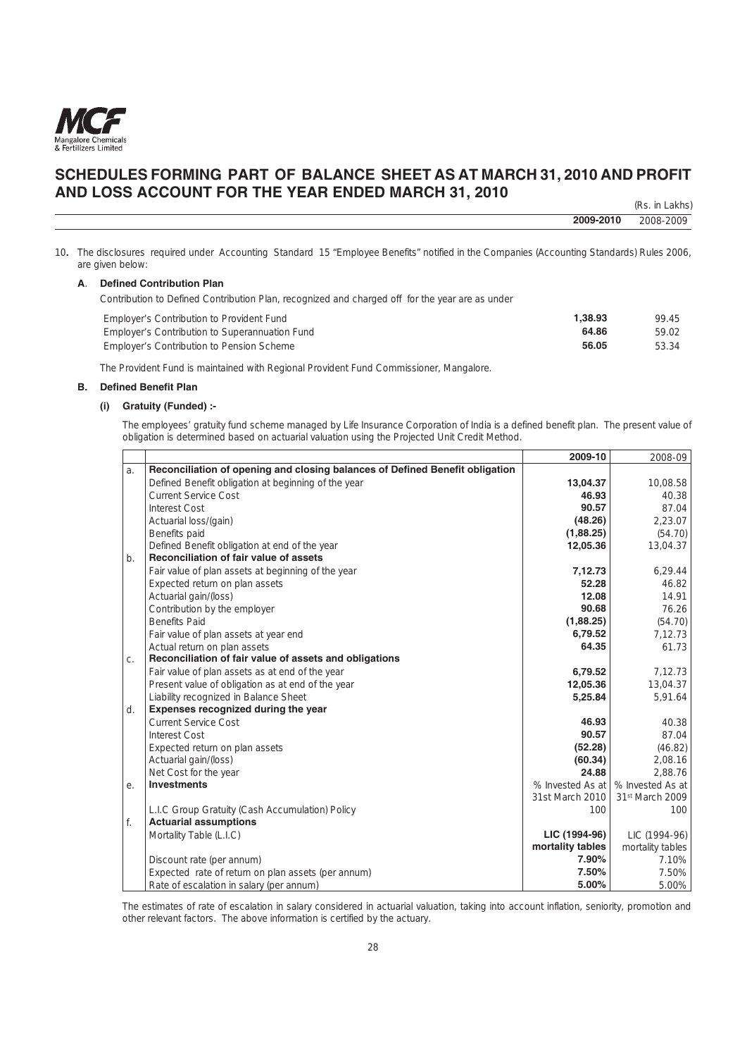# SCHEDULES FORMING PART OF BALANCE SHEET AS AT MARCH 31, 2010 AND PROFIT AND LOSS ACCOUNT FOR THE YEAR ENDED MARCH 31, 2010

(Rs. in Lakhs)

| | 2009-2010 | 2008-2009 |
|---|---|---|

10. The disclosures required under Accounting Standard 15 "Employee Benefits" notified in the Companies (Accounting Standards) Rules 2006, are given below:

**A. Defined Contribution Plan**

Contribution to Defined Contribution Plan, recognized and charged off for the year are as under

| | 2009-2010 | 2008-2009 |
|---|---|---|
| Employer's Contribution to Provident Fund | **1,38.93** | 99.45 |
| Employer's Contribution to Superannuation Fund | **64.86** | 59.02 |
| Employer's Contribution to Pension Scheme | **56.05** | 53.34 |

The Provident Fund is maintained with Regional Provident Fund Commissioner, Mangalore.

**B. Defined Benefit Plan**

**(i) Gratuity (Funded) :-**

The employees' gratuity fund scheme managed by Life Insurance Corporation of India is a defined benefit plan. The present value of obligation is determined based on actuarial valuation using the Projected Unit Credit Method.

| | | 2009-10 | 2008-09 |
|---|---|---|---|
| a. | **Reconciliation of opening and closing balances of Defined Benefit obligation** | | |
| | Defined Benefit obligation at beginning of the year | **13,04.37** | 10,08.58 |
| | Current Service Cost | **46.93** | 40.38 |
| | Interest Cost | **90.57** | 87.04 |
| | Actuarial loss/(gain) | **(48.26)** | 2,23.07 |
| | Benefits paid | **(1,88.25)** | (54.70) |
| | Defined Benefit obligation at end of the year | **12,05.36** | 13,04.37 |
| b. | **Reconciliation of fair value of assets** | | |
| | Fair value of plan assets at beginning of the year | **7,12.73** | 6,29.44 |
| | Expected return on plan assets | **52.28** | 46.82 |
| | Actuarial gain/(loss) | **12.08** | 14.91 |
| | Contribution by the employer | **90.68** | 76.26 |
| | Benefits Paid | **(1,88.25)** | (54.70) |
| | Fair value of plan assets at year end | **6,79.52** | 7,12.73 |
| | Actual return on plan assets | **64.35** | 61.73 |
| c. | **Reconciliation of fair value of assets and obligations** | | |
| | Fair value of plan assets as at end of the year | **6,79.52** | 7,12.73 |
| | Present value of obligation as at end of the year | **12,05.36** | 13,04.37 |
| | Liability recognized in Balance Sheet | **5,25.84** | 5,91.64 |
| d. | **Expenses recognized during the year** | | |
| | Current Service Cost | **46.93** | 40.38 |
| | Interest Cost | **90.57** | 87.04 |
| | Expected return on plan assets | **(52.28)** | (46.82) |
| | Actuarial gain/(loss) | **(60.34)** | 2,08.16 |
| | Net Cost for the year | **24.88** | 2,88.76 |
| e. | **Investments** | % Invested As at 31st March 2010 | % Invested As at 31st March 2009 |
| | L.I.C Group Gratuity (Cash Accumulation) Policy | 100 | 100 |
| f. | **Actuarial assumptions** | | |
| | Mortality Table (L.I.C) | **LIC (1994-96) mortality tables** | LIC (1994-96) mortality tables |
| | Discount rate (per annum) | **7.90%** | 7.10% |
| | Expected rate of return on plan assets (per annum) | **7.50%** | 7.50% |
| | Rate of escalation in salary (per annum) | **5.00%** | 5.00% |

The estimates of rate of escalation in salary considered in actuarial valuation, taking into account inflation, seniority, promotion and other relevant factors. The above information is certified by the actuary.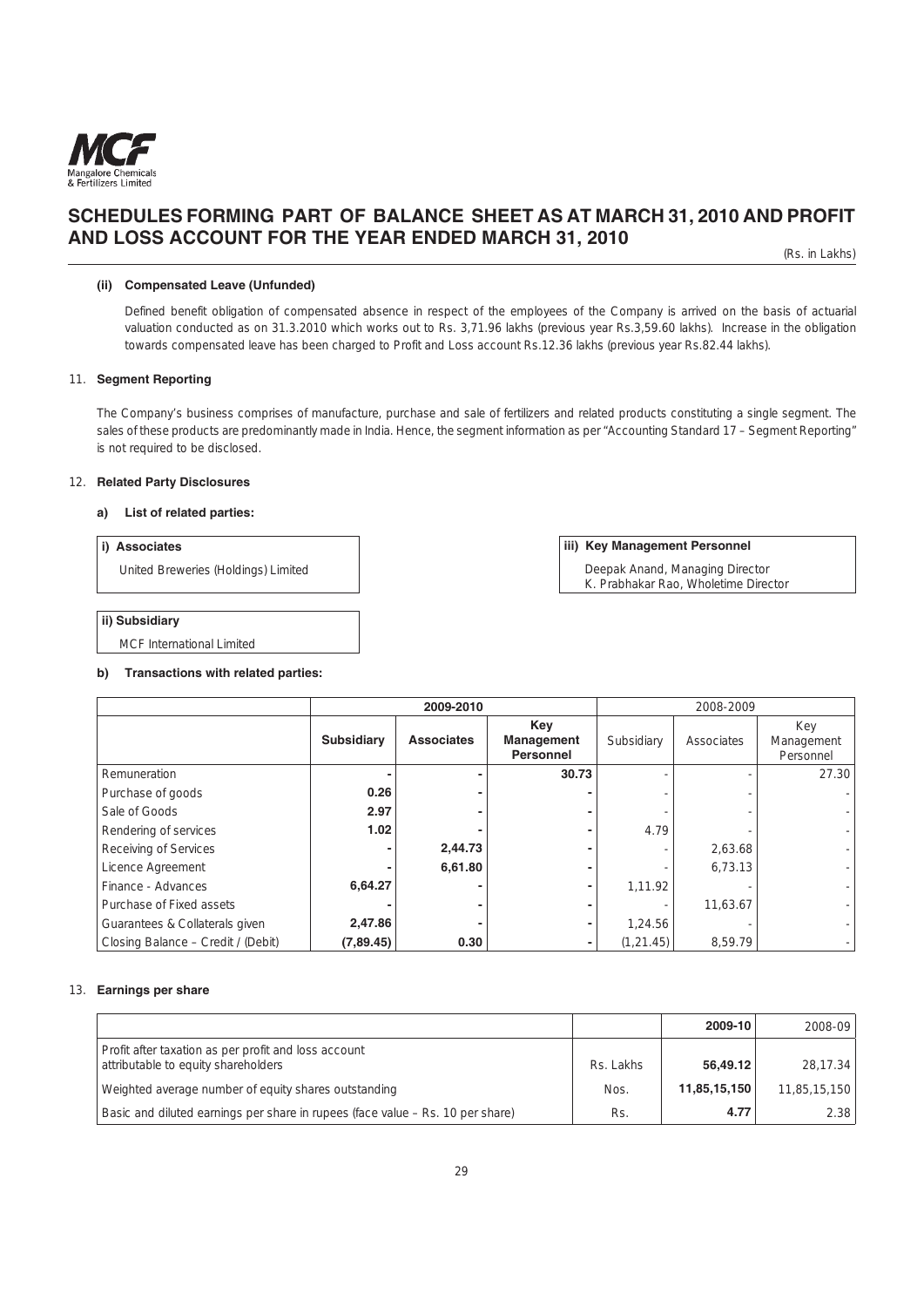# SCHEDULES FORMING PART OF BALANCE SHEET AS AT MARCH 31, 2010 AND PROFIT AND LOSS ACCOUNT FOR THE YEAR ENDED MARCH 31, 2010

(Rs. in Lakhs)

**(ii) Compensated Leave (Unfunded)**

Defined benefit obligation of compensated absence in respect of the employees of the Company is arrived on the basis of actuarial valuation conducted as on 31.3.2010 which works out to Rs. 3,71.96 lakhs (previous year Rs.3,59.60 lakhs). Increase in the obligation towards compensated leave has been charged to Profit and Loss account Rs.12.36 lakhs (previous year Rs.82.44 lakhs).

11. **Segment Reporting**

The Company's business comprises of manufacture, purchase and sale of fertilizers and related products constituting a single segment. The sales of these products are predominantly made in India. Hence, the segment information as per "Accounting Standard 17 – Segment Reporting" is not required to be disclosed.

12. **Related Party Disclosures**

**a) List of related parties:**

**i) Associates**

United Breweries (Holdings) Limited

**ii) Subsidiary**

MCF International Limited

**iii) Key Management Personnel**

Deepak Anand, Managing Director
K. Prabhakar Rao, Wholetime Director

**b) Transactions with related parties:**

| | **2009-2010** | | | 2008-2009 | | |
|---|---|---|---|---|---|---|
| | **Subsidiary** | **Associates** | **Key Management Personnel** | Subsidiary | Associates | Key Management Personnel |
| Remuneration | **-** | **-** | **30.73** | - | - | 27.30 |
| Purchase of goods | **0.26** | **-** | **-** | - | - | - |
| Sale of Goods | **2.97** | **-** | **-** | - | - | - |
| Rendering of services | **1.02** | **-** | **-** | 4.79 | - | - |
| Receiving of Services | **-** | **2,44.73** | **-** | - | 2,63.68 | - |
| Licence Agreement | **-** | **6,61.80** | **-** | - | 6,73.13 | - |
| Finance - Advances | **6,64.27** | **-** | **-** | 1,11.92 | - | - |
| Purchase of Fixed assets | **-** | **-** | **-** | - | 11,63.67 | - |
| Guarantees & Collaterals given | **2,47.86** | **-** | **-** | 1,24.56 | - | - |
| Closing Balance – Credit / (Debit) | **(7,89.45)** | **0.30** | **-** | (1,21.45) | 8,59.79 | - |

13. **Earnings per share**

| | | **2009-10** | 2008-09 |
|---|---|---|---|
| Profit after taxation as per profit and loss account attributable to equity shareholders | Rs. Lakhs | **56,49.12** | 28,17.34 |
| Weighted average number of equity shares outstanding | Nos. | **11,85,15,150** | 11,85,15,150 |
| Basic and diluted earnings per share in rupees (face value – Rs. 10 per share) | Rs. | **4.77** | 2.38 |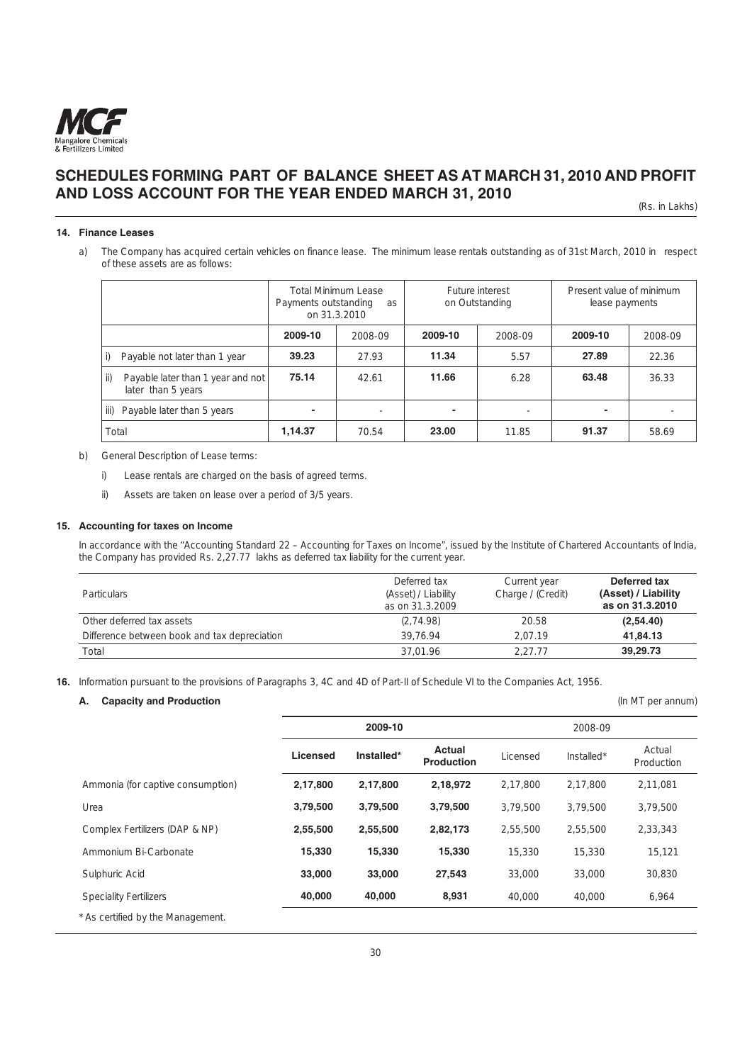# SCHEDULES FORMING PART OF BALANCE SHEET AS AT MARCH 31, 2010 AND PROFIT AND LOSS ACCOUNT FOR THE YEAR ENDED MARCH 31, 2010

(Rs. in Lakhs)

### 14. Finance Leases

a) The Company has acquired certain vehicles on finance lease. The minimum lease rentals outstanding as of 31st March, 2010 in respect of these assets are as follows:

| | Total Minimum Lease Payments outstanding as on 31.3.2010 | | Future interest on Outstanding | | Present value of minimum lease payments | |
|---|---|---|---|---|---|---|
| | **2009-10** | 2008-09 | **2009-10** | 2008-09 | **2009-10** | 2008-09 |
| i) Payable not later than 1 year | **39.23** | 27.93 | **11.34** | 5.57 | **27.89** | 22.36 |
| ii) Payable later than 1 year and not later than 5 years | **75.14** | 42.61 | **11.66** | 6.28 | **63.48** | 36.33 |
| iii) Payable later than 5 years | **-** | - | **-** | - | **-** | - |
| Total | **1,14.37** | 70.54 | **23.00** | 11.85 | **91.37** | 58.69 |

b) General Description of Lease terms:

i) Lease rentals are charged on the basis of agreed terms.

ii) Assets are taken on lease over a period of 3/5 years.

### 15. Accounting for taxes on Income

In accordance with the "Accounting Standard 22 – Accounting for Taxes on Income", issued by the Institute of Chartered Accountants of India, the Company has provided Rs. 2,27.77 lakhs as deferred tax liability for the current year.

| Particulars | Deferred tax (Asset) / Liability as on 31.3.2009 | Current year Charge / (Credit) | **Deferred tax (Asset) / Liability as on 31.3.2010** |
|---|---|---|---|
| Other deferred tax assets | (2,74.98) | 20.58 | **(2,54.40)** |
| Difference between book and tax depreciation | 39,76.94 | 2,07.19 | **41,84.13** |
| Total | 37,01.96 | 2,27.77 | **39,29.73** |

**16.** Information pursuant to the provisions of Paragraphs 3, 4C and 4D of Part-II of Schedule VI to the Companies Act, 1956.

**A. Capacity and Production**

(In MT per annum)

| | **2009-10** | | | 2008-09 | | |
|---|---|---|---|---|---|---|
| | **Licensed** | **Installed*** | **Actual Production** | Licensed | Installed* | Actual Production |
| Ammonia (for captive consumption) | **2,17,800** | **2,17,800** | **2,18,972** | 2,17,800 | 2,17,800 | 2,11,081 |
| Urea | **3,79,500** | **3,79,500** | **3,79,500** | 3,79,500 | 3,79,500 | 3,79,500 |
| Complex Fertilizers (DAP & NP) | **2,55,500** | **2,55,500** | **2,82,173** | 2,55,500 | 2,55,500 | 2,33,343 |
| Ammonium Bi-Carbonate | **15,330** | **15,330** | **15,330** | 15,330 | 15,330 | 15,121 |
| Sulphuric Acid | **33,000** | **33,000** | **27,543** | 33,000 | 33,000 | 30,830 |
| Speciality Fertilizers | **40,000** | **40,000** | **8,931** | 40,000 | 40,000 | 6,964 |

* As certified by the Management.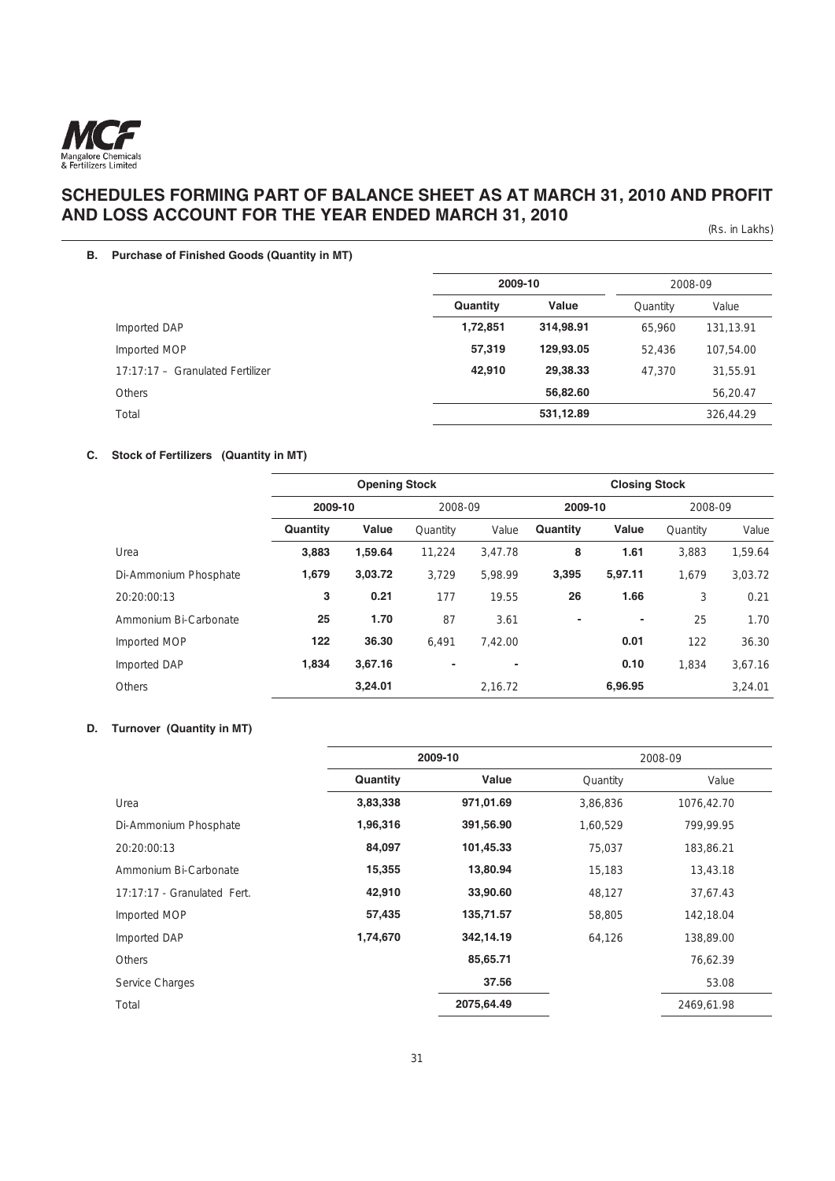## SCHEDULES FORMING PART OF BALANCE SHEET AS AT MARCH 31, 2010 AND PROFIT AND LOSS ACCOUNT FOR THE YEAR ENDED MARCH 31, 2010

(Rs. in Lakhs)

### B. Purchase of Finished Goods (Quantity in MT)

| | 2009-10 | | 2008-09 | |
|---|---|---|---|---|
| | **Quantity** | **Value** | Quantity | Value |
| Imported DAP | **1,72,851** | **314,98.91** | 65,960 | 131,13.91 |
| Imported MOP | **57,319** | **129,93.05** | 52,436 | 107,54.00 |
| 17:17:17 – Granulated Fertilizer | **42,910** | **29,38.33** | 47,370 | 31,55.91 |
| Others | | **56,82.60** | | 56,20.47 |
| Total | | **531,12.89** | | 326,44.29 |

### C. Stock of Fertilizers (Quantity in MT)

| | Opening Stock | | | | Closing Stock | | | |
|---|---|---|---|---|---|---|---|---|
| | 2009-10 | | 2008-09 | | 2009-10 | | 2008-09 | |
| | **Quantity** | **Value** | Quantity | Value | **Quantity** | **Value** | Quantity | Value |
| Urea | **3,883** | **1,59.64** | 11,224 | 3,47.78 | **8** | **1.61** | 3,883 | 1,59.64 |
| Di-Ammonium Phosphate | **1,679** | **3,03.72** | 3,729 | 5,98.99 | **3,395** | **5,97.11** | 1,679 | 3,03.72 |
| 20:20:00:13 | **3** | **0.21** | 177 | 19.55 | **26** | **1.66** | 3 | 0.21 |
| Ammonium Bi-Carbonate | **25** | **1.70** | 87 | 3.61 | **-** | **-** | 25 | 1.70 |
| Imported MOP | **122** | **36.30** | 6,491 | 7,42.00 | | **0.01** | 122 | 36.30 |
| Imported DAP | **1,834** | **3,67.16** | - | - | | **0.10** | 1,834 | 3,67.16 |
| Others | | **3,24.01** | | 2,16.72 | | **6,96.95** | | 3,24.01 |

### D. Turnover (Quantity in MT)

| | 2009-10 | | 2008-09 | |
|---|---|---|---|---|
| | **Quantity** | **Value** | Quantity | Value |
| Urea | **3,83,338** | **971,01.69** | 3,86,836 | 1076,42.70 |
| Di-Ammonium Phosphate | **1,96,316** | **391,56.90** | 1,60,529 | 799,99.95 |
| 20:20:00:13 | **84,097** | **101,45.33** | 75,037 | 183,86.21 |
| Ammonium Bi-Carbonate | **15,355** | **13,80.94** | 15,183 | 13,43.18 |
| 17:17:17 - Granulated Fert. | **42,910** | **33,90.60** | 48,127 | 37,67.43 |
| Imported MOP | **57,435** | **135,71.57** | 58,805 | 142,18.04 |
| Imported DAP | **1,74,670** | **342,14.19** | 64,126 | 138,89.00 |
| Others | | **85,65.71** | | 76,62.39 |
| Service Charges | | **37.56** | | 53.08 |
| Total | | **2075,64.49** | | 2469,61.98 |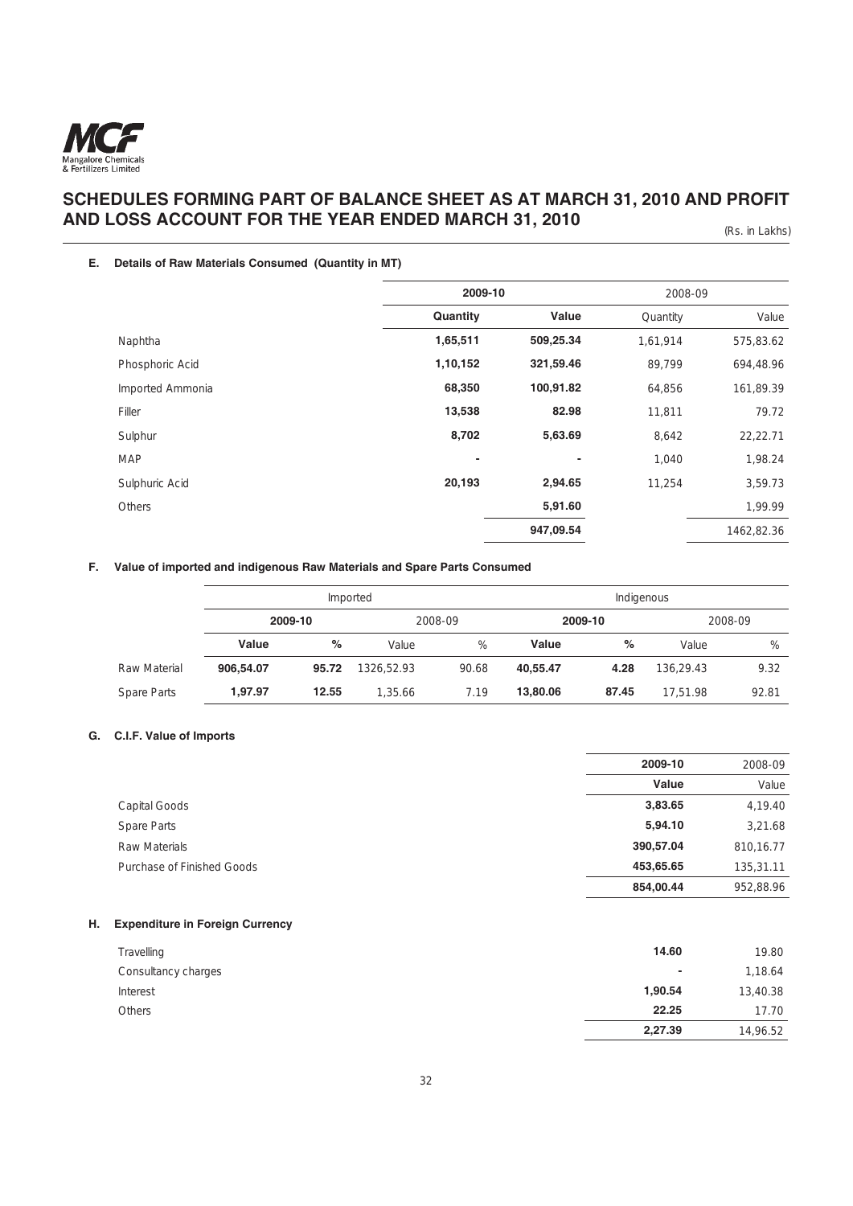## SCHEDULES FORMING PART OF BALANCE SHEET AS AT MARCH 31, 2010 AND PROFIT AND LOSS ACCOUNT FOR THE YEAR ENDED MARCH 31, 2010

(Rs. in Lakhs)

### E. Details of Raw Materials Consumed (Quantity in MT)

| | 2009-10 | | 2008-09 | |
|---|---|---|---|---|
| | **Quantity** | **Value** | Quantity | Value |
| Naphtha | **1,65,511** | **509,25.34** | 1,61,914 | 575,83.62 |
| Phosphoric Acid | **1,10,152** | **321,59.46** | 89,799 | 694,48.96 |
| Imported Ammonia | **68,350** | **100,91.82** | 64,856 | 161,89.39 |
| Filler | **13,538** | **82.98** | 11,811 | 79.72 |
| Sulphur | **8,702** | **5,63.69** | 8,642 | 22,22.71 |
| MAP | **-** | **-** | 1,040 | 1,98.24 |
| Sulphuric Acid | **20,193** | **2,94.65** | 11,254 | 3,59.73 |
| Others | | **5,91.60** | | 1,99.99 |
| | | **947,09.54** | | 1462,82.36 |

### F. Value of imported and indigenous Raw Materials and Spare Parts Consumed

| | Imported | | | | Indigenous | | | |
|---|---|---|---|---|---|---|---|---|
| | 2009-10 | | 2008-09 | | 2009-10 | | 2008-09 | |
| | **Value** | **%** | Value | % | **Value** | **%** | Value | % |
| Raw Material | **906,54.07** | **95.72** | 1326,52.93 | 90.68 | **40,55.47** | **4.28** | 136,29.43 | 9.32 |
| Spare Parts | **1,97.97** | **12.55** | 1,35.66 | 7.19 | **13,80.06** | **87.45** | 17,51.98 | 92.81 |

### G. C.I.F. Value of Imports

| | 2009-10 | 2008-09 |
|---|---|---|
| | **Value** | Value |
| Capital Goods | **3,83.65** | 4,19.40 |
| Spare Parts | **5,94.10** | 3,21.68 |
| Raw Materials | **390,57.04** | 810,16.77 |
| Purchase of Finished Goods | **453,65.65** | 135,31.11 |
| | **854,00.44** | 952,88.96 |

### H. Expenditure in Foreign Currency

| | 2009-10 | 2008-09 |
|---|---|---|
| Travelling | **14.60** | 19.80 |
| Consultancy charges | **-** | 1,18.64 |
| Interest | **1,90.54** | 13,40.38 |
| Others | **22.25** | 17.70 |
| | **2,27.39** | 14,96.52 |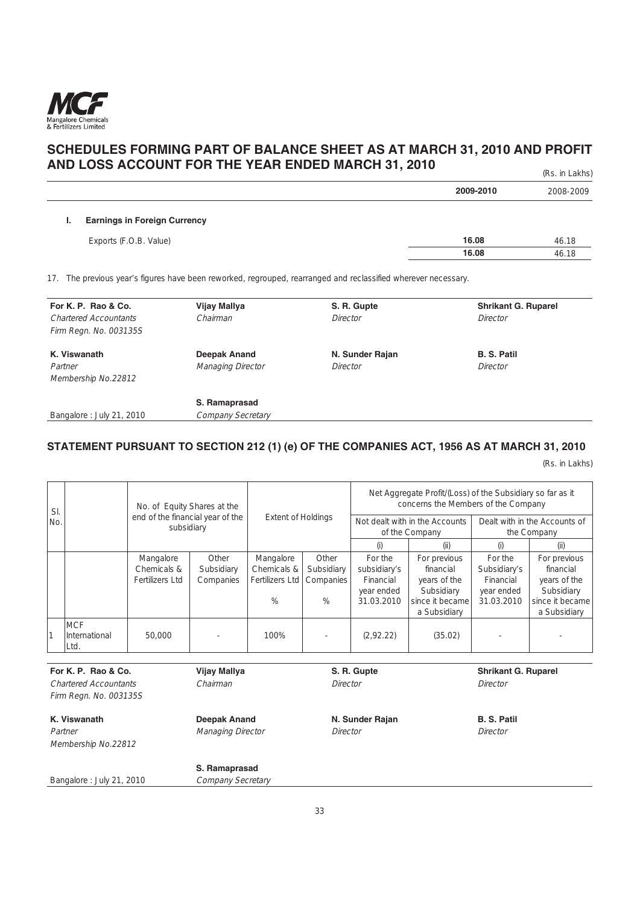# SCHEDULES FORMING PART OF BALANCE SHEET AS AT MARCH 31, 2010 AND PROFIT AND LOSS ACCOUNT FOR THE YEAR ENDED MARCH 31, 2010

(Rs. in Lakhs)

| | 2009-2010 | 2008-2009 |
|---|---|---|
| **I. Earnings in Foreign Currency** | | |
| Exports (F.O.B. Value) | **16.08** | 46.18 |
| | **16.08** | 46.18 |

17. The previous year's figures have been reworked, regrouped, rearranged and reclassified wherever necessary.

| | | | |
|---|---|---|---|
| **For K. P. Rao & Co.**<br>*Chartered Accountants*<br>*Firm Regn. No. 003135S* | **Vijay Mallya**<br>*Chairman* | **S. R. Gupte**<br>*Director* | **Shrikant G. Ruparel**<br>*Director* |
| **K. Viswanath**<br>*Partner*<br>*Membership No.22812* | **Deepak Anand**<br>*Managing Director* | **N. Sunder Rajan**<br>*Director* | **B. S. Patil**<br>*Director* |
| Bangalore : July 21, 2010 | **S. Ramaprasad**<br>*Company Secretary* | | |

## STATEMENT PURSUANT TO SECTION 212 (1) (e) OF THE COMPANIES ACT, 1956 AS AT MARCH 31, 2010

(Rs. in Lakhs)

| Sl. No. | | No. of Equity Shares at the end of the financial year of the subsidiary | | Extent of Holdings | | Net Aggregate Profit/(Loss) of the Subsidiary so far as it concerns the Members of the Company | | | |
|---|---|---|---|---|---|---|---|---|---|
| | | | | | | Not dealt with in the Accounts of the Company | | Dealt with in the Accounts of the Company | |
| | | | | | | (i) | (ii) | (i) | (ii) |
| | | Mangalore Chemicals & Fertilizers Ltd | Other Subsidiary Companies | Mangalore Chemicals & Fertilizers Ltd % | Other Subsidiary Companies % | For the subsidiary's Financial year ended 31.03.2010 | For previous financial years of the Subsidiary since it became a Subsidiary | For the Subsidiary's Financial year ended 31.03.2010 | For previous financial years of the Subsidiary since it became a Subsidiary |
| 1 | MCF International Ltd. | 50,000 | - | 100% | - | (2,92.22) | (35.02) | - | - |

| | | | |
|---|---|---|---|
| **For K. P. Rao & Co.**<br>*Chartered Accountants*<br>*Firm Regn. No. 003135S* | **Vijay Mallya**<br>*Chairman* | **S. R. Gupte**<br>*Director* | **Shrikant G. Ruparel**<br>*Director* |
| **K. Viswanath**<br>*Partner*<br>*Membership No.22812* | **Deepak Anand**<br>*Managing Director* | **N. Sunder Rajan**<br>*Director* | **B. S. Patil**<br>*Director* |
| Bangalore : July 21, 2010 | **S. Ramaprasad**<br>*Company Secretary* | | |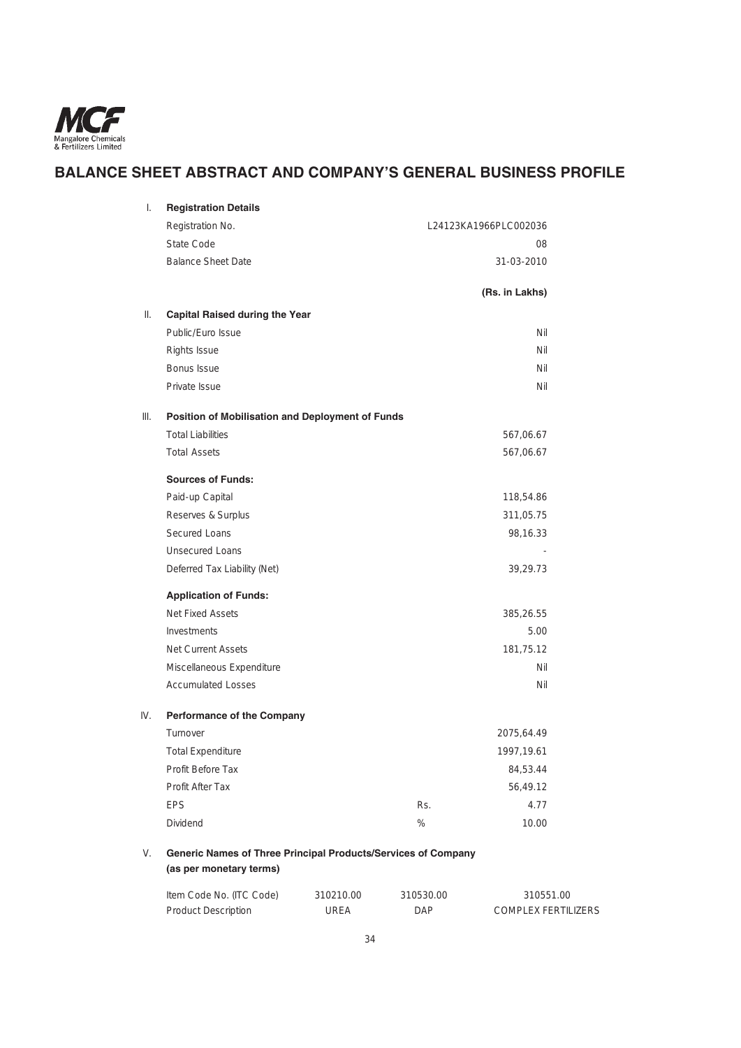# BALANCE SHEET ABSTRACT AND COMPANY'S GENERAL BUSINESS PROFILE

| | | | |
|---|---|---|---|
| I. | **Registration Details** | | |
| | Registration No. | | L24123KA1966PLC002036 |
| | State Code | | 08 |
| | Balance Sheet Date | | 31-03-2010 |
| | | | **(Rs. in Lakhs)** |
| II. | **Capital Raised during the Year** | | |
| | Public/Euro Issue | | Nil |
| | Rights Issue | | Nil |
| | Bonus Issue | | Nil |
| | Private Issue | | Nil |
| III. | **Position of Mobilisation and Deployment of Funds** | | |
| | Total Liabilities | | 567,06.67 |
| | Total Assets | | 567,06.67 |
| | **Sources of Funds:** | | |
| | Paid-up Capital | | 118,54.86 |
| | Reserves & Surplus | | 311,05.75 |
| | Secured Loans | | 98,16.33 |
| | Unsecured Loans | | - |
| | Deferred Tax Liability (Net) | | 39,29.73 |
| | **Application of Funds:** | | |
| | Net Fixed Assets | | 385,26.55 |
| | Investments | | 5.00 |
| | Net Current Assets | | 181,75.12 |
| | Miscellaneous Expenditure | | Nil |
| | Accumulated Losses | | Nil |
| IV. | **Performance of the Company** | | |
| | Turnover | | 2075,64.49 |
| | Total Expenditure | | 1997,19.61 |
| | Profit Before Tax | | 84,53.44 |
| | Profit After Tax | | 56,49.12 |
| | EPS | Rs. | 4.77 |
| | Dividend | % | 10.00 |

V. **Generic Names of Three Principal Products/Services of Company (as per monetary terms)**

| | | | |
|---|---|---|---|
| Item Code No. (ITC Code) | 310210.00 | 310530.00 | 310551.00 |
| Product Description | UREA | DAP | COMPLEX FERTILIZERS |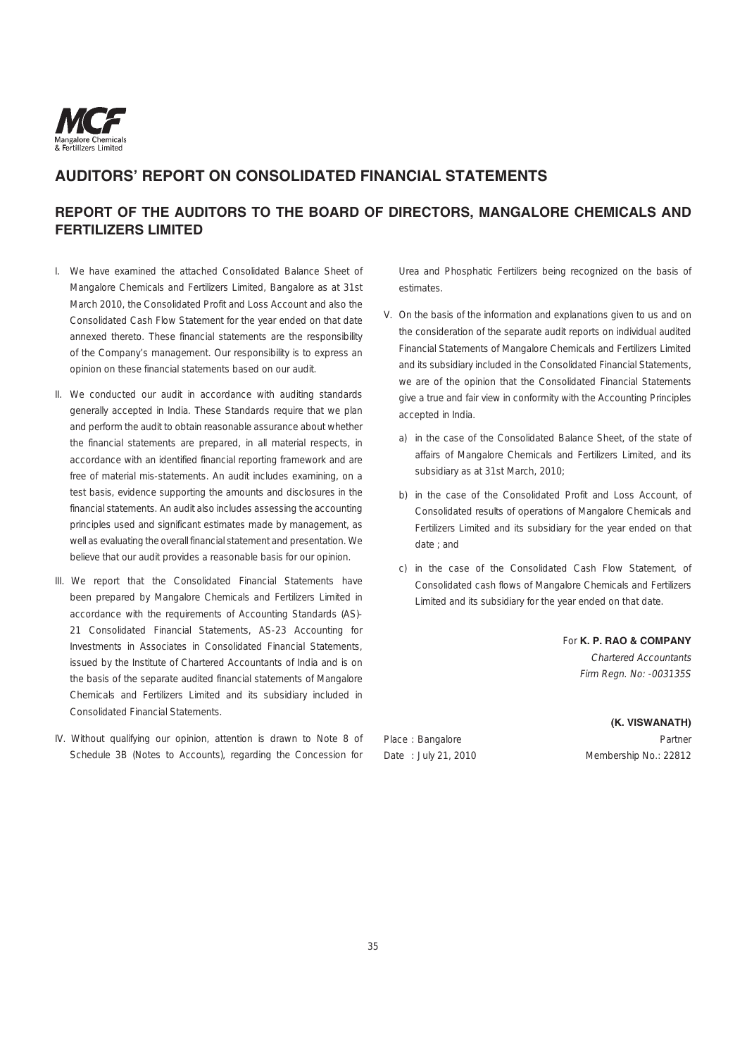# AUDITORS' REPORT ON CONSOLIDATED FINANCIAL STATEMENTS

## REPORT OF THE AUDITORS TO THE BOARD OF DIRECTORS, MANGALORE CHEMICALS AND FERTILIZERS LIMITED

I. We have examined the attached Consolidated Balance Sheet of Mangalore Chemicals and Fertilizers Limited, Bangalore as at 31st March 2010, the Consolidated Profit and Loss Account and also the Consolidated Cash Flow Statement for the year ended on that date annexed thereto. These financial statements are the responsibility of the Company's management. Our responsibility is to express an opinion on these financial statements based on our audit.

II. We conducted our audit in accordance with auditing standards generally accepted in India. These Standards require that we plan and perform the audit to obtain reasonable assurance about whether the financial statements are prepared, in all material respects, in accordance with an identified financial reporting framework and are free of material mis-statements. An audit includes examining, on a test basis, evidence supporting the amounts and disclosures in the financial statements. An audit also includes assessing the accounting principles used and significant estimates made by management, as well as evaluating the overall financial statement and presentation. We believe that our audit provides a reasonable basis for our opinion.

III. We report that the Consolidated Financial Statements have been prepared by Mangalore Chemicals and Fertilizers Limited in accordance with the requirements of Accounting Standards (AS)-21 Consolidated Financial Statements, AS-23 Accounting for Investments in Associates in Consolidated Financial Statements, issued by the Institute of Chartered Accountants of India and is on the basis of the separate audited financial statements of Mangalore Chemicals and Fertilizers Limited and its subsidiary included in Consolidated Financial Statements.

IV. Without qualifying our opinion, attention is drawn to Note 8 of Schedule 3B (Notes to Accounts), regarding the Concession for Urea and Phosphatic Fertilizers being recognized on the basis of estimates.

V. On the basis of the information and explanations given to us and on the consideration of the separate audit reports on individual audited Financial Statements of Mangalore Chemicals and Fertilizers Limited and its subsidiary included in the Consolidated Financial Statements, we are of the opinion that the Consolidated Financial Statements give a true and fair view in conformity with the Accounting Principles accepted in India.

a) in the case of the Consolidated Balance Sheet, of the state of affairs of Mangalore Chemicals and Fertilizers Limited, and its subsidiary as at 31st March, 2010;

b) in the case of the Consolidated Profit and Loss Account, of Consolidated results of operations of Mangalore Chemicals and Fertilizers Limited and its subsidiary for the year ended on that date ; and

c) in the case of the Consolidated Cash Flow Statement, of Consolidated cash flows of Mangalore Chemicals and Fertilizers Limited and its subsidiary for the year ended on that date.

For **K. P. RAO & COMPANY**
*Chartered Accountants*
*Firm Regn. No: -003135S*

**(K. VISWANATH)**
Partner
Membership No.: 22812

Place : Bangalore
Date : July 21, 2010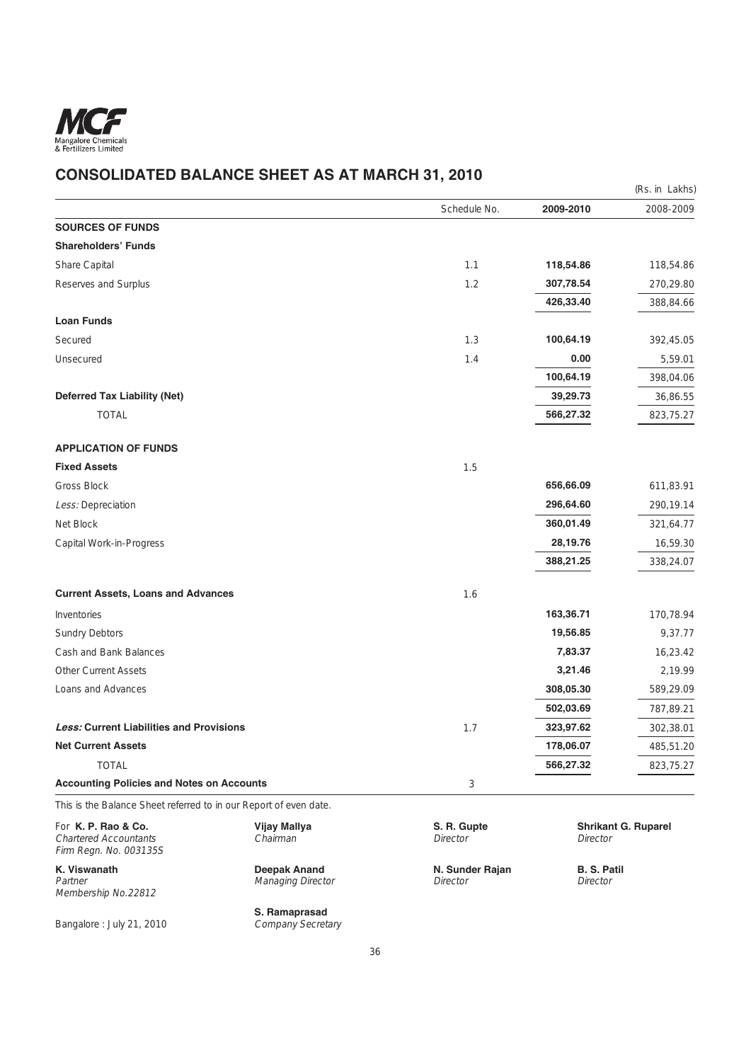Mangalore Chemicals & Fertilizers Limited

# CONSOLIDATED BALANCE SHEET AS AT MARCH 31, 2010

(Rs. in Lakhs)

| | Schedule No. | 2009-2010 | 2008-2009 |
|---|---|---|---|
| **SOURCES OF FUNDS** | | | |
| **Shareholders' Funds** | | | |
| Share Capital | 1.1 | **118,54.86** | 118,54.86 |
| Reserves and Surplus | 1.2 | **307,78.54** | 270,29.80 |
| | | **426,33.40** | 388,84.66 |
| **Loan Funds** | | | |
| Secured | 1.3 | **100,64.19** | 392,45.05 |
| Unsecured | 1.4 | **0.00** | 5,59.01 |
| | | **100,64.19** | 398,04.06 |
| **Deferred Tax Liability (Net)** | | **39,29.73** | 36,86.55 |
| TOTAL | | **566,27.32** | 823,75.27 |
| **APPLICATION OF FUNDS** | | | |
| **Fixed Assets** | 1.5 | | |
| Gross Block | | **656,66.09** | 611,83.91 |
| *Less:* Depreciation | | **296,64.60** | 290,19.14 |
| Net Block | | **360,01.49** | 321,64.77 |
| Capital Work-in-Progress | | **28,19.76** | 16,59.30 |
| | | **388,21.25** | 338,24.07 |
| **Current Assets, Loans and Advances** | 1.6 | | |
| Inventories | | **163,36.71** | 170,78.94 |
| Sundry Debtors | | **19,56.85** | 9,37.77 |
| Cash and Bank Balances | | **7,83.37** | 16,23.42 |
| Other Current Assets | | **3,21.46** | 2,19.99 |
| Loans and Advances | | **308,05.30** | 589,29.09 |
| | | **502,03.69** | 787,89.21 |
| ***Less:* Current Liabilities and Provisions** | 1.7 | **323,97.62** | 302,38.01 |
| **Net Current Assets** | | **178,06.07** | 485,51.20 |
| TOTAL | | **566,27.32** | 823,75.27 |
| **Accounting Policies and Notes on Accounts** | 3 | | |

This is the Balance Sheet referred to in our Report of even date.

For **K. P. Rao & Co.**
*Chartered Accountants*
*Firm Regn. No. 003135S*

**K. Viswanath**
*Partner*
*Membership No.22812*

Bangalore : July 21, 2010

**Vijay Mallya**
*Chairman*

**Deepak Anand**
*Managing Director*

**S. Ramaprasad**
*Company Secretary*

**S. R. Gupte**
*Director*

**N. Sunder Rajan**
*Director*

**Shrikant G. Ruparel**
*Director*

**B. S. Patil**
*Director*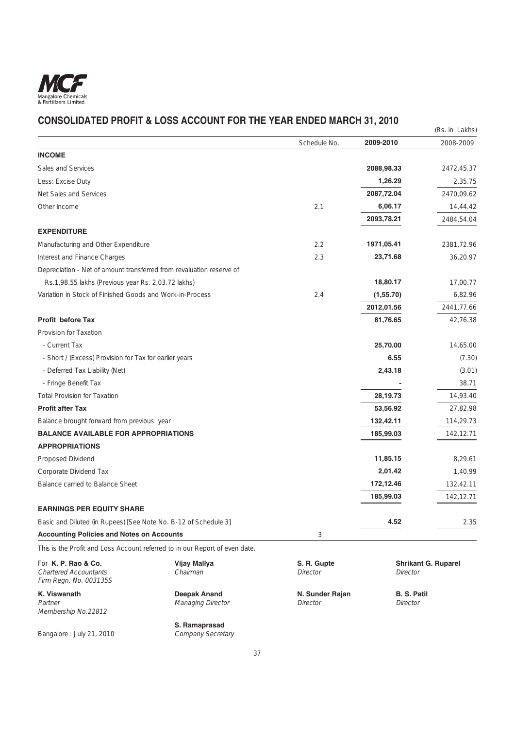Mangalore Chemicals & Fertilizers Limited

# CONSOLIDATED PROFIT & LOSS ACCOUNT FOR THE YEAR ENDED MARCH 31, 2010

(Rs. in Lakhs)

| | Schedule No. | 2009-2010 | 2008-2009 |
|---|---|---|---|
| **INCOME** | | | |
| Sales and Services | | **2088,98.33** | 2472,45.37 |
| Less: Excise Duty | | **1,26.29** | 2,35.75 |
| Net Sales and Services | | **2087,72.04** | 2470,09.62 |
| Other Income | 2.1 | **6,06.17** | 14,44.42 |
| | | **2093,78.21** | 2484,54.04 |
| **EXPENDITURE** | | | |
| Manufacturing and Other Expenditure | 2.2 | **1971,05.41** | 2381,72.96 |
| Interest and Finance Charges | 2.3 | **23,71.68** | 36,20.97 |
| Depreciation - Net of amount transferred from revaluation reserve of Rs.1,98.55 lakhs (Previous year Rs. 2,03.72 lakhs) | | **18,80.17** | 17,00.77 |
| Variation in Stock of Finished Goods and Work-in-Process | 2.4 | **(1,55.70)** | 6,82.96 |
| | | **2012,01.56** | 2441,77.66 |
| **Profit before Tax** | | **81,76.65** | 42,76.38 |
| Provision for Taxation | | | |
| - Current Tax | | **25,70.00** | 14,65.00 |
| - Short / (Excess) Provision for Tax for earlier years | | **6.55** | (7.30) |
| - Deferred Tax Liability (Net) | | **2,43.18** | (3.01) |
| - Fringe Benefit Tax | | **-** | 38.71 |
| Total Provision for Taxation | | **28,19.73** | 14,93.40 |
| **Profit after Tax** | | **53,56.92** | 27,82.98 |
| Balance brought forward from previous year | | **132,42.11** | 114,29.73 |
| **BALANCE AVAILABLE FOR APPROPRIATIONS** | | **185,99.03** | 142,12.71 |
| **APPROPRIATIONS** | | | |
| Proposed Dividend | | **11,85.15** | 8,29.61 |
| Corporate Dividend Tax | | **2,01.42** | 1,40.99 |
| Balance carried to Balance Sheet | | **172,12.46** | 132,42.11 |
| | | **185,99.03** | 142,12.71 |
| **EARNINGS PER EQUITY SHARE** | | | |
| Basic and Diluted (in Rupees) [See Note No. B-12 of Schedule 3] | | **4.52** | 2.35 |
| **Accounting Policies and Notes on Accounts** | 3 | | |

This is the Profit and Loss Account referred to in our Report of even date.

For **K. P. Rao & Co.**
*Chartered Accountants*
*Firm Regn. No. 003135S*

**K. Viswanath**
*Partner*
*Membership No.22812*

Bangalore : July 21, 2010

**Vijay Mallya**
*Chairman*

**Deepak Anand**
*Managing Director*

**S. Ramaprasad**
*Company Secretary*

**S. R. Gupte**
*Director*

**N. Sunder Rajan**
*Director*

**Shrikant G. Ruparel**
*Director*

**B. S. Patil**
*Director*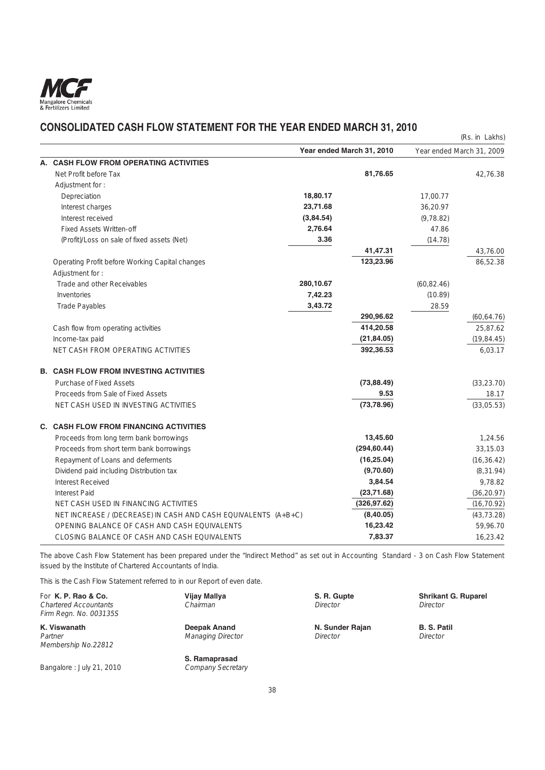# CONSOLIDATED CASH FLOW STATEMENT FOR THE YEAR ENDED MARCH 31, 2010

(Rs. in Lakhs)

| | Year ended March 31, 2010 | | Year ended March 31, 2009 | |
|---|---|---|---|---|
| **A. CASH FLOW FROM OPERATING ACTIVITIES** | | | | |
| Net Profit before Tax | | **81,76.65** | | 42,76.38 |
| Adjustment for : | | | | |
| Depreciation | **18,80.17** | | 17,00.77 | |
| Interest charges | **23,71.68** | | 36,20.97 | |
| Interest received | **(3,84.54)** | | (9,78.82) | |
| Fixed Assets Written-off | **2,76.64** | | 47.86 | |
| (Profit)/Loss on sale of fixed assets (Net) | **3.36** | | (14.78) | |
| | | **41,47.31** | | 43,76.00 |
| Operating Profit before Working Capital changes | | **123,23.96** | | 86,52.38 |
| Adjustment for : | | | | |
| Trade and other Receivables | **280,10.67** | | (60,82.46) | |
| Inventories | **7,42.23** | | (10.89) | |
| Trade Payables | **3,43.72** | | 28.59 | |
| | | **290,96.62** | | (60,64.76) |
| Cash flow from operating activities | | **414,20.58** | | 25,87.62 |
| Income-tax paid | | **(21,84.05)** | | (19,84.45) |
| NET CASH FROM OPERATING ACTIVITIES | | **392,36.53** | | 6,03.17 |
| **B. CASH FLOW FROM INVESTING ACTIVITIES** | | | | |
| Purchase of Fixed Assets | | **(73,88.49)** | | (33,23.70) |
| Proceeds from Sale of Fixed Assets | | **9.53** | | 18.17 |
| NET CASH USED IN INVESTING ACTIVITIES | | **(73,78.96)** | | (33,05.53) |
| **C. CASH FLOW FROM FINANCING ACTIVITIES** | | | | |
| Proceeds from long term bank borrowings | | **13,45.60** | | 1,24.56 |
| Proceeds from short term bank borrowings | | **(294,60.44)** | | 33,15.03 |
| Repayment of Loans and deferments | | **(16,25.04)** | | (16,36.42) |
| Dividend paid including Distribution tax | | **(9,70.60)** | | (8,31.94) |
| Interest Received | | **3,84.54** | | 9,78.82 |
| Interest Paid | | **(23,71.68)** | | (36,20.97) |
| NET CASH USED IN FINANCING ACTIVITIES | | **(326,97.62)** | | (16,70.92) |
| NET INCREASE / (DECREASE) IN CASH AND CASH EQUIVALENTS (A+B+C) | | **(8,40.05)** | | (43,73.28) |
| OPENING BALANCE OF CASH AND CASH EQUIVALENTS | | **16,23.42** | | 59,96.70 |
| CLOSING BALANCE OF CASH AND CASH EQUIVALENTS | | **7,83.37** | | 16,23.42 |

The above Cash Flow Statement has been prepared under the "Indirect Method" as set out in Accounting Standard - 3 on Cash Flow Statement issued by the Institute of Chartered Accountants of India.

This is the Cash Flow Statement referred to in our Report of even date.

For **K. P. Rao & Co.**
*Chartered Accountants*
*Firm Regn. No. 003135S*

**K. Viswanath**
*Partner*
*Membership No.22812*

Bangalore : July 21, 2010

**Vijay Mallya**
*Chairman*

**Deepak Anand**
*Managing Director*

**S. Ramaprasad**
*Company Secretary*

**S. R. Gupte**
*Director*

**N. Sunder Rajan**
*Director*

**Shrikant G. Ruparel**
*Director*

**B. S. Patil**
*Director*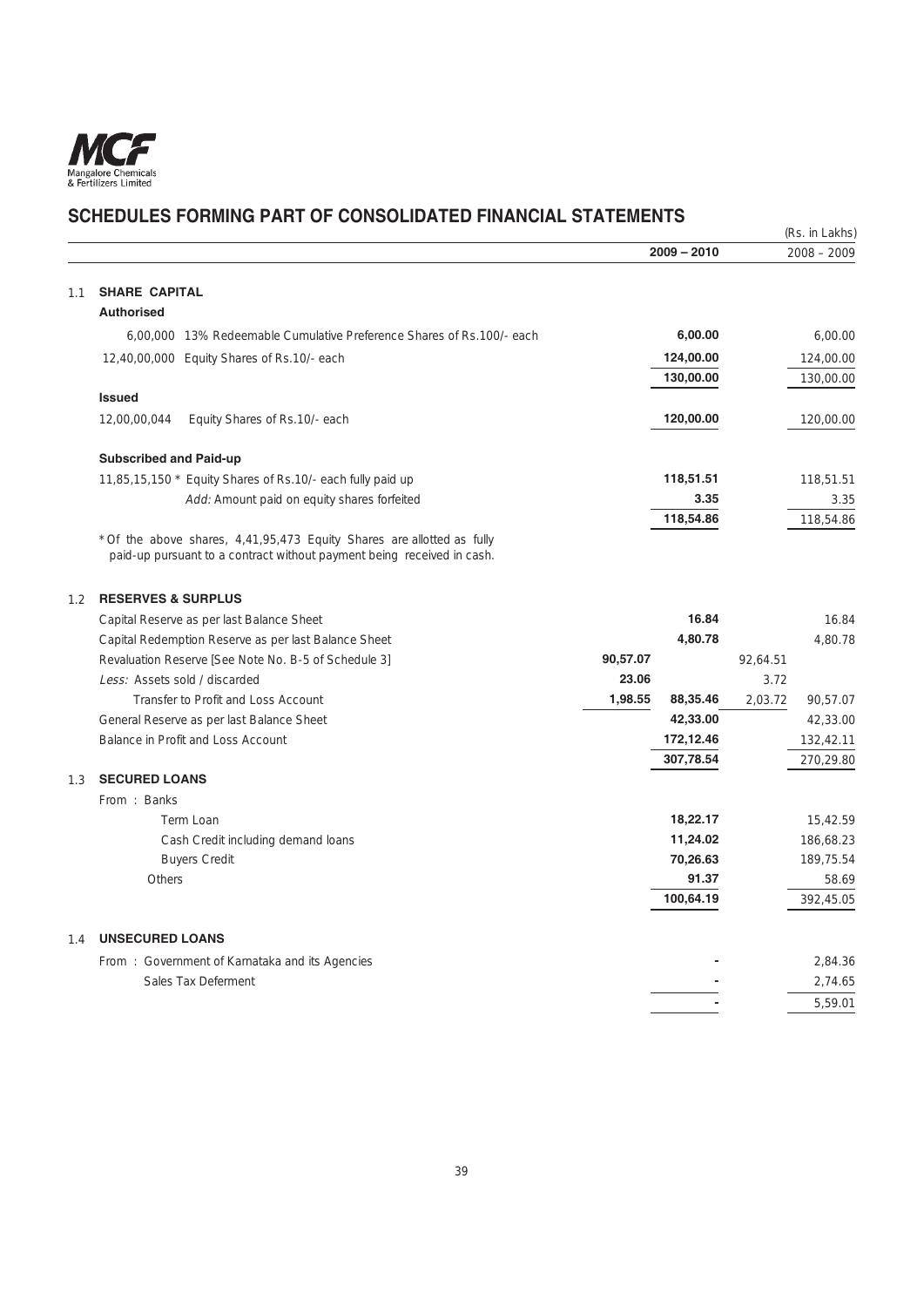## SCHEDULES FORMING PART OF CONSOLIDATED FINANCIAL STATEMENTS

(Rs. in Lakhs)

| | | | 2009 – 2010 | | 2008 – 2009 |
|---|---|---|---|---|---|
| **1.1** | **SHARE CAPITAL** | | | | |
| | **Authorised** | | | | |
| | 6,00,000 13% Redeemable Cumulative Preference Shares of Rs.100/- each | | **6,00.00** | | 6,00.00 |
| | 12,40,00,000 Equity Shares of Rs.10/- each | | **124,00.00** | | 124,00.00 |
| | | | **130,00.00** | | 130,00.00 |
| | **Issued** | | | | |
| | 12,00,00,044 Equity Shares of Rs.10/- each | | **120,00.00** | | 120,00.00 |
| | **Subscribed and Paid-up** | | | | |
| | 11,85,15,150 * Equity Shares of Rs.10/- each fully paid up | | **118,51.51** | | 118,51.51 |
| | *Add:* Amount paid on equity shares forfeited | | **3.35** | | 3.35 |
| | | | **118,54.86** | | 118,54.86 |
| | * Of the above shares, 4,41,95,473 Equity Shares are allotted as fully paid-up pursuant to a contract without payment being received in cash. | | | | |
| **1.2** | **RESERVES & SURPLUS** | | | | |
| | Capital Reserve as per last Balance Sheet | | **16.84** | | 16.84 |
| | Capital Redemption Reserve as per last Balance Sheet | | **4,80.78** | | 4,80.78 |
| | Revaluation Reserve [See Note No. B-5 of Schedule 3] | **90,57.07** | | 92,64.51 | |
| | *Less:* Assets sold / discarded | **23.06** | | 3.72 | |
| | Transfer to Profit and Loss Account | **1,98.55** | **88,35.46** | 2,03.72 | 90,57.07 |
| | General Reserve as per last Balance Sheet | | **42,33.00** | | 42,33.00 |
| | Balance in Profit and Loss Account | | **172,12.46** | | 132,42.11 |
| | | | **307,78.54** | | 270,29.80 |
| **1.3** | **SECURED LOANS** | | | | |
| | From : Banks | | | | |
| | Term Loan | | **18,22.17** | | 15,42.59 |
| | Cash Credit including demand loans | | **11,24.02** | | 186,68.23 |
| | Buyers Credit | | **70,26.63** | | 189,75.54 |
| | Others | | **91.37** | | 58.69 |
| | | | **100,64.19** | | 392,45.05 |
| **1.4** | **UNSECURED LOANS** | | | | |
| | From : Government of Karnataka and its Agencies | | **-** | | 2,84.36 |
| | Sales Tax Deferment | | **-** | | 2,74.65 |
| | | | **-** | | 5,59.01 |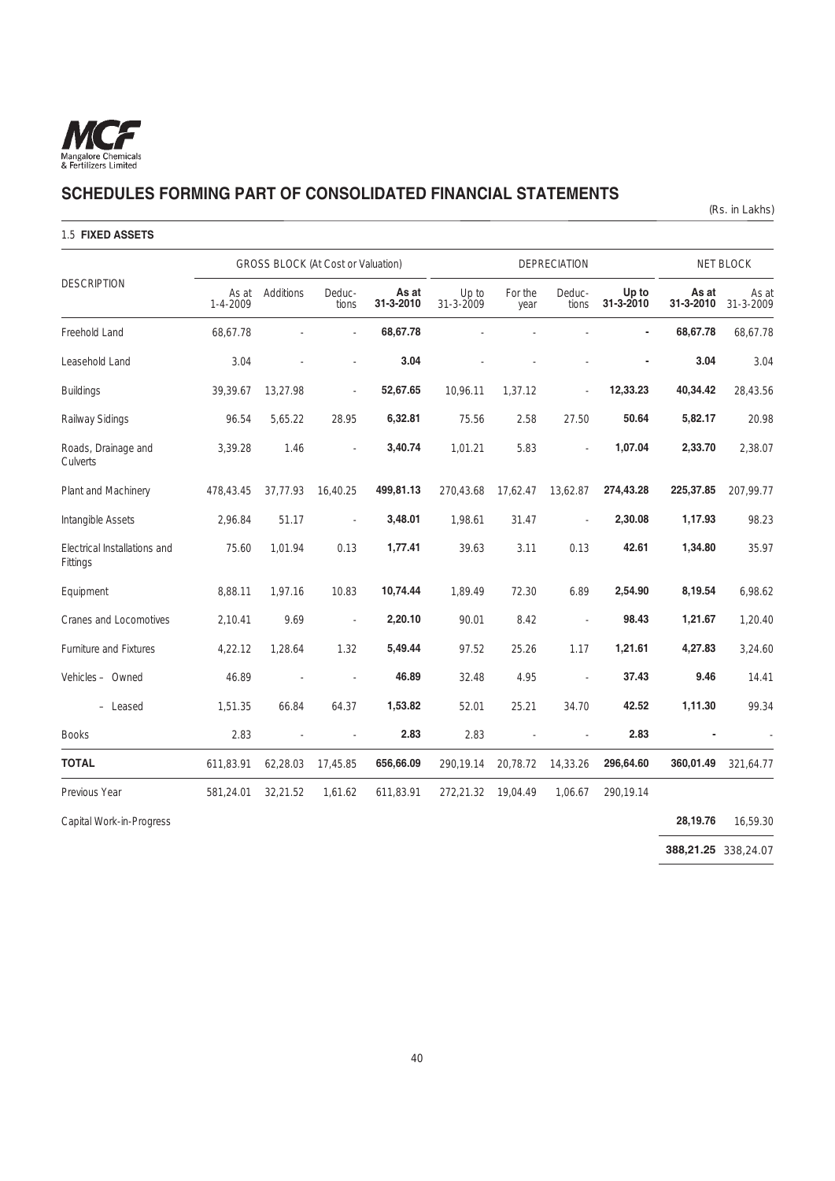## SCHEDULES FORMING PART OF CONSOLIDATED FINANCIAL STATEMENTS

(Rs. in Lakhs)

### 1.5 FIXED ASSETS

| DESCRIPTION | GROSS BLOCK (At Cost or Valuation) | | | | DEPRECIATION | | | | NET BLOCK | |
|---|---|---|---|---|---|---|---|---|---|---|
| | As at 1-4-2009 | Additions | Deduc-tions | **As at 31-3-2010** | Up to 31-3-2009 | For the year | Deduc-tions | **Up to 31-3-2010** | **As at 31-3-2010** | As at 31-3-2009 |
| Freehold Land | 68,67.78 | - | - | **68,67.78** | - | - | - | **-** | **68,67.78** | 68,67.78 |
| Leasehold Land | 3.04 | - | - | **3.04** | - | - | - | **-** | **3.04** | 3.04 |
| Buildings | 39,39.67 | 13,27.98 | - | **52,67.65** | 10,96.11 | 1,37.12 | - | **12,33.23** | **40,34.42** | 28,43.56 |
| Railway Sidings | 96.54 | 5,65.22 | 28.95 | **6,32.81** | 75.56 | 2.58 | 27.50 | **50.64** | **5,82.17** | 20.98 |
| Roads, Drainage and Culverts | 3,39.28 | 1.46 | - | **3,40.74** | 1,01.21 | 5.83 | - | **1,07.04** | **2,33.70** | 2,38.07 |
| Plant and Machinery | 478,43.45 | 37,77.93 | 16,40.25 | **499,81.13** | 270,43.68 | 17,62.47 | 13,62.87 | **274,43.28** | **225,37.85** | 207,99.77 |
| Intangible Assets | 2,96.84 | 51.17 | - | **3,48.01** | 1,98.61 | 31.47 | - | **2,30.08** | **1,17.93** | 98.23 |
| Electrical Installations and Fittings | 75.60 | 1,01.94 | 0.13 | **1,77.41** | 39.63 | 3.11 | 0.13 | **42.61** | **1,34.80** | 35.97 |
| Equipment | 8,88.11 | 1,97.16 | 10.83 | **10,74.44** | 1,89.49 | 72.30 | 6.89 | **2,54.90** | **8,19.54** | 6,98.62 |
| Cranes and Locomotives | 2,10.41 | 9.69 | - | **2,20.10** | 90.01 | 8.42 | - | **98.43** | **1,21.67** | 1,20.40 |
| Furniture and Fixtures | 4,22.12 | 1,28.64 | 1.32 | **5,49.44** | 97.52 | 25.26 | 1.17 | **1,21.61** | **4,27.83** | 3,24.60 |
| Vehicles – Owned | 46.89 | - | - | **46.89** | 32.48 | 4.95 | - | **37.43** | **9.46** | 14.41 |
| – Leased | 1,51.35 | 66.84 | 64.37 | **1,53.82** | 52.01 | 25.21 | 34.70 | **42.52** | **1,11.30** | 99.34 |
| Books | 2.83 | - | - | **2.83** | 2.83 | - | - | **2.83** | **-** | - |
| **TOTAL** | 611,83.91 | 62,28.03 | 17,45.85 | **656,66.09** | 290,19.14 | 20,78.72 | 14,33.26 | **296,64.60** | **360,01.49** | 321,64.77 |
| Previous Year | 581,24.01 | 32,21.52 | 1,61.62 | 611,83.91 | 272,21.32 | 19,04.49 | 1,06.67 | 290,19.14 | | |
| Capital Work-in-Progress | | | | | | | | | **28,19.76** | 16,59.30 |
| | | | | | | | | | **388,21.25** | 338,24.07 |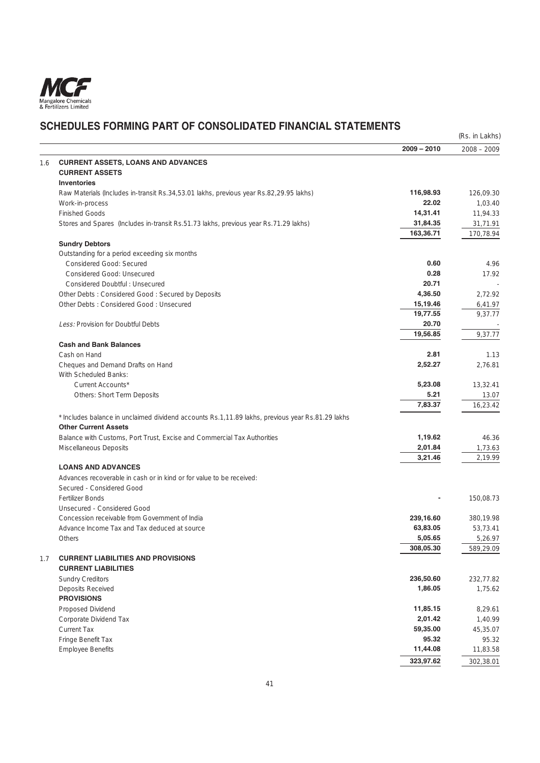## SCHEDULES FORMING PART OF CONSOLIDATED FINANCIAL STATEMENTS

(Rs. in Lakhs)

| | | 2009 – 2010 | 2008 – 2009 |
|---|---|---|---|
| 1.6 | **CURRENT ASSETS, LOANS AND ADVANCES** | | |
| | **CURRENT ASSETS** | | |
| | **Inventories** | | |
| | Raw Materials (Includes in-transit Rs.34,53.01 lakhs, previous year Rs.82,29.95 lakhs) | **116,98.93** | 126,09.30 |
| | Work-in-process | **22.02** | 1,03.40 |
| | Finished Goods | **14,31.41** | 11,94.33 |
| | Stores and Spares (Includes in-transit Rs.51.73 lakhs, previous year Rs.71.29 lakhs) | **31,84.35** | 31,71.91 |
| | | **163,36.71** | 170,78.94 |
| | **Sundry Debtors** | | |
| | Outstanding for a period exceeding six months | | |
| | Considered Good: Secured | **0.60** | 4.96 |
| | Considered Good: Unsecured | **0.28** | 17.92 |
| | Considered Doubtful : Unsecured | **20.71** | - |
| | Other Debts : Considered Good : Secured by Deposits | **4,36.50** | 2,72.92 |
| | Other Debts : Considered Good : Unsecured | **15,19.46** | 6,41.97 |
| | | **19,77.55** | 9,37.77 |
| | *Less:* Provision for Doubtful Debts | **20.70** | - |
| | | **19,56.85** | 9,37.77 |
| | **Cash and Bank Balances** | | |
| | Cash on Hand | **2.81** | 1.13 |
| | Cheques and Demand Drafts on Hand | **2,52.27** | 2,76.81 |
| | With Scheduled Banks: | | |
| | Current Accounts* | **5,23.08** | 13,32.41 |
| | Others: Short Term Deposits | **5.21** | 13.07 |
| | | **7,83.37** | 16,23.42 |
| | * Includes balance in unclaimed dividend accounts Rs.1,11.89 lakhs, previous year Rs.81.29 lakhs | | |
| | **Other Current Assets** | | |
| | Balance with Customs, Port Trust, Excise and Commercial Tax Authorities | **1,19.62** | 46.36 |
| | Miscellaneous Deposits | **2,01.84** | 1,73.63 |
| | | **3,21.46** | 2,19.99 |
| | **LOANS AND ADVANCES** | | |
| | Advances recoverable in cash or in kind or for value to be received: | | |
| | Secured - Considered Good | | |
| | Fertilizer Bonds | **-** | 150,08.73 |
| | Unsecured - Considered Good | | |
| | Concession receivable from Government of India | **239,16.60** | 380,19.98 |
| | Advance Income Tax and Tax deduced at source | **63,83.05** | 53,73.41 |
| | Others | **5,05.65** | 5,26.97 |
| | | **308,05.30** | 589,29.09 |
| 1.7 | **CURRENT LIABILITIES AND PROVISIONS** | | |
| | **CURRENT LIABILITIES** | | |
| | Sundry Creditors | **236,50.60** | 232,77.82 |
| | Deposits Received | **1,86.05** | 1,75.62 |
| | **PROVISIONS** | | |
| | Proposed Dividend | **11,85.15** | 8,29.61 |
| | Corporate Dividend Tax | **2,01.42** | 1,40.99 |
| | Current Tax | **59,35.00** | 45,35.07 |
| | Fringe Benefit Tax | **95.32** | 95.32 |
| | Employee Benefits | **11,44.08** | 11,83.58 |
| | | **323,97.62** | 302,38.01 |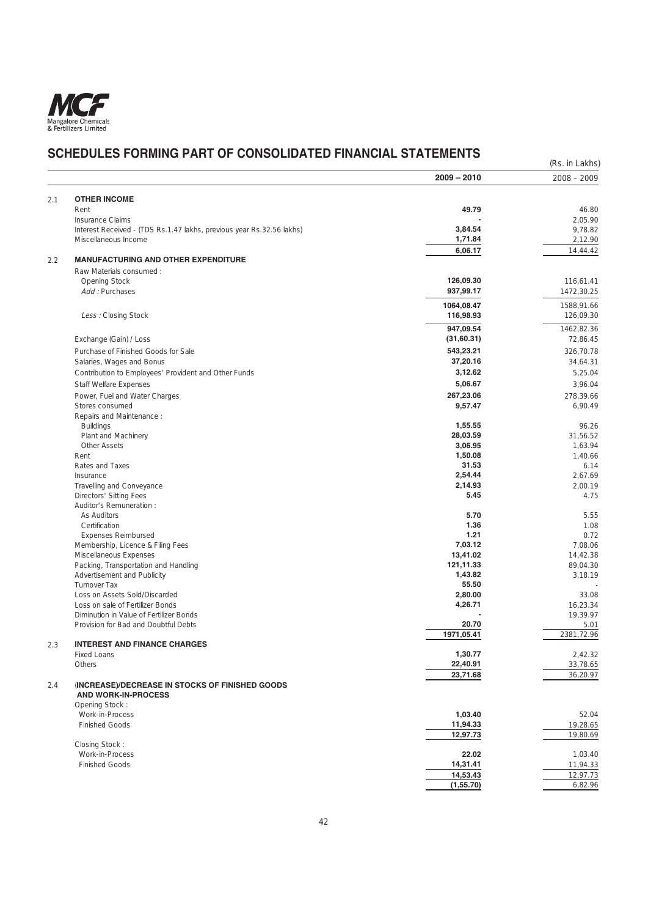## SCHEDULES FORMING PART OF CONSOLIDATED FINANCIAL STATEMENTS

(Rs. in Lakhs)

| | | 2009 – 2010 | 2008 – 2009 |
|---|---|---|---|
| 2.1 | **OTHER INCOME** | | |
| | Rent | **49.79** | 46.80 |
| | Insurance Claims | **-** | 2,05.90 |
| | Interest Received - (TDS Rs.1.47 lakhs, previous year Rs.32.56 lakhs) | **3,84.54** | 9,78.82 |
| | Miscellaneous Income | **1,71.84** | 2,12.90 |
| | | **6,06.17** | 14,44.42 |
| 2.2 | **MANUFACTURING AND OTHER EXPENDITURE** | | |
| | Raw Materials consumed : | | |
| | Opening Stock | **126,09.30** | 116,61.41 |
| | *Add :* Purchases | **937,99.17** | 1472,30.25 |
| | | **1064,08.47** | 1588,91.66 |
| | *Less :* Closing Stock | **116,98.93** | 126,09.30 |
| | | **947,09.54** | 1462,82.36 |
| | Exchange (Gain) / Loss | **(31,60.31)** | 72,86.45 |
| | Purchase of Finished Goods for Sale | **543,23.21** | 326,70.78 |
| | Salaries, Wages and Bonus | **37,20.16** | 34,64.31 |
| | Contribution to Employees' Provident and Other Funds | **3,12.62** | 5,25.04 |
| | Staff Welfare Expenses | **5,06.67** | 3,96.04 |
| | Power, Fuel and Water Charges | **267,23.06** | 278,39.66 |
| | Stores consumed | **9,57.47** | 6,90.49 |
| | Repairs and Maintenance : | | |
| | Buildings | **1,55.55** | 96.26 |
| | Plant and Machinery | **28,03.59** | 31,56.52 |
| | Other Assets | **3,06.95** | 1,63.94 |
| | Rent | **1,50.08** | 1,40.66 |
| | Rates and Taxes | **31.53** | 6.14 |
| | Insurance | **2,54.44** | 2,67.69 |
| | Travelling and Conveyance | **2,14.93** | 2,00.19 |
| | Directors' Sitting Fees | **5.45** | 4.75 |
| | Auditor's Remuneration : | | |
| | As Auditors | **5.70** | 5.55 |
| | Certification | **1.36** | 1.08 |
| | Expenses Reimbursed | **1.21** | 0.72 |
| | Membership, Licence & Filing Fees | **7,03.12** | 7,08.06 |
| | Miscellaneous Expenses | **13,41.02** | 14,42.38 |
| | Packing, Transportation and Handling | **121,11.33** | 89,04.30 |
| | Advertisement and Publicity | **1,43.82** | 3,18.19 |
| | Turnover Tax | **55.50** | - |
| | Loss on Assets Sold/Discarded | **2,80.00** | 33.08 |
| | Loss on sale of Fertilizer Bonds | **4,26.71** | 16,23.34 |
| | Diminution in Value of Fertilizer Bonds | **-** | 19,39.97 |
| | Provision for Bad and Doubtful Debts | **20.70** | 5.01 |
| | | **1971,05.41** | 2381,72.96 |
| 2.3 | **INTEREST AND FINANCE CHARGES** | | |
| | Fixed Loans | **1,30.77** | 2,42.32 |
| | Others | **22,40.91** | 33,78.65 |
| | | **23,71.68** | 36,20.97 |
| 2.4 | **(INCREASE)/DECREASE IN STOCKS OF FINISHED GOODS AND WORK-IN-PROCESS** | | |
| | Opening Stock : | | |
| | Work-in-Process | **1,03.40** | 52.04 |
| | Finished Goods | **11,94.33** | 19,28.65 |
| | | **12,97.73** | 19,80.69 |
| | Closing Stock : | | |
| | Work-in-Process | **22.02** | 1,03.40 |
| | Finished Goods | **14,31.41** | 11,94.33 |
| | | **14,53.43** | 12,97.73 |
| | | **(1,55.70)** | 6,82.96 |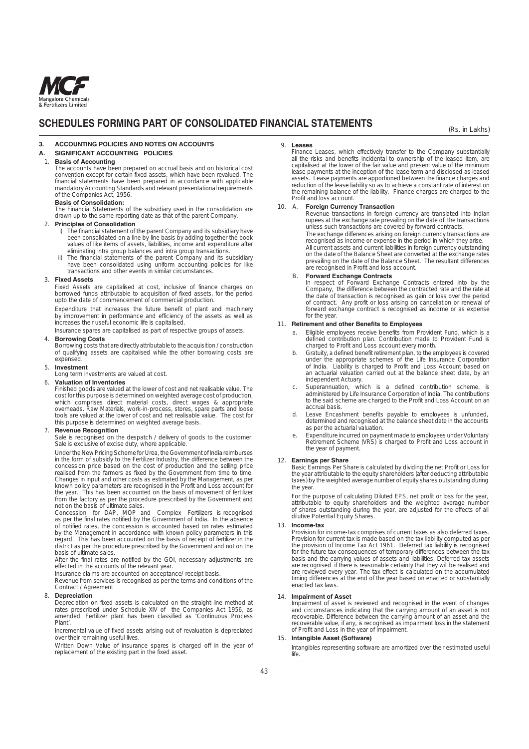# SCHEDULES FORMING PART OF CONSOLIDATED FINANCIAL STATEMENTS

(Rs. in Lakhs)

## 3. ACCOUNTING POLICIES AND NOTES ON ACCOUNTS

### A. SIGNIFICANT ACCOUNTING POLICIES

1. **Basis of Accounting**

   The accounts have been prepared on accrual basis and on historical cost convention except for certain fixed assets, which have been revalued. The financial statements have been prepared in accordance with applicable mandatory Accounting Standards and relevant presentational requirements of the Companies Act, 1956.

   **Basis of Consolidation:**

   The Financial Statements of the subsidiary used in the consolidation are drawn up to the same reporting date as that of the parent Company.

2. **Principles of Consolidation**

   i) The financial statement of the parent Company and its subsidiary have been consolidated on a line by line basis by adding together the book values of like items of assets, liabilities, income and expenditure after eliminating intra group balances and intra group transactions.

   ii) The financial statements of the parent Company and its subsidiary have been consolidated using uniform accounting policies for like transactions and other events in similar circumstances.

3. **Fixed Assets**

   Fixed Assets are capitalised at cost, inclusive of finance charges on borrowed funds attributable to acquisition of fixed assets, for the period upto the date of commencement of commercial production.

   Expenditure that increases the future benefit of plant and machinery by improvement in performance and efficiency of the assets as well as increases their useful economic life is capitalised.

   Insurance spares are capitalised as part of respective groups of assets.

4. **Borrowing Costs**

   Borrowing costs that are directly attributable to the acquisition / construction of qualifying assets are capitalised while the other borrowing costs are expensed.

5. **Investment**

   Long term investments are valued at cost.

6. **Valuation of Inventories**

   Finished goods are valued at the lower of cost and net realisable value. The cost for this purpose is determined on weighted average cost of production, which comprises direct material costs, direct wages & appropriate overheads. Raw Materials, work-in-process, stores, spare parts and loose tools are valued at the lower of cost and net realisable value. The cost for this purpose is determined on weighted average basis.

7. **Revenue Recognition**

   Sale is recognised on the despatch / delivery of goods to the customer. Sale is exclusive of excise duty, where applicable.

   Under the New Pricing Scheme for Urea, the Government of India reimburses in the form of subsidy to the Fertilizer Industry, the difference between the concession price based on the cost of production and the selling price realised from the farmers as fixed by the Government from time to time. Changes in input and other costs as estimated by the Management, as per known policy parameters are recognised in the Profit and Loss account for the year. This has been accounted on the basis of movement of fertilizer from the factory as per the procedure prescribed by the Government and not on the basis of ultimate sales.

   Concession for DAP, MOP and Complex Fertilizers is recognised as per the final rates notified by the Government of India. In the absence of notified rates, the concession is accounted based on rates estimated by the Management in accordance with known policy parameters in this regard. This has been accounted on the basis of receipt of fertilizer in the district as per the procedure prescribed by the Government and not on the basis of ultimate sales.

   After the final rates are notified by the GOI, necessary adjustments are effected in the accounts of the relevant year.

   Insurance claims are accounted on acceptance/ receipt basis.

   Revenue from services is recognised as per the terms and conditions of the Contract / Agreement

8. **Depreciation**

   Depreciation on fixed assets is calculated on the straight-line method at rates prescribed under Schedule XIV of the Companies Act 1956, as amended. Fertilizer plant has been classified as 'Continuous Process Plant'.

   Incremental value of fixed assets arising out of revaluation is depreciated over their remaining useful lives.

   Written Down Value of insurance spares is charged off in the year of replacement of the existing part in the fixed asset.

9. **Leases**

   Finance Leases, which effectively transfer to the Company substantially all the risks and benefits incidental to ownership of the leased item, are capitalised at the lower of the fair value and present value of the minimum lease payments at the inception of the lease term and disclosed as leased assets. Lease payments are apportioned between the finance charges and reduction of the lease liability so as to achieve a constant rate of interest on the remaining balance of the liability. Finance charges are charged to the Profit and loss account.

10. A. **Foreign Currency Transaction**

    Revenue transactions in foreign currency are translated into Indian rupees at the exchange rate prevailing on the date of the transactions unless such transactions are covered by forward contracts.

    The exchange differences arising on foreign currency transactions are recognised as income or expense in the period in which they arise.

    All current assets and current liabilities in foreign currency outstanding on the date of the Balance Sheet are converted at the exchange rates prevailing on the date of the Balance Sheet. The resultant differences are recognised in Profit and loss account.

    B. **Forward Exchange Contracts**

    In respect of Forward Exchange Contracts entered into by the Company, the difference between the contracted rate and the rate at the date of transaction is recognised as gain or loss over the period of contract. Any profit or loss arising on cancellation or renewal of forward exchange contract is recognised as income or as expense for the year.

11. **Retirement and other Benefits to Employees**

    a. Eligible employees receive benefits from Provident Fund, which is a defined contribution plan. Contribution made to Provident Fund is charged to Profit and Loss account every month.

    b. Gratuity, a defined benefit retirement plan, to the employees is covered under the appropriate schemes of the Life Insurance Corporation of India. Liability is charged to Profit and Loss Account based on an actuarial valuation carried out at the balance sheet date, by an independent Actuary.

    c. Superannuation, which is a defined contribution scheme, is administered by Life Insurance Corporation of India. The contributions to the said scheme are charged to the Profit and Loss Account on an accrual basis.

    d. Leave Encashment benefits payable to employees is unfunded, determined and recognised at the balance sheet date in the accounts as per the actuarial valuation.

    e. Expenditure incurred on payment made to employees under Voluntary Retirement Scheme (VRS) is charged to Profit and Loss account in the year of payment.

12. **Earnings per Share**

    Basic Earnings Per Share is calculated by dividing the net Profit or Loss for the year attributable to the equity shareholders (after deducting attributable taxes) by the weighted average number of equity shares outstanding during the year.

    For the purpose of calculating Diluted EPS, net profit or loss for the year, attributable to equity shareholders and the weighted average number of shares outstanding during the year, are adjusted for the effects of all dilutive Potential Equity Shares.

13. **Income-tax**

    Provision for income-tax comprises of current taxes as also deferred taxes. Provision for current tax is made based on the tax liability computed as per the provision of Income Tax Act 1961. Deferred tax liability is recognised for the future tax consequences of temporary differences between the tax basis and the carrying values of assets and liabilities. Deferred tax assets are recognised if there is reasonable certainty that they will be realised and are reviewed every year. The tax effect is calculated on the accumulated timing differences at the end of the year based on enacted or substantially enacted tax laws.

14. **Impairment of Asset**

    Impairment of asset is reviewed and recognised in the event of changes and circumstances indicating that the carrying amount of an asset is not recoverable. Difference between the carrying amount of an asset and the recoverable value, if any, is recognised as impairment loss in the statement of Profit and Loss in the year of impairment.

15. **Intangible Asset (Software)**

    Intangibles representing software are amortized over their estimated useful life.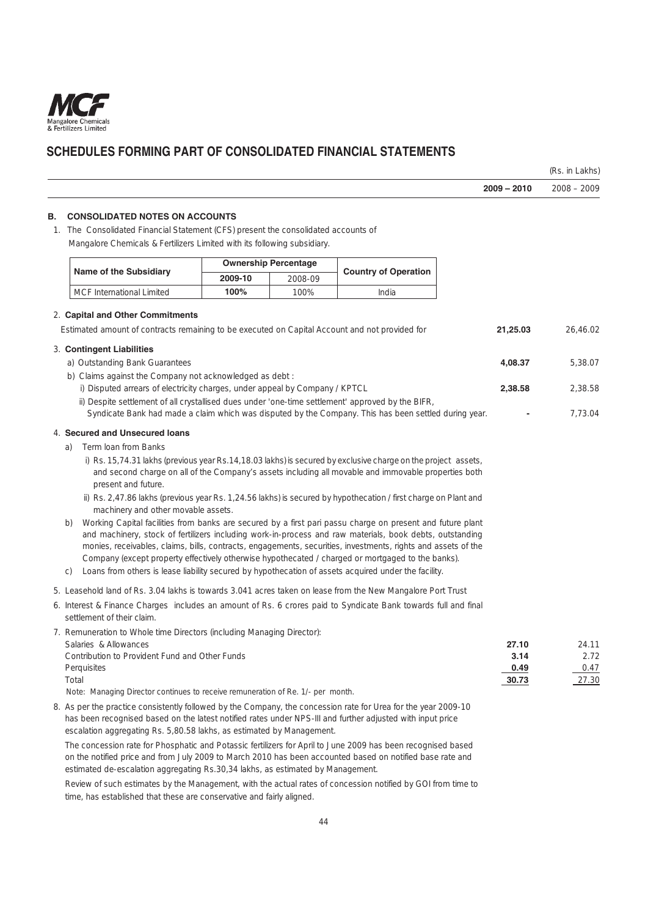## SCHEDULES FORMING PART OF CONSOLIDATED FINANCIAL STATEMENTS

(Rs. in Lakhs)

| | 2009 – 2010 | 2008 – 2009 |
|---|---|---|

### B. CONSOLIDATED NOTES ON ACCOUNTS

1. The Consolidated Financial Statement (CFS) present the consolidated accounts of Mangalore Chemicals & Fertilizers Limited with its following subsidiary.

| Name of the Subsidiary | Ownership Percentage | | Country of Operation |
|---|---|---|---|
| | **2009-10** | 2008-09 | |
| MCF International Limited | **100%** | 100% | India |

2. **Capital and Other Commitments**

| | 2009 – 2010 | 2008 – 2009 |
|---|---|---|
| Estimated amount of contracts remaining to be executed on Capital Account and not provided for | **21,25.03** | 26,46.02 |

3. **Contingent Liabilities**

| | 2009 – 2010 | 2008 – 2009 |
|---|---|---|
| a) Outstanding Bank Guarantees | **4,08.37** | 5,38.07 |
| b) Claims against the Company not acknowledged as debt : | | |
| i) Disputed arrears of electricity charges, under appeal by Company / KPTCL | **2,38.58** | 2,38.58 |
| ii) Despite settlement of all crystallised dues under 'one-time settlement' approved by the BIFR, Syndicate Bank had made a claim which was disputed by the Company. This has been settled during year. | **-** | 7,73.04 |

4. **Secured and Unsecured loans**

   a) Term loan from Banks

      i) Rs. 15,74.31 lakhs (previous year Rs.14,18.03 lakhs) is secured by exclusive charge on the project assets, and second charge on all of the Company's assets including all movable and immovable properties both present and future.

      ii) Rs. 2,47.86 lakhs (previous year Rs. 1,24.56 lakhs) is secured by hypothecation / first charge on Plant and machinery and other movable assets.

   b) Working Capital facilities from banks are secured by a first pari passu charge on present and future plant and machinery, stock of fertilizers including work-in-process and raw materials, book debts, outstanding monies, receivables, claims, bills, contracts, engagements, securities, investments, rights and assets of the Company (except property effectively otherwise hypothecated / charged or mortgaged to the banks).

   c) Loans from others is lease liability secured by hypothecation of assets acquired under the facility.

5. Leasehold land of Rs. 3.04 lakhs is towards 3.041 acres taken on lease from the New Mangalore Port Trust

6. Interest & Finance Charges includes an amount of Rs. 6 crores paid to Syndicate Bank towards full and final settlement of their claim.

7. Remuneration to Whole time Directors (including Managing Director):

| | 2009 – 2010 | 2008 – 2009 |
|---|---|---|
| Salaries & Allowances | **27.10** | 24.11 |
| Contribution to Provident Fund and Other Funds | **3.14** | 2.72 |
| Perquisites | **0.49** | 0.47 |
| Total | **30.73** | 27.30 |

Note: Managing Director continues to receive remuneration of Re. 1/- per month.

8. As per the practice consistently followed by the Company, the concession rate for Urea for the year 2009-10 has been recognised based on the latest notified rates under NPS-III and further adjusted with input price escalation aggregating Rs. 5,80.58 lakhs, as estimated by Management.

   The concession rate for Phosphatic and Potassic fertilizers for April to June 2009 has been recognised based on the notified price and from July 2009 to March 2010 has been accounted based on notified base rate and estimated de-escalation aggregating Rs.30,34 lakhs, as estimated by Management.

   Review of such estimates by the Management, with the actual rates of concession notified by GOI from time to time, has established that these are conservative and fairly aligned.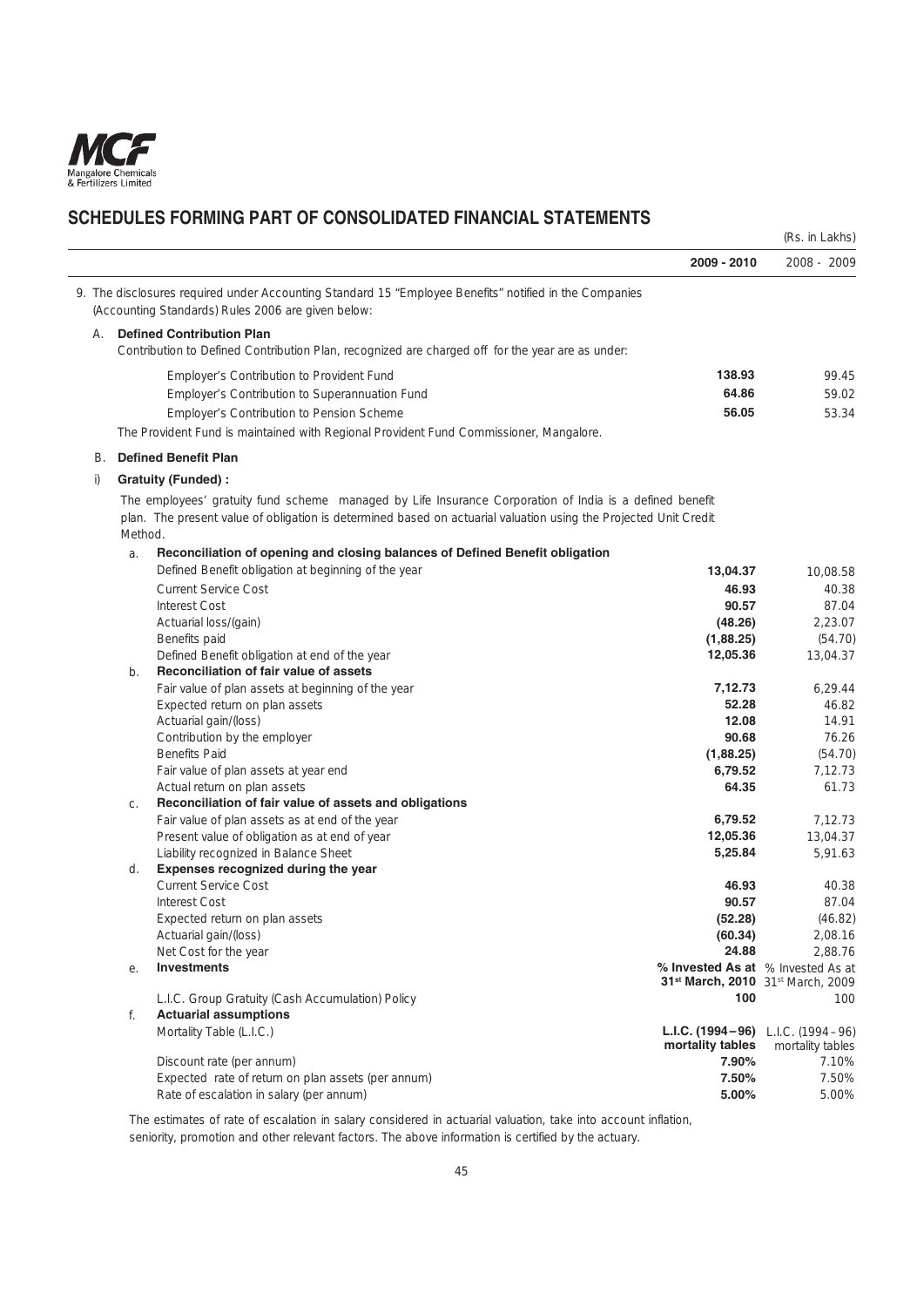## SCHEDULES FORMING PART OF CONSOLIDATED FINANCIAL STATEMENTS

(Rs. in Lakhs)

| | **2009 - 2010** | 2008 - 2009 |
|---|---|---|

9. The disclosures required under Accounting Standard 15 "Employee Benefits" notified in the Companies (Accounting Standards) Rules 2006 are given below:

A. **Defined Contribution Plan**

Contribution to Defined Contribution Plan, recognized are charged off for the year are as under:

| | **2009 - 2010** | 2008 - 2009 |
|---|---|---|
| Employer's Contribution to Provident Fund | **138.93** | 99.45 |
| Employer's Contribution to Superannuation Fund | **64.86** | 59.02 |
| Employer's Contribution to Pension Scheme | **56.05** | 53.34 |

The Provident Fund is maintained with Regional Provident Fund Commissioner, Mangalore.

B. **Defined Benefit Plan**

i) **Gratuity (Funded) :**

The employees' gratuity fund scheme managed by Life Insurance Corporation of India is a defined benefit plan. The present value of obligation is determined based on actuarial valuation using the Projected Unit Credit Method.

| | | **2009 - 2010** | 2008 - 2009 |
|---|---|---|---|
| a. | **Reconciliation of opening and closing balances of Defined Benefit obligation** | | |
| | Defined Benefit obligation at beginning of the year | **13,04.37** | 10,08.58 |
| | Current Service Cost | **46.93** | 40.38 |
| | Interest Cost | **90.57** | 87.04 |
| | Actuarial loss/(gain) | **(48.26)** | 2,23.07 |
| | Benefits paid | **(1,88.25)** | (54.70) |
| | Defined Benefit obligation at end of the year | **12,05.36** | 13,04.37 |
| b. | **Reconciliation of fair value of assets** | | |
| | Fair value of plan assets at beginning of the year | **7,12.73** | 6,29.44 |
| | Expected return on plan assets | **52.28** | 46.82 |
| | Actuarial gain/(loss) | **12.08** | 14.91 |
| | Contribution by the employer | **90.68** | 76.26 |
| | Benefits Paid | **(1,88.25)** | (54.70) |
| | Fair value of plan assets at year end | **6,79.52** | 7,12.73 |
| | Actual return on plan assets | **64.35** | 61.73 |
| c. | **Reconciliation of fair value of assets and obligations** | | |
| | Fair value of plan assets as at end of the year | **6,79.52** | 7,12.73 |
| | Present value of obligation as at end of year | **12,05.36** | 13,04.37 |
| | Liability recognized in Balance Sheet | **5,25.84** | 5,91.63 |
| d. | **Expenses recognized during the year** | | |
| | Current Service Cost | **46.93** | 40.38 |
| | Interest Cost | **90.57** | 87.04 |
| | Expected return on plan assets | **(52.28)** | (46.82) |
| | Actuarial gain/(loss) | **(60.34)** | 2,08.16 |
| | Net Cost for the year | **24.88** | 2,88.76 |
| e. | **Investments** | **% Invested As at 31st March, 2010** | % Invested As at 31st March, 2009 |
| | L.I.C. Group Gratuity (Cash Accumulation) Policy | **100** | 100 |
| f. | **Actuarial assumptions** | | |
| | Mortality Table (L.I.C.) | **L.I.C. (1994–96) mortality tables** | L.I.C. (1994 – 96) mortality tables |
| | Discount rate (per annum) | **7.90%** | 7.10% |
| | Expected rate of return on plan assets (per annum) | **7.50%** | 7.50% |
| | Rate of escalation in salary (per annum) | **5.00%** | 5.00% |

The estimates of rate of escalation in salary considered in actuarial valuation, take into account inflation, seniority, promotion and other relevant factors. The above information is certified by the actuary.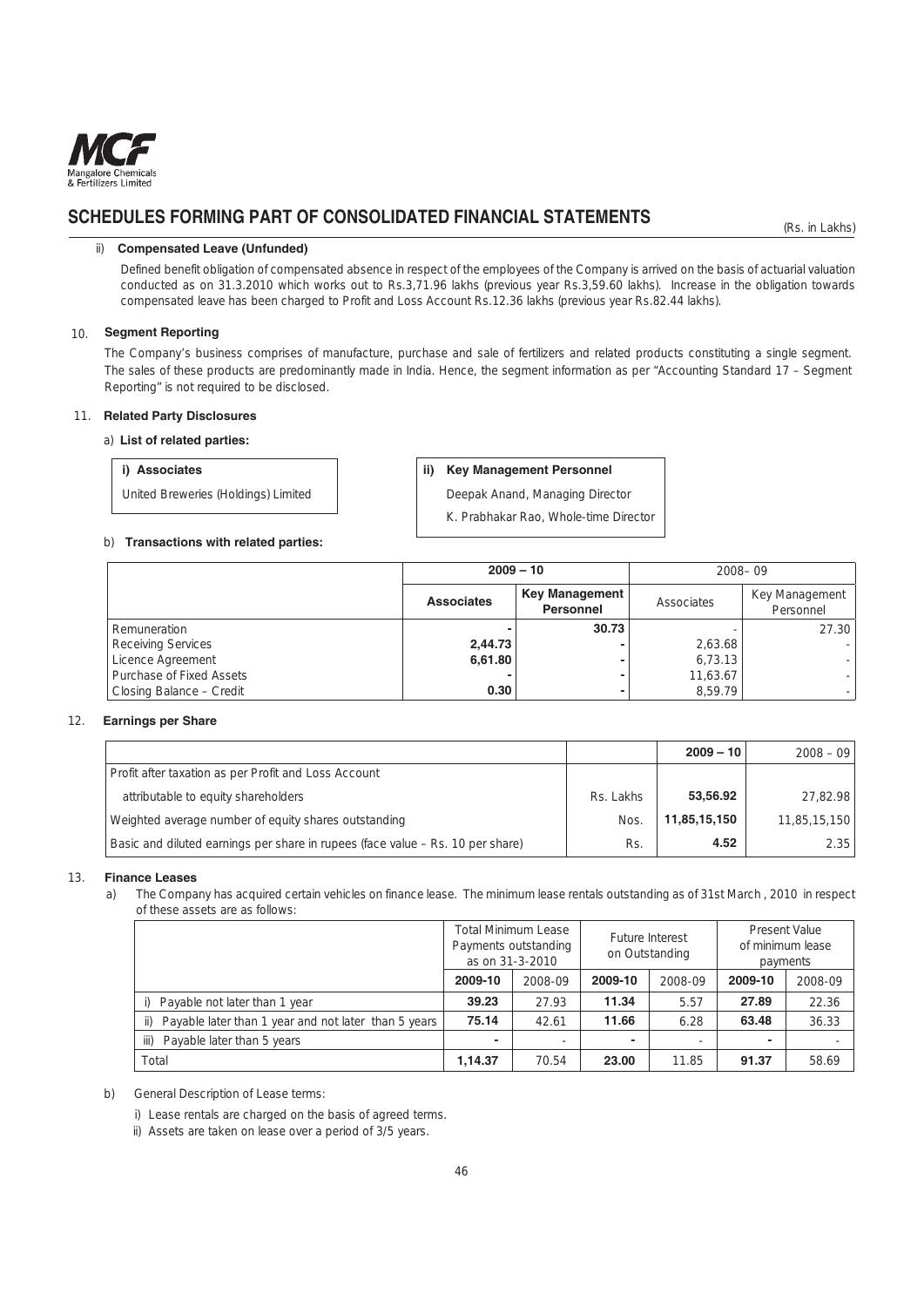## SCHEDULES FORMING PART OF CONSOLIDATED FINANCIAL STATEMENTS

(Rs. in Lakhs)

ii) **Compensated Leave (Unfunded)**

Defined benefit obligation of compensated absence in respect of the employees of the Company is arrived on the basis of actuarial valuation conducted as on 31.3.2010 which works out to Rs.3,71.96 lakhs (previous year Rs.3,59.60 lakhs). Increase in the obligation towards compensated leave has been charged to Profit and Loss Account Rs.12.36 lakhs (previous year Rs.82.44 lakhs).

### 10. Segment Reporting

The Company's business comprises of manufacture, purchase and sale of fertilizers and related products constituting a single segment. The sales of these products are predominantly made in India. Hence, the segment information as per "Accounting Standard 17 – Segment Reporting" is not required to be disclosed.

### 11. Related Party Disclosures

a) **List of related parties:**

**i) Associates**

United Breweries (Holdings) Limited

**ii) Key Management Personnel**

Deepak Anand, Managing Director

K. Prabhakar Rao, Whole-time Director

b) **Transactions with related parties:**

| | **2009 – 10** | | 2008– 09 | |
|---|---|---|---|---|
| | **Associates** | **Key Management Personnel** | Associates | Key Management Personnel |
| Remuneration | **-** | **30.73** | - | 27.30 |
| Receiving Services | **2,44.73** | **-** | 2,63.68 | - |
| Licence Agreement | **6,61.80** | **-** | 6,73.13 | - |
| Purchase of Fixed Assets | **-** | **-** | 11,63.67 | - |
| Closing Balance – Credit | **0.30** | **-** | 8,59.79 | - |

### 12. Earnings per Share

| | | **2009 – 10** | 2008 – 09 |
|---|---|---|---|
| Profit after taxation as per Profit and Loss Account attributable to equity shareholders | Rs. Lakhs | **53,56.92** | 27,82.98 |
| Weighted average number of equity shares outstanding | Nos. | **11,85,15,150** | 11,85,15,150 |
| Basic and diluted earnings per share in rupees (face value – Rs. 10 per share) | Rs. | **4.52** | 2.35 |

### 13. Finance Leases

a) The Company has acquired certain vehicles on finance lease. The minimum lease rentals outstanding as of 31st March , 2010 in respect of these assets are as follows:

| | Total Minimum Lease Payments outstanding as on 31-3-2010 | | Future Interest on Outstanding | | Present Value of minimum lease payments | |
|---|---|---|---|---|---|---|
| | **2009-10** | 2008-09 | **2009-10** | 2008-09 | **2009-10** | 2008-09 |
| i) Payable not later than 1 year | **39.23** | 27.93 | **11.34** | 5.57 | **27.89** | 22.36 |
| ii) Payable later than 1 year and not later than 5 years | **75.14** | 42.61 | **11.66** | 6.28 | **63.48** | 36.33 |
| iii) Payable later than 5 years | **-** | - | **-** | - | **-** | - |
| Total | **1,14.37** | 70.54 | **23.00** | 11.85 | **91.37** | 58.69 |

b) General Description of Lease terms:

i) Lease rentals are charged on the basis of agreed terms.

ii) Assets are taken on lease over a period of 3/5 years.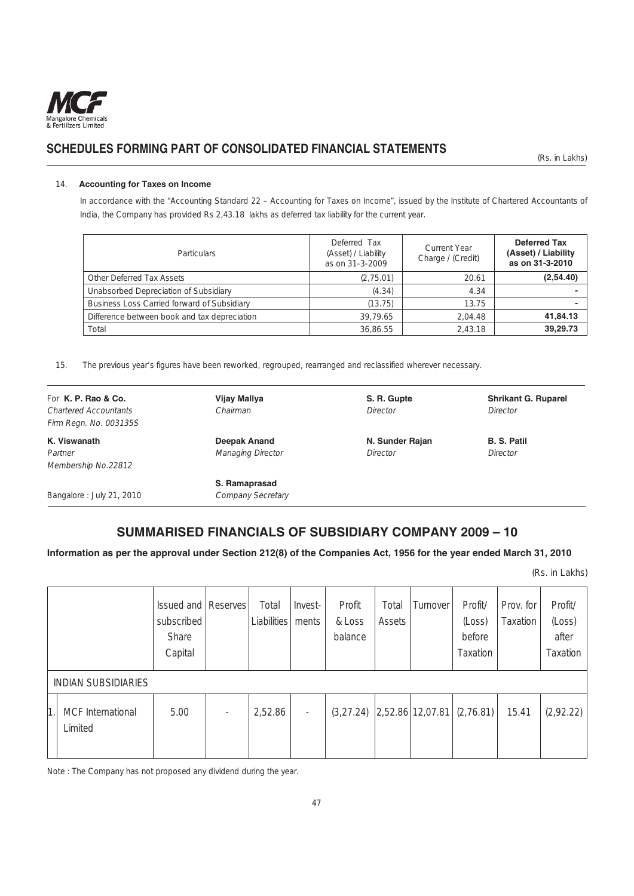# SCHEDULES FORMING PART OF CONSOLIDATED FINANCIAL STATEMENTS

(Rs. in Lakhs)

14. **Accounting for Taxes on Income**

In accordance with the "Accounting Standard 22 – Accounting for Taxes on Income", issued by the Institute of Chartered Accountants of India, the Company has provided Rs 2,43.18 lakhs as deferred tax liability for the current year.

| Particulars | Deferred Tax (Asset) / Liability as on 31-3-2009 | Current Year Charge / (Credit) | **Deferred Tax (Asset) / Liability as on 31-3-2010** |
|---|---|---|---|
| Other Deferred Tax Assets | (2,75.01) | 20.61 | **(2,54.40)** |
| Unabsorbed Depreciation of Subsidiary | (4.34) | 4.34 | **-** |
| Business Loss Carried forward of Subsidiary | (13.75) | 13.75 | **-** |
| Difference between book and tax depreciation | 39,79.65 | 2,04.48 | **41,84.13** |
| Total | 36,86.55 | 2,43.18 | **39,29.73** |

15. The previous year's figures have been reworked, regrouped, rearranged and reclassified wherever necessary.

For **K. P. Rao & Co.**
*Chartered Accountants*
*Firm Regn. No. 003135S*

**K. Viswanath**
*Partner*
*Membership No.22812*

Bangalore : July 21, 2010

**Vijay Mallya**
*Chairman*

**Deepak Anand**
*Managing Director*

**S. Ramaprasad**
*Company Secretary*

**S. R. Gupte**
*Director*

**N. Sunder Rajan**
*Director*

**Shrikant G. Ruparel**
*Director*

**B. S. Patil**
*Director*

## SUMMARISED FINANCIALS OF SUBSIDIARY COMPANY 2009 – 10

**Information as per the approval under Section 212(8) of the Companies Act, 1956 for the year ended March 31, 2010**

(Rs. in Lakhs)

| | | Issued and subscribed Share Capital | Reserves | Total Liabilities | Invest-ments | Profit & Loss balance | Total Assets | Turnover | Profit/ (Loss) before Taxation | Prov. for Taxation | Profit/ (Loss) after Taxation |
|---|---|---|---|---|---|---|---|---|---|---|---|
| INDIAN SUBSIDIARIES | | | | | | | | | | | |
| 1. | MCF International Limited | 5.00 | - | 2,52.86 | - | (3,27.24) | 2,52.86 | 12,07.81 | (2,76.81) | 15.41 | (2,92.22) |

Note : The Company has not proposed any dividend during the year.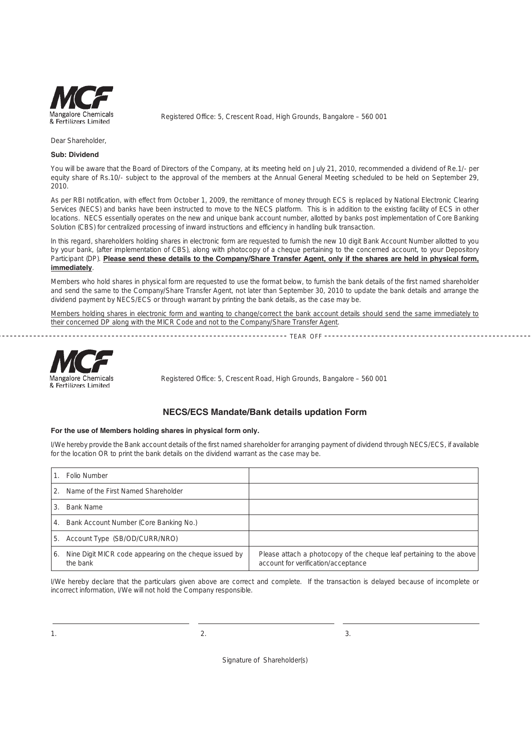**MCF**
Mangalore Chemicals & Fertilizers Limited

Registered Office: 5, Crescent Road, High Grounds, Bangalore – 560 001

Dear Shareholder,

**Sub: Dividend**

You will be aware that the Board of Directors of the Company, at its meeting held on July 21, 2010, recommended a dividend of Re.1/- per equity share of Rs.10/- subject to the approval of the members at the Annual General Meeting scheduled to be held on September 29, 2010.

As per RBI notification, with effect from October 1, 2009, the remittance of money through ECS is replaced by National Electronic Clearing Services (NECS) and banks have been instructed to move to the NECS platform. This is in addition to the existing facility of ECS in other locations. NECS essentially operates on the new and unique bank account number, allotted by banks post implementation of Core Banking Solution (CBS) for centralized processing of inward instructions and efficiency in handling bulk transaction.

In this regard, shareholders holding shares in electronic form are requested to furnish the new 10 digit Bank Account Number allotted to you by your bank, (after implementation of CBS), along with photocopy of a cheque pertaining to the concerned account, to your Depository Participant (DP). **Please send these details to the Company/Share Transfer Agent, only if the shares are held in physical form, immediately**.

Members who hold shares in physical form are requested to use the format below, to furnish the bank details of the first named shareholder and send the same to the Company/Share Transfer Agent, not later than September 30, 2010 to update the bank details and arrange the dividend payment by NECS/ECS or through warrant by printing the bank details, as the case may be.

Members holding shares in electronic form and wanting to change/correct the bank account details should send the same immediately to their concerned DP along with the MICR Code and not to the Company/Share Transfer Agent.

TEAR OFF

**MCF**
Mangalore Chemicals & Fertilizers Limited

Registered Office: 5, Crescent Road, High Grounds, Bangalore – 560 001

## NECS/ECS Mandate/Bank details updation Form

**For the use of Members holding shares in physical form only.**

I/We hereby provide the Bank account details of the first named shareholder for arranging payment of dividend through NECS/ECS, if available for the location OR to print the bank details on the dividend warrant as the case may be.

| | |
|---|---|
| 1. Folio Number | |
| 2. Name of the First Named Shareholder | |
| 3. Bank Name | |
| 4. Bank Account Number (Core Banking No.) | |
| 5. Account Type (SB/OD/CURR/NRO) | |
| 6. Nine Digit MICR code appearing on the cheque issued by the bank | Please attach a photocopy of the cheque leaf pertaining to the above account for verification/acceptance |

I/We hereby declare that the particulars given above are correct and complete. If the transaction is delayed because of incomplete or incorrect information, I/We will not hold the Company responsible.

1. ____________________ 2. ____________________ 3. ____________________

Signature of Shareholder(s)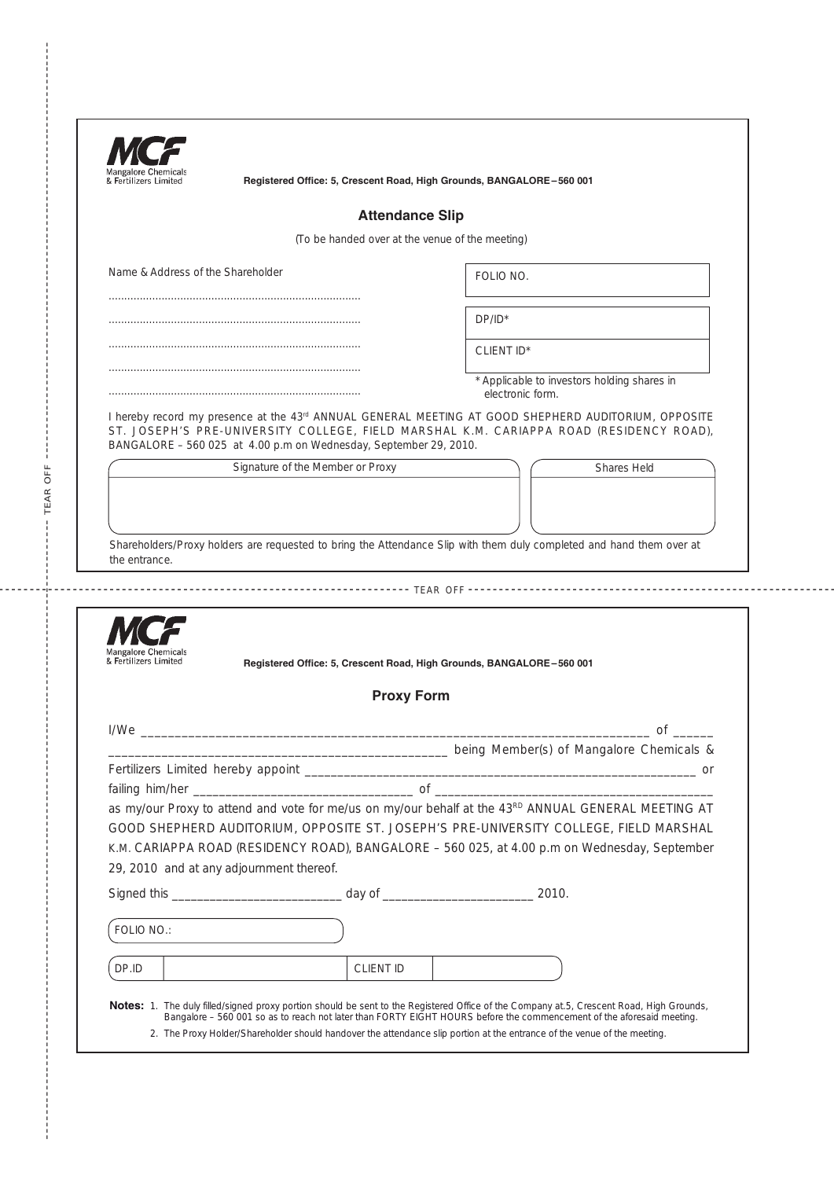**MCF**
Mangalore Chemicals & Fertilizers Limited

**Registered Office: 5, Crescent Road, High Grounds, BANGALORE – 560 001**

## Attendance Slip

(To be handed over at the venue of the meeting)

Name & Address of the Shareholder

..........................................................................

..........................................................................

..........................................................................

..........................................................................

..........................................................................

FOLIO NO.

DP/ID*

CLIENT ID*

\* Applicable to investors holding shares in electronic form.

I hereby record my presence at the 43rd ANNUAL GENERAL MEETING AT GOOD SHEPHERD AUDITORIUM, OPPOSITE ST. JOSEPH'S PRE-UNIVERSITY COLLEGE, FIELD MARSHAL K.M. CARIAPPA ROAD (RESIDENCY ROAD), BANGALORE – 560 025 at 4.00 p.m on Wednesday, September 29, 2010.

| Signature of the Member or Proxy | Shares Held |
|---|---|
| | |

Shareholders/Proxy holders are requested to bring the Attendance Slip with them duly completed and hand them over at the entrance.

TEAR OFF

---

**MCF**
Mangalore Chemicals & Fertilizers Limited

**Registered Office: 5, Crescent Road, High Grounds, BANGALORE – 560 001**

## Proxy Form

I/We ______________________________________________________________________ of ______ ____________________________________________________ being Member(s) of Mangalore Chemicals & Fertilizers Limited hereby appoint ______________________________________________________ or failing him/her ________________________________ of ______________________________________ as my/our Proxy to attend and vote for me/us on my/our behalf at the 43RD ANNUAL GENERAL MEETING AT GOOD SHEPHERD AUDITORIUM, OPPOSITE ST. JOSEPH'S PRE-UNIVERSITY COLLEGE, FIELD MARSHAL K.M. CARIAPPA ROAD (RESIDENCY ROAD), BANGALORE – 560 025, at 4.00 p.m on Wednesday, September 29, 2010 and at any adjournment thereof.

Signed this __________________________ day of _______________________ 2010.

FOLIO NO.:

| DP.ID | | CLIENT ID | |
|---|---|---|---|

**Notes:**
1. The duly filled/signed proxy portion should be sent to the Registered Office of the Company at.5, Crescent Road, High Grounds, Bangalore – 560 001 so as to reach not later than FORTY EIGHT HOURS before the commencement of the aforesaid meeting.
2. The Proxy Holder/Shareholder should handover the attendance slip portion at the entrance of the venue of the meeting.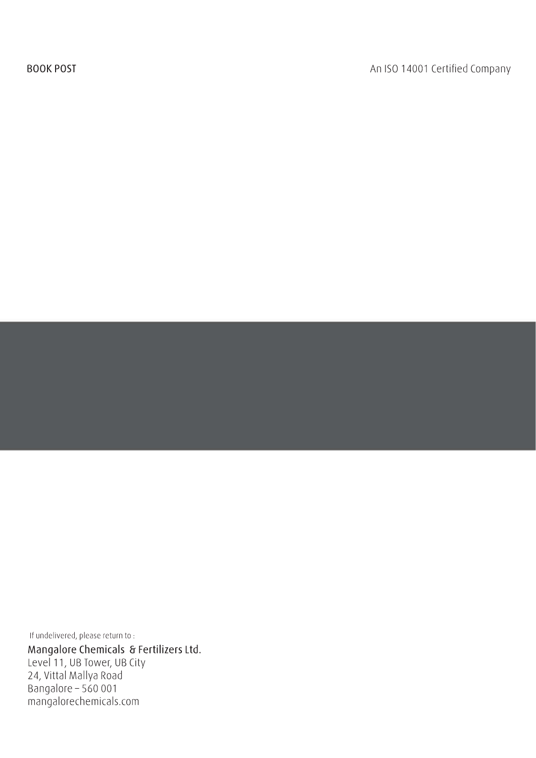BOOK POST

An ISO 14001 Certified Company

If undelivered, please return to :

Mangalore Chemicals & Fertilizers Ltd.
Level 11, UB Tower, UB City
24, Vittal Mallya Road
Bangalore – 560 001
mangalorechemicals.com